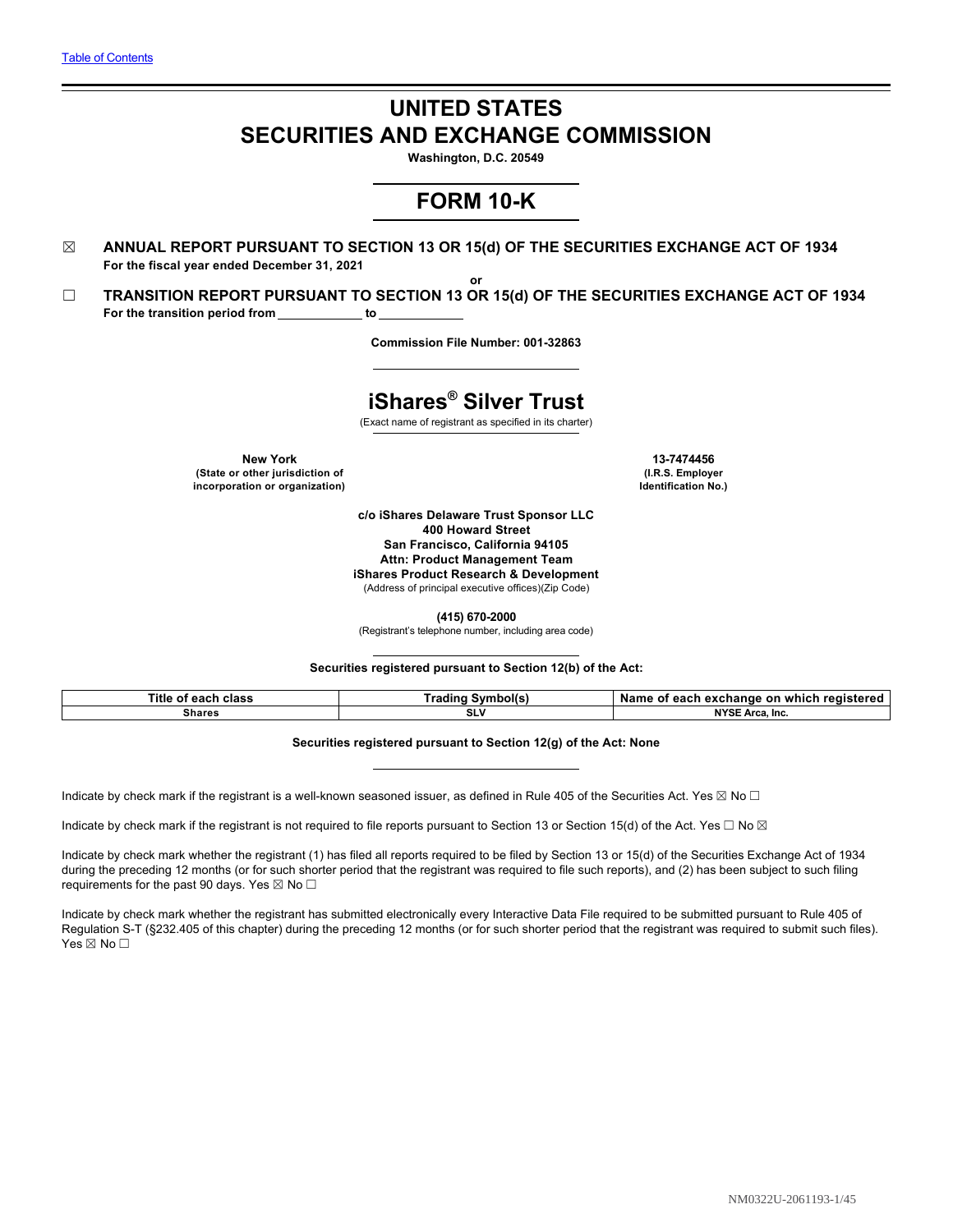[Table of Contents](#)

# UNITED STATES
# SECURITIES AND EXCHANGE COMMISSION

**Washington, D.C. 20549**

## FORM 10-K

☒ **ANNUAL REPORT PURSUANT TO SECTION 13 OR 15(d) OF THE SECURITIES EXCHANGE ACT OF 1934**
**For the fiscal year ended December 31, 2021**

**or**

☐ **TRANSITION REPORT PURSUANT TO SECTION 13 OR 15(d) OF THE SECURITIES EXCHANGE ACT OF 1934**
**For the transition period from \_\_\_\_\_\_\_\_\_\_\_\_ to \_\_\_\_\_\_\_\_\_\_\_\_**

**Commission File Number: 001-32863**

## iShares® Silver Trust

(Exact name of registrant as specified in its charter)

| **New York**<br>**(State or other jurisdiction of incorporation or organization)** | **13-7474456**<br>**(I.R.S. Employer Identification No.)** |
|---|---|

**c/o iShares Delaware Trust Sponsor LLC**
**400 Howard Street**
**San Francisco, California 94105**
**Attn: Product Management Team**
**iShares Product Research & Development**
(Address of principal executive offices)(Zip Code)

**(415) 670-2000**
(Registrant's telephone number, including area code)

**Securities registered pursuant to Section 12(b) of the Act:**

| Title of each class | Trading Symbol(s) | Name of each exchange on which registered |
|---|---|---|
| Shares | SLV | NYSE Arca, Inc. |

**Securities registered pursuant to Section 12(g) of the Act: None**

Indicate by check mark if the registrant is a well-known seasoned issuer, as defined in Rule 405 of the Securities Act. Yes ☒ No ☐

Indicate by check mark if the registrant is not required to file reports pursuant to Section 13 or Section 15(d) of the Act. Yes ☐ No ☒

Indicate by check mark whether the registrant (1) has filed all reports required to be filed by Section 13 or 15(d) of the Securities Exchange Act of 1934 during the preceding 12 months (or for such shorter period that the registrant was required to file such reports), and (2) has been subject to such filing requirements for the past 90 days. Yes ☒ No ☐

Indicate by check mark whether the registrant has submitted electronically every Interactive Data File required to be submitted pursuant to Rule 405 of Regulation S-T (§232.405 of this chapter) during the preceding 12 months (or for such shorter period that the registrant was required to submit such files). Yes ☒ No ☐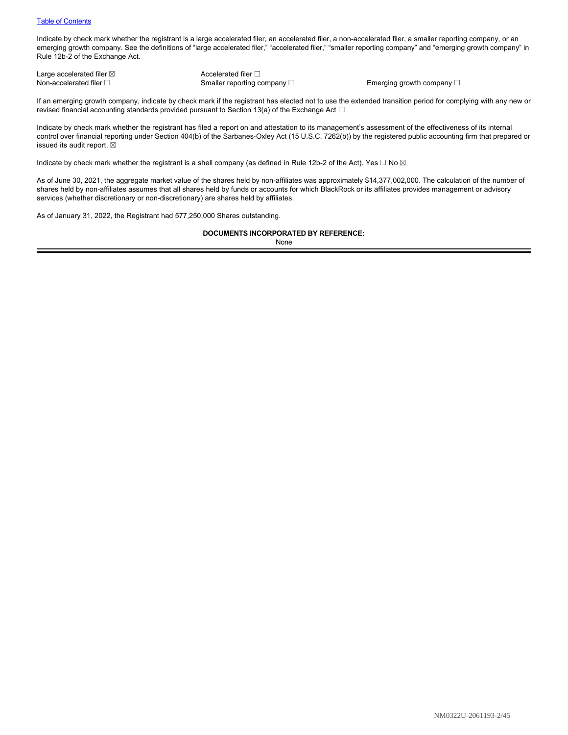[Table of Contents](#)

Indicate by check mark whether the registrant is a large accelerated filer, an accelerated filer, a non-accelerated filer, a smaller reporting company, or an emerging growth company. See the definitions of "large accelerated filer," "accelerated filer," "smaller reporting company" and "emerging growth company" in Rule 12b-2 of the Exchange Act.

| | | |
|---|---|---|
| Large accelerated filer ☒ | Accelerated filer ☐ | |
| Non-accelerated filer ☐ | Smaller reporting company ☐ | Emerging growth company ☐ |

If an emerging growth company, indicate by check mark if the registrant has elected not to use the extended transition period for complying with any new or revised financial accounting standards provided pursuant to Section 13(a) of the Exchange Act ☐

Indicate by check mark whether the registrant has filed a report on and attestation to its management's assessment of the effectiveness of its internal control over financial reporting under Section 404(b) of the Sarbanes-Oxley Act (15 U.S.C. 7262(b)) by the registered public accounting firm that prepared or issued its audit report. ☒

Indicate by check mark whether the registrant is a shell company (as defined in Rule 12b-2 of the Act). Yes ☐ No ☒

As of June 30, 2021, the aggregate market value of the shares held by non-affiliates was approximately $14,377,002,000. The calculation of the number of shares held by non-affiliates assumes that all shares held by funds or accounts for which BlackRock or its affiliates provides management or advisory services (whether discretionary or non-discretionary) are shares held by affiliates.

As of January 31, 2022, the Registrant had 577,250,000 Shares outstanding.

**DOCUMENTS INCORPORATED BY REFERENCE:**

None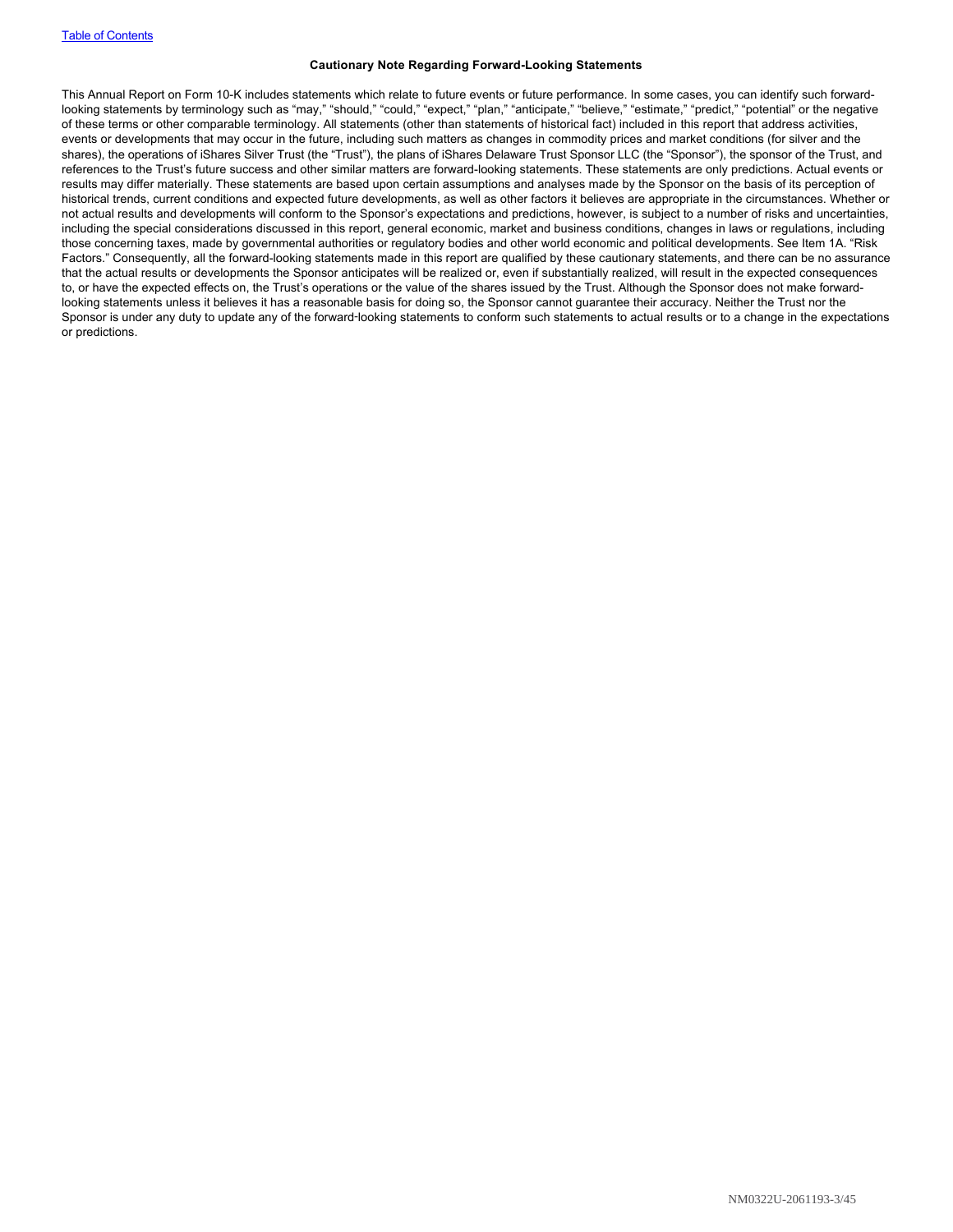### Cautionary Note Regarding Forward-Looking Statements

This Annual Report on Form 10-K includes statements which relate to future events or future performance. In some cases, you can identify such forward-looking statements by terminology such as "may," "should," "could," "expect," "plan," "anticipate," "believe," "estimate," "predict," "potential" or the negative of these terms or other comparable terminology. All statements (other than statements of historical fact) included in this report that address activities, events or developments that may occur in the future, including such matters as changes in commodity prices and market conditions (for silver and the shares), the operations of iShares Silver Trust (the "Trust"), the plans of iShares Delaware Trust Sponsor LLC (the "Sponsor"), the sponsor of the Trust, and references to the Trust's future success and other similar matters are forward-looking statements. These statements are only predictions. Actual events or results may differ materially. These statements are based upon certain assumptions and analyses made by the Sponsor on the basis of its perception of historical trends, current conditions and expected future developments, as well as other factors it believes are appropriate in the circumstances. Whether or not actual results and developments will conform to the Sponsor's expectations and predictions, however, is subject to a number of risks and uncertainties, including the special considerations discussed in this report, general economic, market and business conditions, changes in laws or regulations, including those concerning taxes, made by governmental authorities or regulatory bodies and other world economic and political developments. See Item 1A. "Risk Factors." Consequently, all the forward-looking statements made in this report are qualified by these cautionary statements, and there can be no assurance that the actual results or developments the Sponsor anticipates will be realized or, even if substantially realized, will result in the expected consequences to, or have the expected effects on, the Trust's operations or the value of the shares issued by the Trust. Although the Sponsor does not make forward-looking statements unless it believes it has a reasonable basis for doing so, the Sponsor cannot guarantee their accuracy. Neither the Trust nor the Sponsor is under any duty to update any of the forward-looking statements to conform such statements to actual results or to a change in the expectations or predictions.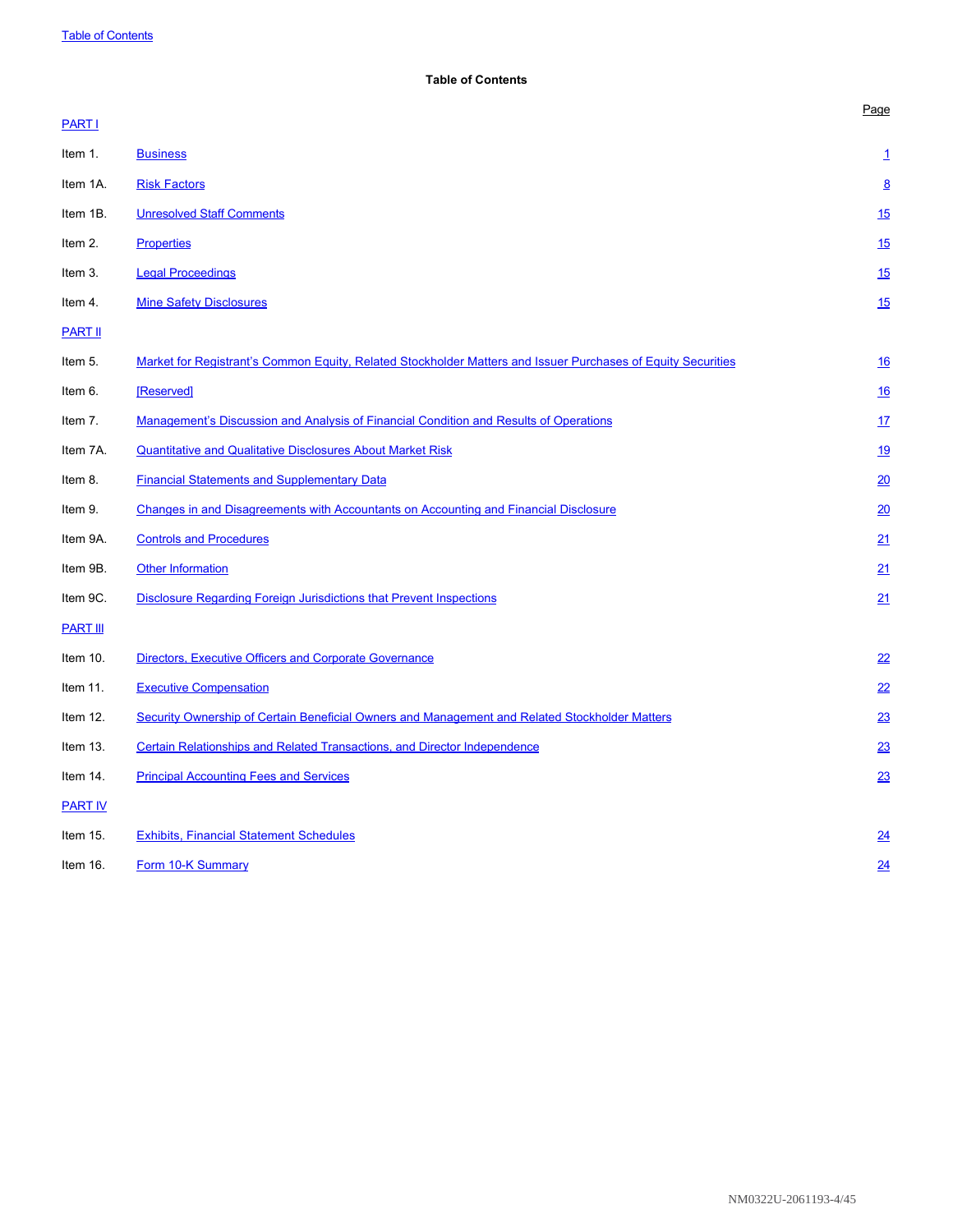## Table of Contents

| | | Page |
|---|---|---|
| PART I | | |
| Item 1. | Business | 1 |
| Item 1A. | Risk Factors | 8 |
| Item 1B. | Unresolved Staff Comments | 15 |
| Item 2. | Properties | 15 |
| Item 3. | Legal Proceedings | 15 |
| Item 4. | Mine Safety Disclosures | 15 |
| PART II | | |
| Item 5. | Market for Registrant's Common Equity, Related Stockholder Matters and Issuer Purchases of Equity Securities | 16 |
| Item 6. | [Reserved] | 16 |
| Item 7. | Management's Discussion and Analysis of Financial Condition and Results of Operations | 17 |
| Item 7A. | Quantitative and Qualitative Disclosures About Market Risk | 19 |
| Item 8. | Financial Statements and Supplementary Data | 20 |
| Item 9. | Changes in and Disagreements with Accountants on Accounting and Financial Disclosure | 20 |
| Item 9A. | Controls and Procedures | 21 |
| Item 9B. | Other Information | 21 |
| Item 9C. | Disclosure Regarding Foreign Jurisdictions that Prevent Inspections | 21 |
| PART III | | |
| Item 10. | Directors, Executive Officers and Corporate Governance | 22 |
| Item 11. | Executive Compensation | 22 |
| Item 12. | Security Ownership of Certain Beneficial Owners and Management and Related Stockholder Matters | 23 |
| Item 13. | Certain Relationships and Related Transactions, and Director Independence | 23 |
| Item 14. | Principal Accounting Fees and Services | 23 |
| PART IV | | |
| Item 15. | Exhibits, Financial Statement Schedules | 24 |
| Item 16. | Form 10-K Summary | 24 |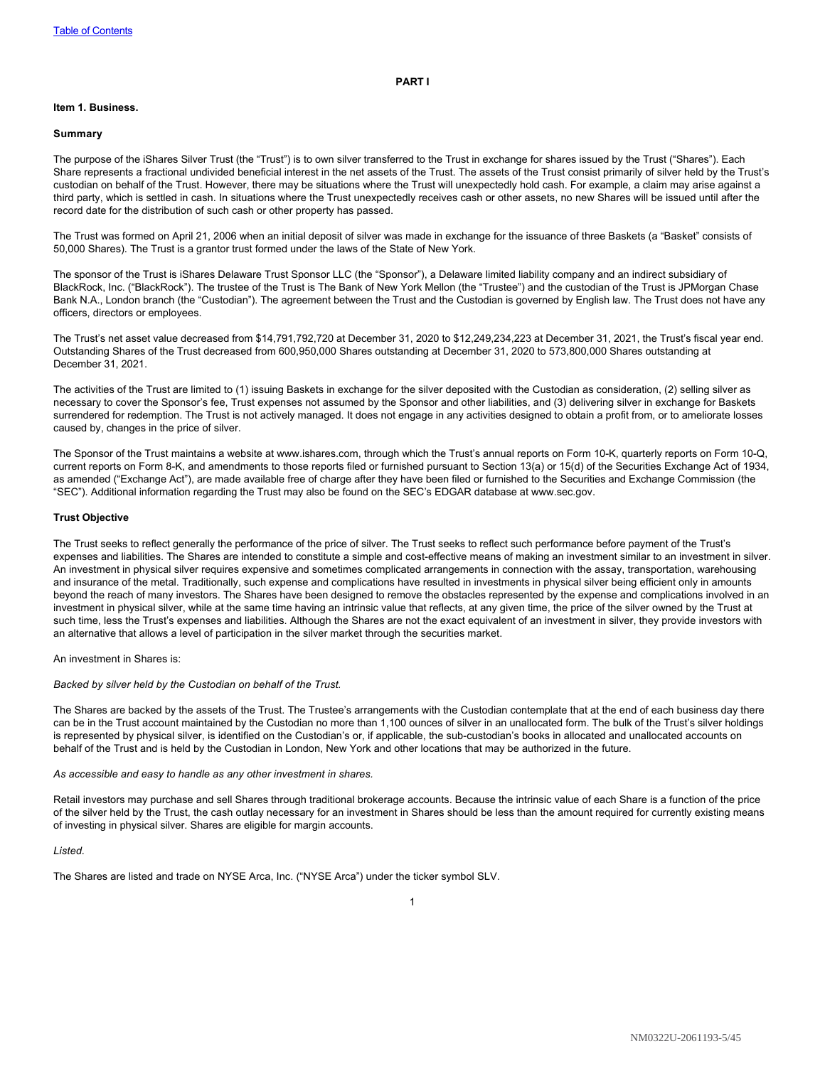# PART I

## Item 1. Business.

### Summary

The purpose of the iShares Silver Trust (the "Trust") is to own silver transferred to the Trust in exchange for shares issued by the Trust ("Shares"). Each Share represents a fractional undivided beneficial interest in the net assets of the Trust. The assets of the Trust consist primarily of silver held by the Trust's custodian on behalf of the Trust. However, there may be situations where the Trust will unexpectedly hold cash. For example, a claim may arise against a third party, which is settled in cash. In situations where the Trust unexpectedly receives cash or other assets, no new Shares will be issued until after the record date for the distribution of such cash or other property has passed.

The Trust was formed on April 21, 2006 when an initial deposit of silver was made in exchange for the issuance of three Baskets (a "Basket" consists of 50,000 Shares). The Trust is a grantor trust formed under the laws of the State of New York.

The sponsor of the Trust is iShares Delaware Trust Sponsor LLC (the "Sponsor"), a Delaware limited liability company and an indirect subsidiary of BlackRock, Inc. ("BlackRock"). The trustee of the Trust is The Bank of New York Mellon (the "Trustee") and the custodian of the Trust is JPMorgan Chase Bank N.A., London branch (the "Custodian"). The agreement between the Trust and the Custodian is governed by English law. The Trust does not have any officers, directors or employees.

The Trust's net asset value decreased from $14,791,792,720 at December 31, 2020 to $12,249,234,223 at December 31, 2021, the Trust's fiscal year end. Outstanding Shares of the Trust decreased from 600,950,000 Shares outstanding at December 31, 2020 to 573,800,000 Shares outstanding at December 31, 2021.

The activities of the Trust are limited to (1) issuing Baskets in exchange for the silver deposited with the Custodian as consideration, (2) selling silver as necessary to cover the Sponsor's fee, Trust expenses not assumed by the Sponsor and other liabilities, and (3) delivering silver in exchange for Baskets surrendered for redemption. The Trust is not actively managed. It does not engage in any activities designed to obtain a profit from, or to ameliorate losses caused by, changes in the price of silver.

The Sponsor of the Trust maintains a website at www.ishares.com, through which the Trust's annual reports on Form 10-K, quarterly reports on Form 10-Q, current reports on Form 8-K, and amendments to those reports filed or furnished pursuant to Section 13(a) or 15(d) of the Securities Exchange Act of 1934, as amended ("Exchange Act"), are made available free of charge after they have been filed or furnished to the Securities and Exchange Commission (the "SEC"). Additional information regarding the Trust may also be found on the SEC's EDGAR database at www.sec.gov.

### Trust Objective

The Trust seeks to reflect generally the performance of the price of silver. The Trust seeks to reflect such performance before payment of the Trust's expenses and liabilities. The Shares are intended to constitute a simple and cost-effective means of making an investment similar to an investment in silver. An investment in physical silver requires expensive and sometimes complicated arrangements in connection with the assay, transportation, warehousing and insurance of the metal. Traditionally, such expense and complications have resulted in investments in physical silver being efficient only in amounts beyond the reach of many investors. The Shares have been designed to remove the obstacles represented by the expense and complications involved in an investment in physical silver, while at the same time having an intrinsic value that reflects, at any given time, the price of the silver owned by the Trust at such time, less the Trust's expenses and liabilities. Although the Shares are not the exact equivalent of an investment in silver, they provide investors with an alternative that allows a level of participation in the silver market through the securities market.

An investment in Shares is:

*Backed by silver held by the Custodian on behalf of the Trust.*

The Shares are backed by the assets of the Trust. The Trustee's arrangements with the Custodian contemplate that at the end of each business day there can be in the Trust account maintained by the Custodian no more than 1,100 ounces of silver in an unallocated form. The bulk of the Trust's silver holdings is represented by physical silver, is identified on the Custodian's or, if applicable, the sub-custodian's books in allocated and unallocated accounts on behalf of the Trust and is held by the Custodian in London, New York and other locations that may be authorized in the future.

*As accessible and easy to handle as any other investment in shares.*

Retail investors may purchase and sell Shares through traditional brokerage accounts. Because the intrinsic value of each Share is a function of the price of the silver held by the Trust, the cash outlay necessary for an investment in Shares should be less than the amount required for currently existing means of investing in physical silver. Shares are eligible for margin accounts.

*Listed.*

The Shares are listed and trade on NYSE Arca, Inc. ("NYSE Arca") under the ticker symbol SLV.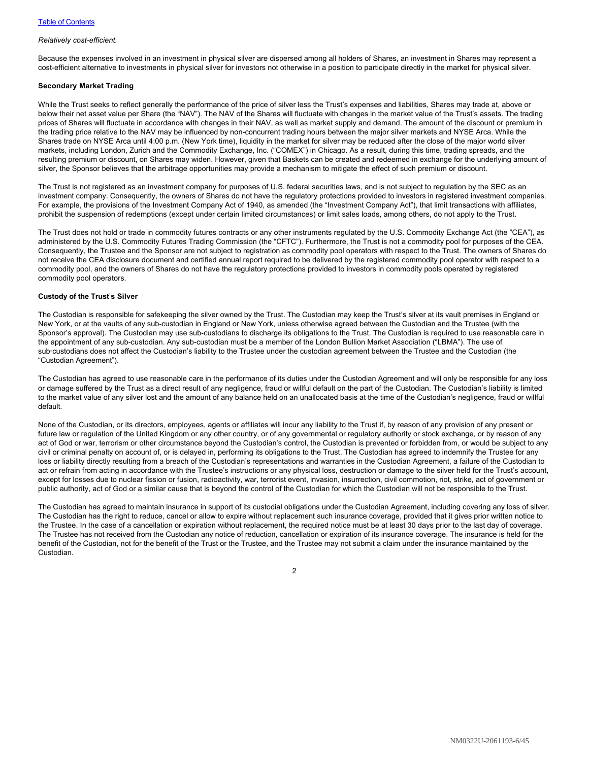*Relatively cost-efficient.*

Because the expenses involved in an investment in physical silver are dispersed among all holders of Shares, an investment in Shares may represent a cost-efficient alternative to investments in physical silver for investors not otherwise in a position to participate directly in the market for physical silver.

**Secondary Market Trading**

While the Trust seeks to reflect generally the performance of the price of silver less the Trust's expenses and liabilities, Shares may trade at, above or below their net asset value per Share (the "NAV"). The NAV of the Shares will fluctuate with changes in the market value of the Trust's assets. The trading prices of Shares will fluctuate in accordance with changes in their NAV, as well as market supply and demand. The amount of the discount or premium in the trading price relative to the NAV may be influenced by non-concurrent trading hours between the major silver markets and NYSE Arca. While the Shares trade on NYSE Arca until 4:00 p.m. (New York time), liquidity in the market for silver may be reduced after the close of the major world silver markets, including London, Zurich and the Commodity Exchange, Inc. ("COMEX") in Chicago. As a result, during this time, trading spreads, and the resulting premium or discount, on Shares may widen. However, given that Baskets can be created and redeemed in exchange for the underlying amount of silver, the Sponsor believes that the arbitrage opportunities may provide a mechanism to mitigate the effect of such premium or discount.

The Trust is not registered as an investment company for purposes of U.S. federal securities laws, and is not subject to regulation by the SEC as an investment company. Consequently, the owners of Shares do not have the regulatory protections provided to investors in registered investment companies. For example, the provisions of the Investment Company Act of 1940, as amended (the "Investment Company Act"), that limit transactions with affiliates, prohibit the suspension of redemptions (except under certain limited circumstances) or limit sales loads, among others, do not apply to the Trust.

The Trust does not hold or trade in commodity futures contracts or any other instruments regulated by the U.S. Commodity Exchange Act (the "CEA"), as administered by the U.S. Commodity Futures Trading Commission (the "CFTC"). Furthermore, the Trust is not a commodity pool for purposes of the CEA. Consequently, the Trustee and the Sponsor are not subject to registration as commodity pool operators with respect to the Trust. The owners of Shares do not receive the CEA disclosure document and certified annual report required to be delivered by the registered commodity pool operator with respect to a commodity pool, and the owners of Shares do not have the regulatory protections provided to investors in commodity pools operated by registered commodity pool operators.

**Custody of the Trust's Silver**

The Custodian is responsible for safekeeping the silver owned by the Trust. The Custodian may keep the Trust's silver at its vault premises in England or New York, or at the vaults of any sub-custodian in England or New York, unless otherwise agreed between the Custodian and the Trustee (with the Sponsor's approval). The Custodian may use sub-custodians to discharge its obligations to the Trust. The Custodian is required to use reasonable care in the appointment of any sub-custodian. Any sub-custodian must be a member of the London Bullion Market Association ("LBMA"). The use of sub-custodians does not affect the Custodian's liability to the Trustee under the custodian agreement between the Trustee and the Custodian (the "Custodian Agreement").

The Custodian has agreed to use reasonable care in the performance of its duties under the Custodian Agreement and will only be responsible for any loss or damage suffered by the Trust as a direct result of any negligence, fraud or willful default on the part of the Custodian. The Custodian's liability is limited to the market value of any silver lost and the amount of any balance held on an unallocated basis at the time of the Custodian's negligence, fraud or willful default.

None of the Custodian, or its directors, employees, agents or affiliates will incur any liability to the Trust if, by reason of any provision of any present or future law or regulation of the United Kingdom or any other country, or of any governmental or regulatory authority or stock exchange, or by reason of any act of God or war, terrorism or other circumstance beyond the Custodian's control, the Custodian is prevented or forbidden from, or would be subject to any civil or criminal penalty on account of, or is delayed in, performing its obligations to the Trust. The Custodian has agreed to indemnify the Trustee for any loss or liability directly resulting from a breach of the Custodian's representations and warranties in the Custodian Agreement, a failure of the Custodian to act or refrain from acting in accordance with the Trustee's instructions or any physical loss, destruction or damage to the silver held for the Trust's account, except for losses due to nuclear fission or fusion, radioactivity, war, terrorist event, invasion, insurrection, civil commotion, riot, strike, act of government or public authority, act of God or a similar cause that is beyond the control of the Custodian for which the Custodian will not be responsible to the Trust.

The Custodian has agreed to maintain insurance in support of its custodial obligations under the Custodian Agreement, including covering any loss of silver. The Custodian has the right to reduce, cancel or allow to expire without replacement such insurance coverage, provided that it gives prior written notice to the Trustee. In the case of a cancellation or expiration without replacement, the required notice must be at least 30 days prior to the last day of coverage. The Trustee has not received from the Custodian any notice of reduction, cancellation or expiration of its insurance coverage. The insurance is held for the benefit of the Custodian, not for the benefit of the Trust or the Trustee, and the Trustee may not submit a claim under the insurance maintained by the Custodian.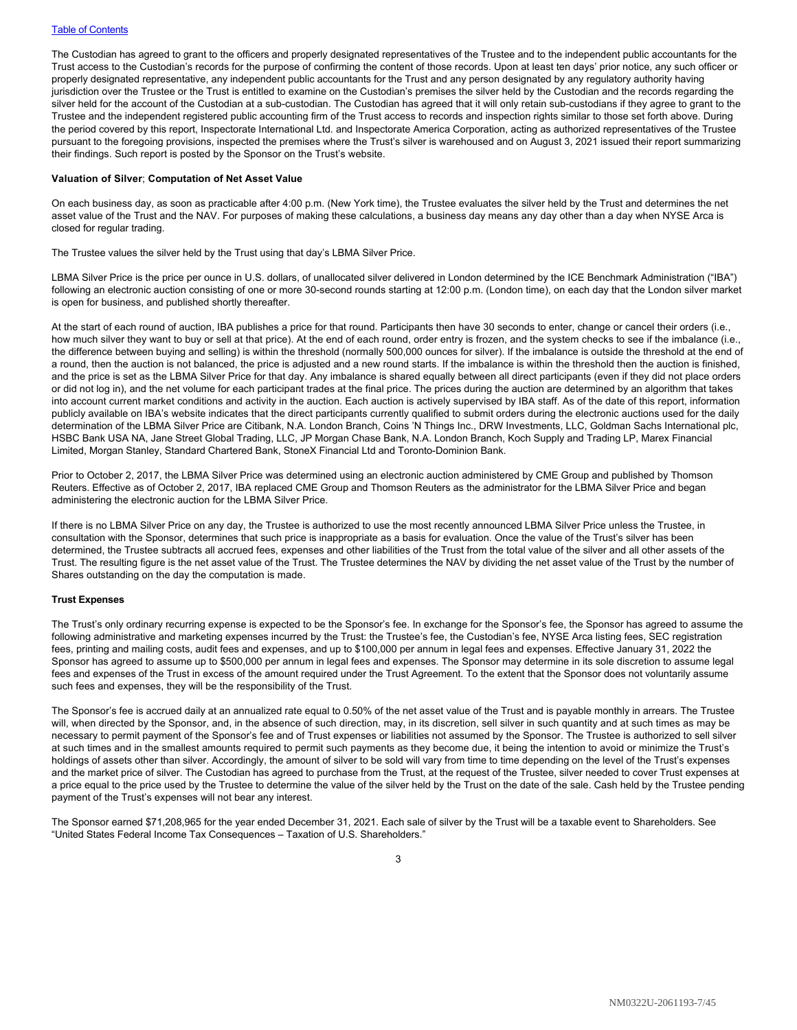The Custodian has agreed to grant to the officers and properly designated representatives of the Trustee and to the independent public accountants for the Trust access to the Custodian's records for the purpose of confirming the content of those records. Upon at least ten days' prior notice, any such officer or properly designated representative, any independent public accountants for the Trust and any person designated by any regulatory authority having jurisdiction over the Trustee or the Trust is entitled to examine on the Custodian's premises the silver held by the Custodian and the records regarding the silver held for the account of the Custodian at a sub-custodian. The Custodian has agreed that it will only retain sub-custodians if they agree to grant to the Trustee and the independent registered public accounting firm of the Trust access to records and inspection rights similar to those set forth above. During the period covered by this report, Inspectorate International Ltd. and Inspectorate America Corporation, acting as authorized representatives of the Trustee pursuant to the foregoing provisions, inspected the premises where the Trust's silver is warehoused and on August 3, 2021 issued their report summarizing their findings. Such report is posted by the Sponsor on the Trust's website.

**Valuation of Silver**; **Computation of Net Asset Value**

On each business day, as soon as practicable after 4:00 p.m. (New York time), the Trustee evaluates the silver held by the Trust and determines the net asset value of the Trust and the NAV. For purposes of making these calculations, a business day means any day other than a day when NYSE Arca is closed for regular trading.

The Trustee values the silver held by the Trust using that day's LBMA Silver Price.

LBMA Silver Price is the price per ounce in U.S. dollars, of unallocated silver delivered in London determined by the ICE Benchmark Administration ("IBA") following an electronic auction consisting of one or more 30-second rounds starting at 12:00 p.m. (London time), on each day that the London silver market is open for business, and published shortly thereafter.

At the start of each round of auction, IBA publishes a price for that round. Participants then have 30 seconds to enter, change or cancel their orders (i.e., how much silver they want to buy or sell at that price). At the end of each round, order entry is frozen, and the system checks to see if the imbalance (i.e., the difference between buying and selling) is within the threshold (normally 500,000 ounces for silver). If the imbalance is outside the threshold at the end of a round, then the auction is not balanced, the price is adjusted and a new round starts. If the imbalance is within the threshold then the auction is finished, and the price is set as the LBMA Silver Price for that day. Any imbalance is shared equally between all direct participants (even if they did not place orders or did not log in), and the net volume for each participant trades at the final price. The prices during the auction are determined by an algorithm that takes into account current market conditions and activity in the auction. Each auction is actively supervised by IBA staff. As of the date of this report, information publicly available on IBA's website indicates that the direct participants currently qualified to submit orders during the electronic auctions used for the daily determination of the LBMA Silver Price are Citibank, N.A. London Branch, Coins 'N Things Inc., DRW Investments, LLC, Goldman Sachs International plc, HSBC Bank USA NA, Jane Street Global Trading, LLC, JP Morgan Chase Bank, N.A. London Branch, Koch Supply and Trading LP, Marex Financial Limited, Morgan Stanley, Standard Chartered Bank, StoneX Financial Ltd and Toronto-Dominion Bank.

Prior to October 2, 2017, the LBMA Silver Price was determined using an electronic auction administered by CME Group and published by Thomson Reuters. Effective as of October 2, 2017, IBA replaced CME Group and Thomson Reuters as the administrator for the LBMA Silver Price and began administering the electronic auction for the LBMA Silver Price.

If there is no LBMA Silver Price on any day, the Trustee is authorized to use the most recently announced LBMA Silver Price unless the Trustee, in consultation with the Sponsor, determines that such price is inappropriate as a basis for evaluation. Once the value of the Trust's silver has been determined, the Trustee subtracts all accrued fees, expenses and other liabilities of the Trust from the total value of the silver and all other assets of the Trust. The resulting figure is the net asset value of the Trust. The Trustee determines the NAV by dividing the net asset value of the Trust by the number of Shares outstanding on the day the computation is made.

**Trust Expenses**

The Trust's only ordinary recurring expense is expected to be the Sponsor's fee. In exchange for the Sponsor's fee, the Sponsor has agreed to assume the following administrative and marketing expenses incurred by the Trust: the Trustee's fee, the Custodian's fee, NYSE Arca listing fees, SEC registration fees, printing and mailing costs, audit fees and expenses, and up to $100,000 per annum in legal fees and expenses. Effective January 31, 2022 the Sponsor has agreed to assume up to $500,000 per annum in legal fees and expenses. The Sponsor may determine in its sole discretion to assume legal fees and expenses of the Trust in excess of the amount required under the Trust Agreement. To the extent that the Sponsor does not voluntarily assume such fees and expenses, they will be the responsibility of the Trust.

The Sponsor's fee is accrued daily at an annualized rate equal to 0.50% of the net asset value of the Trust and is payable monthly in arrears. The Trustee will, when directed by the Sponsor, and, in the absence of such direction, may, in its discretion, sell silver in such quantity and at such times as may be necessary to permit payment of the Sponsor's fee and of Trust expenses or liabilities not assumed by the Sponsor. The Trustee is authorized to sell silver at such times and in the smallest amounts required to permit such payments as they become due, it being the intention to avoid or minimize the Trust's holdings of assets other than silver. Accordingly, the amount of silver to be sold will vary from time to time depending on the level of the Trust's expenses and the market price of silver. The Custodian has agreed to purchase from the Trust, at the request of the Trustee, silver needed to cover Trust expenses at a price equal to the price used by the Trustee to determine the value of the silver held by the Trust on the date of the sale. Cash held by the Trustee pending payment of the Trust's expenses will not bear any interest.

The Sponsor earned $71,208,965 for the year ended December 31, 2021. Each sale of silver by the Trust will be a taxable event to Shareholders. See "United States Federal Income Tax Consequences – Taxation of U.S. Shareholders."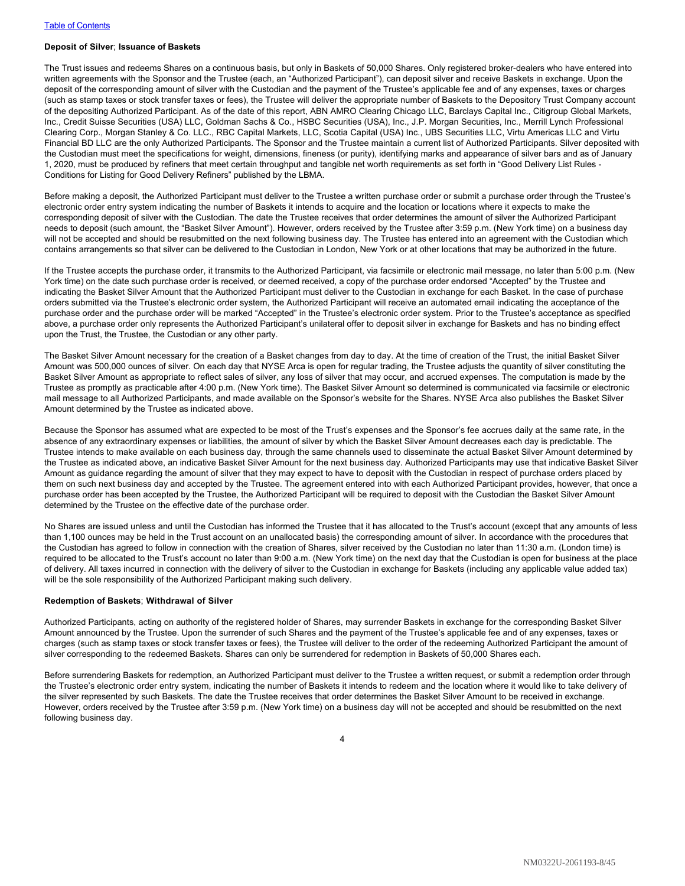**Deposit of Silver**; **Issuance of Baskets**

The Trust issues and redeems Shares on a continuous basis, but only in Baskets of 50,000 Shares. Only registered broker-dealers who have entered into written agreements with the Sponsor and the Trustee (each, an "Authorized Participant"), can deposit silver and receive Baskets in exchange. Upon the deposit of the corresponding amount of silver with the Custodian and the payment of the Trustee's applicable fee and of any expenses, taxes or charges (such as stamp taxes or stock transfer taxes or fees), the Trustee will deliver the appropriate number of Baskets to the Depository Trust Company account of the depositing Authorized Participant. As of the date of this report, ABN AMRO Clearing Chicago LLC, Barclays Capital Inc., Citigroup Global Markets, Inc., Credit Suisse Securities (USA) LLC, Goldman Sachs & Co., HSBC Securities (USA), Inc., J.P. Morgan Securities, Inc., Merrill Lynch Professional Clearing Corp., Morgan Stanley & Co. LLC., RBC Capital Markets, LLC, Scotia Capital (USA) Inc., UBS Securities LLC, Virtu Americas LLC and Virtu Financial BD LLC are the only Authorized Participants. The Sponsor and the Trustee maintain a current list of Authorized Participants. Silver deposited with the Custodian must meet the specifications for weight, dimensions, fineness (or purity), identifying marks and appearance of silver bars and as of January 1, 2020, must be produced by refiners that meet certain throughput and tangible net worth requirements as set forth in "Good Delivery List Rules - Conditions for Listing for Good Delivery Refiners" published by the LBMA.

Before making a deposit, the Authorized Participant must deliver to the Trustee a written purchase order or submit a purchase order through the Trustee's electronic order entry system indicating the number of Baskets it intends to acquire and the location or locations where it expects to make the corresponding deposit of silver with the Custodian. The date the Trustee receives that order determines the amount of silver the Authorized Participant needs to deposit (such amount, the "Basket Silver Amount"). However, orders received by the Trustee after 3:59 p.m. (New York time) on a business day will not be accepted and should be resubmitted on the next following business day. The Trustee has entered into an agreement with the Custodian which contains arrangements so that silver can be delivered to the Custodian in London, New York or at other locations that may be authorized in the future.

If the Trustee accepts the purchase order, it transmits to the Authorized Participant, via facsimile or electronic mail message, no later than 5:00 p.m. (New York time) on the date such purchase order is received, or deemed received, a copy of the purchase order endorsed "Accepted" by the Trustee and indicating the Basket Silver Amount that the Authorized Participant must deliver to the Custodian in exchange for each Basket. In the case of purchase orders submitted via the Trustee's electronic order system, the Authorized Participant will receive an automated email indicating the acceptance of the purchase order and the purchase order will be marked "Accepted" in the Trustee's electronic order system. Prior to the Trustee's acceptance as specified above, a purchase order only represents the Authorized Participant's unilateral offer to deposit silver in exchange for Baskets and has no binding effect upon the Trust, the Trustee, the Custodian or any other party.

The Basket Silver Amount necessary for the creation of a Basket changes from day to day. At the time of creation of the Trust, the initial Basket Silver Amount was 500,000 ounces of silver. On each day that NYSE Arca is open for regular trading, the Trustee adjusts the quantity of silver constituting the Basket Silver Amount as appropriate to reflect sales of silver, any loss of silver that may occur, and accrued expenses. The computation is made by the Trustee as promptly as practicable after 4:00 p.m. (New York time). The Basket Silver Amount so determined is communicated via facsimile or electronic mail message to all Authorized Participants, and made available on the Sponsor's website for the Shares. NYSE Arca also publishes the Basket Silver Amount determined by the Trustee as indicated above.

Because the Sponsor has assumed what are expected to be most of the Trust's expenses and the Sponsor's fee accrues daily at the same rate, in the absence of any extraordinary expenses or liabilities, the amount of silver by which the Basket Silver Amount decreases each day is predictable. The Trustee intends to make available on each business day, through the same channels used to disseminate the actual Basket Silver Amount determined by the Trustee as indicated above, an indicative Basket Silver Amount for the next business day. Authorized Participants may use that indicative Basket Silver Amount as guidance regarding the amount of silver that they may expect to have to deposit with the Custodian in respect of purchase orders placed by them on such next business day and accepted by the Trustee. The agreement entered into with each Authorized Participant provides, however, that once a purchase order has been accepted by the Trustee, the Authorized Participant will be required to deposit with the Custodian the Basket Silver Amount determined by the Trustee on the effective date of the purchase order.

No Shares are issued unless and until the Custodian has informed the Trustee that it has allocated to the Trust's account (except that any amounts of less than 1,100 ounces may be held in the Trust account on an unallocated basis) the corresponding amount of silver. In accordance with the procedures that the Custodian has agreed to follow in connection with the creation of Shares, silver received by the Custodian no later than 11:30 a.m. (London time) is required to be allocated to the Trust's account no later than 9:00 a.m. (New York time) on the next day that the Custodian is open for business at the place of delivery. All taxes incurred in connection with the delivery of silver to the Custodian in exchange for Baskets (including any applicable value added tax) will be the sole responsibility of the Authorized Participant making such delivery.

**Redemption of Baskets**; **Withdrawal of Silver**

Authorized Participants, acting on authority of the registered holder of Shares, may surrender Baskets in exchange for the corresponding Basket Silver Amount announced by the Trustee. Upon the surrender of such Shares and the payment of the Trustee's applicable fee and of any expenses, taxes or charges (such as stamp taxes or stock transfer taxes or fees), the Trustee will deliver to the order of the redeeming Authorized Participant the amount of silver corresponding to the redeemed Baskets. Shares can only be surrendered for redemption in Baskets of 50,000 Shares each.

Before surrendering Baskets for redemption, an Authorized Participant must deliver to the Trustee a written request, or submit a redemption order through the Trustee's electronic order entry system, indicating the number of Baskets it intends to redeem and the location where it would like to take delivery of the silver represented by such Baskets. The date the Trustee receives that order determines the Basket Silver Amount to be received in exchange. However, orders received by the Trustee after 3:59 p.m. (New York time) on a business day will not be accepted and should be resubmitted on the next following business day.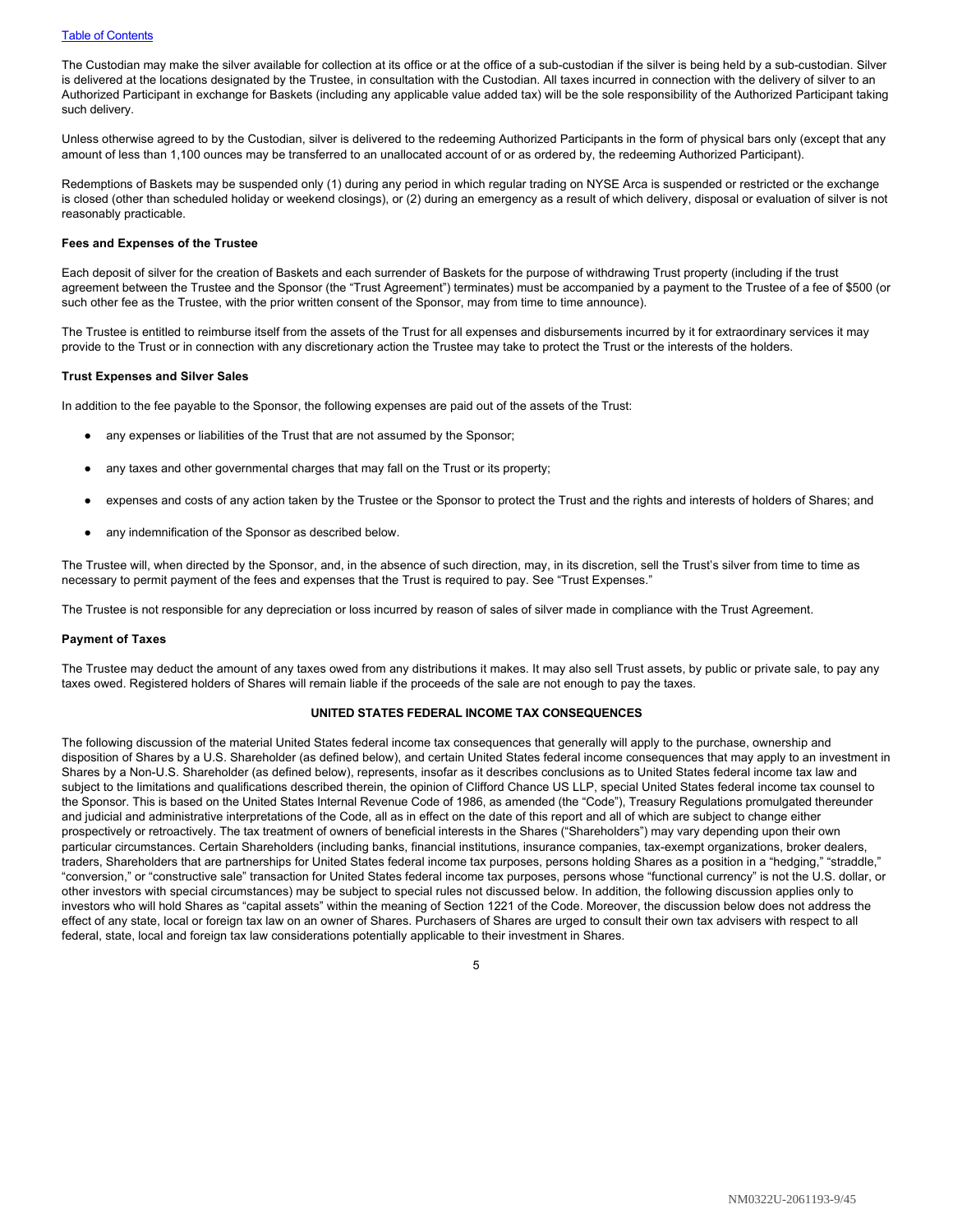The Custodian may make the silver available for collection at its office or at the office of a sub-custodian if the silver is being held by a sub-custodian. Silver is delivered at the locations designated by the Trustee, in consultation with the Custodian. All taxes incurred in connection with the delivery of silver to an Authorized Participant in exchange for Baskets (including any applicable value added tax) will be the sole responsibility of the Authorized Participant taking such delivery.

Unless otherwise agreed to by the Custodian, silver is delivered to the redeeming Authorized Participants in the form of physical bars only (except that any amount of less than 1,100 ounces may be transferred to an unallocated account of or as ordered by, the redeeming Authorized Participant).

Redemptions of Baskets may be suspended only (1) during any period in which regular trading on NYSE Arca is suspended or restricted or the exchange is closed (other than scheduled holiday or weekend closings), or (2) during an emergency as a result of which delivery, disposal or evaluation of silver is not reasonably practicable.

**Fees and Expenses of the Trustee**

Each deposit of silver for the creation of Baskets and each surrender of Baskets for the purpose of withdrawing Trust property (including if the trust agreement between the Trustee and the Sponsor (the "Trust Agreement") terminates) must be accompanied by a payment to the Trustee of a fee of $500 (or such other fee as the Trustee, with the prior written consent of the Sponsor, may from time to time announce).

The Trustee is entitled to reimburse itself from the assets of the Trust for all expenses and disbursements incurred by it for extraordinary services it may provide to the Trust or in connection with any discretionary action the Trustee may take to protect the Trust or the interests of the holders.

**Trust Expenses and Silver Sales**

In addition to the fee payable to the Sponsor, the following expenses are paid out of the assets of the Trust:

- any expenses or liabilities of the Trust that are not assumed by the Sponsor;
- any taxes and other governmental charges that may fall on the Trust or its property;
- expenses and costs of any action taken by the Trustee or the Sponsor to protect the Trust and the rights and interests of holders of Shares; and
- any indemnification of the Sponsor as described below.

The Trustee will, when directed by the Sponsor, and, in the absence of such direction, may, in its discretion, sell the Trust's silver from time to time as necessary to permit payment of the fees and expenses that the Trust is required to pay. See "Trust Expenses."

The Trustee is not responsible for any depreciation or loss incurred by reason of sales of silver made in compliance with the Trust Agreement.

**Payment of Taxes**

The Trustee may deduct the amount of any taxes owed from any distributions it makes. It may also sell Trust assets, by public or private sale, to pay any taxes owed. Registered holders of Shares will remain liable if the proceeds of the sale are not enough to pay the taxes.

## UNITED STATES FEDERAL INCOME TAX CONSEQUENCES

The following discussion of the material United States federal income tax consequences that generally will apply to the purchase, ownership and disposition of Shares by a U.S. Shareholder (as defined below), and certain United States federal income consequences that may apply to an investment in Shares by a Non-U.S. Shareholder (as defined below), represents, insofar as it describes conclusions as to United States federal income tax law and subject to the limitations and qualifications described therein, the opinion of Clifford Chance US LLP, special United States federal income tax counsel to the Sponsor. This is based on the United States Internal Revenue Code of 1986, as amended (the "Code"), Treasury Regulations promulgated thereunder and judicial and administrative interpretations of the Code, all as in effect on the date of this report and all of which are subject to change either prospectively or retroactively. The tax treatment of owners of beneficial interests in the Shares ("Shareholders") may vary depending upon their own particular circumstances. Certain Shareholders (including banks, financial institutions, insurance companies, tax-exempt organizations, broker dealers, traders, Shareholders that are partnerships for United States federal income tax purposes, persons holding Shares as a position in a "hedging," "straddle," "conversion," or "constructive sale" transaction for United States federal income tax purposes, persons whose "functional currency" is not the U.S. dollar, or other investors with special circumstances) may be subject to special rules not discussed below. In addition, the following discussion applies only to investors who will hold Shares as "capital assets" within the meaning of Section 1221 of the Code. Moreover, the discussion below does not address the effect of any state, local or foreign tax law on an owner of Shares. Purchasers of Shares are urged to consult their own tax advisers with respect to all federal, state, local and foreign tax law considerations potentially applicable to their investment in Shares.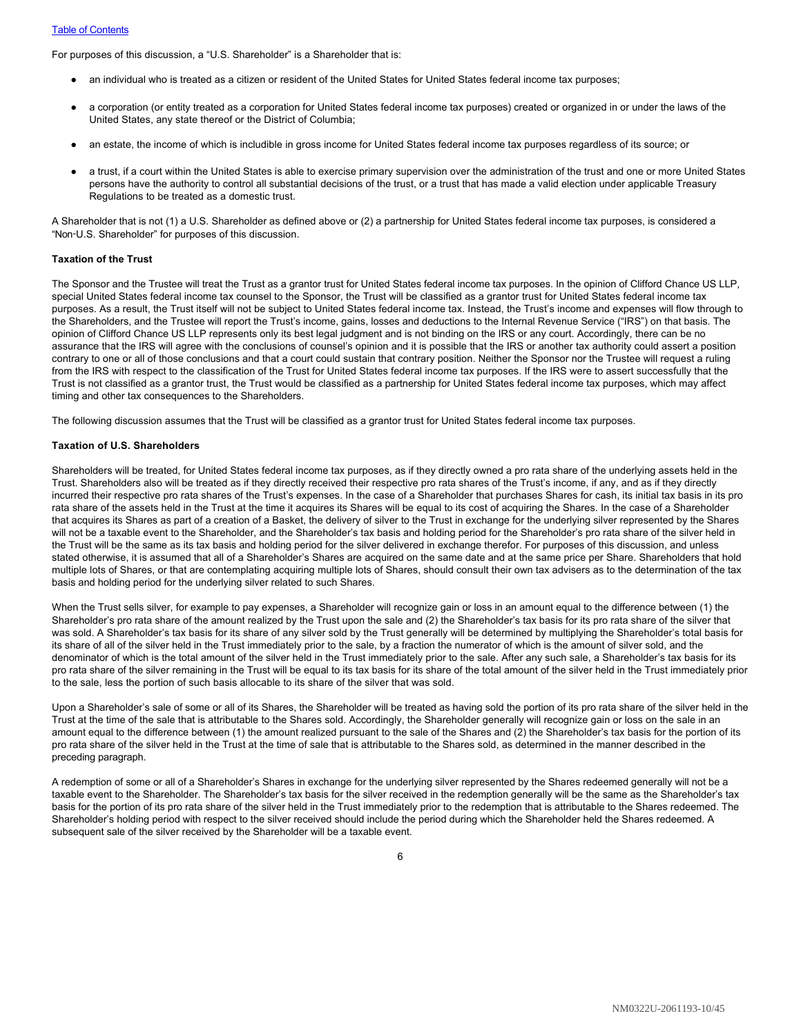For purposes of this discussion, a "U.S. Shareholder" is a Shareholder that is:

- an individual who is treated as a citizen or resident of the United States for United States federal income tax purposes;
- a corporation (or entity treated as a corporation for United States federal income tax purposes) created or organized in or under the laws of the United States, any state thereof or the District of Columbia;
- an estate, the income of which is includible in gross income for United States federal income tax purposes regardless of its source; or
- a trust, if a court within the United States is able to exercise primary supervision over the administration of the trust and one or more United States persons have the authority to control all substantial decisions of the trust, or a trust that has made a valid election under applicable Treasury Regulations to be treated as a domestic trust.

A Shareholder that is not (1) a U.S. Shareholder as defined above or (2) a partnership for United States federal income tax purposes, is considered a "Non-U.S. Shareholder" for purposes of this discussion.

**Taxation of the Trust**

The Sponsor and the Trustee will treat the Trust as a grantor trust for United States federal income tax purposes. In the opinion of Clifford Chance US LLP, special United States federal income tax counsel to the Sponsor, the Trust will be classified as a grantor trust for United States federal income tax purposes. As a result, the Trust itself will not be subject to United States federal income tax. Instead, the Trust's income and expenses will flow through to the Shareholders, and the Trustee will report the Trust's income, gains, losses and deductions to the Internal Revenue Service ("IRS") on that basis. The opinion of Clifford Chance US LLP represents only its best legal judgment and is not binding on the IRS or any court. Accordingly, there can be no assurance that the IRS will agree with the conclusions of counsel's opinion and it is possible that the IRS or another tax authority could assert a position contrary to one or all of those conclusions and that a court could sustain that contrary position. Neither the Sponsor nor the Trustee will request a ruling from the IRS with respect to the classification of the Trust for United States federal income tax purposes. If the IRS were to assert successfully that the Trust is not classified as a grantor trust, the Trust would be classified as a partnership for United States federal income tax purposes, which may affect timing and other tax consequences to the Shareholders.

The following discussion assumes that the Trust will be classified as a grantor trust for United States federal income tax purposes.

**Taxation of U.S. Shareholders**

Shareholders will be treated, for United States federal income tax purposes, as if they directly owned a pro rata share of the underlying assets held in the Trust. Shareholders also will be treated as if they directly received their respective pro rata shares of the Trust's income, if any, and as if they directly incurred their respective pro rata shares of the Trust's expenses. In the case of a Shareholder that purchases Shares for cash, its initial tax basis in its pro rata share of the assets held in the Trust at the time it acquires its Shares will be equal to its cost of acquiring the Shares. In the case of a Shareholder that acquires its Shares as part of a creation of a Basket, the delivery of silver to the Trust in exchange for the underlying silver represented by the Shares will not be a taxable event to the Shareholder, and the Shareholder's tax basis and holding period for the Shareholder's pro rata share of the silver held in the Trust will be the same as its tax basis and holding period for the silver delivered in exchange therefor. For purposes of this discussion, and unless stated otherwise, it is assumed that all of a Shareholder's Shares are acquired on the same date and at the same price per Share. Shareholders that hold multiple lots of Shares, or that are contemplating acquiring multiple lots of Shares, should consult their own tax advisers as to the determination of the tax basis and holding period for the underlying silver related to such Shares.

When the Trust sells silver, for example to pay expenses, a Shareholder will recognize gain or loss in an amount equal to the difference between (1) the Shareholder's pro rata share of the amount realized by the Trust upon the sale and (2) the Shareholder's tax basis for its pro rata share of the silver that was sold. A Shareholder's tax basis for its share of any silver sold by the Trust generally will be determined by multiplying the Shareholder's total basis for its share of all of the silver held in the Trust immediately prior to the sale, by a fraction the numerator of which is the amount of silver sold, and the denominator of which is the total amount of the silver held in the Trust immediately prior to the sale. After any such sale, a Shareholder's tax basis for its pro rata share of the silver remaining in the Trust will be equal to its tax basis for its share of the total amount of the silver held in the Trust immediately prior to the sale, less the portion of such basis allocable to its share of the silver that was sold.

Upon a Shareholder's sale of some or all of its Shares, the Shareholder will be treated as having sold the portion of its pro rata share of the silver held in the Trust at the time of the sale that is attributable to the Shares sold. Accordingly, the Shareholder generally will recognize gain or loss on the sale in an amount equal to the difference between (1) the amount realized pursuant to the sale of the Shares and (2) the Shareholder's tax basis for the portion of its pro rata share of the silver held in the Trust at the time of sale that is attributable to the Shares sold, as determined in the manner described in the preceding paragraph.

A redemption of some or all of a Shareholder's Shares in exchange for the underlying silver represented by the Shares redeemed generally will not be a taxable event to the Shareholder. The Shareholder's tax basis for the silver received in the redemption generally will be the same as the Shareholder's tax basis for the portion of its pro rata share of the silver held in the Trust immediately prior to the redemption that is attributable to the Shares redeemed. The Shareholder's holding period with respect to the silver received should include the period during which the Shareholder held the Shares redeemed. A subsequent sale of the silver received by the Shareholder will be a taxable event.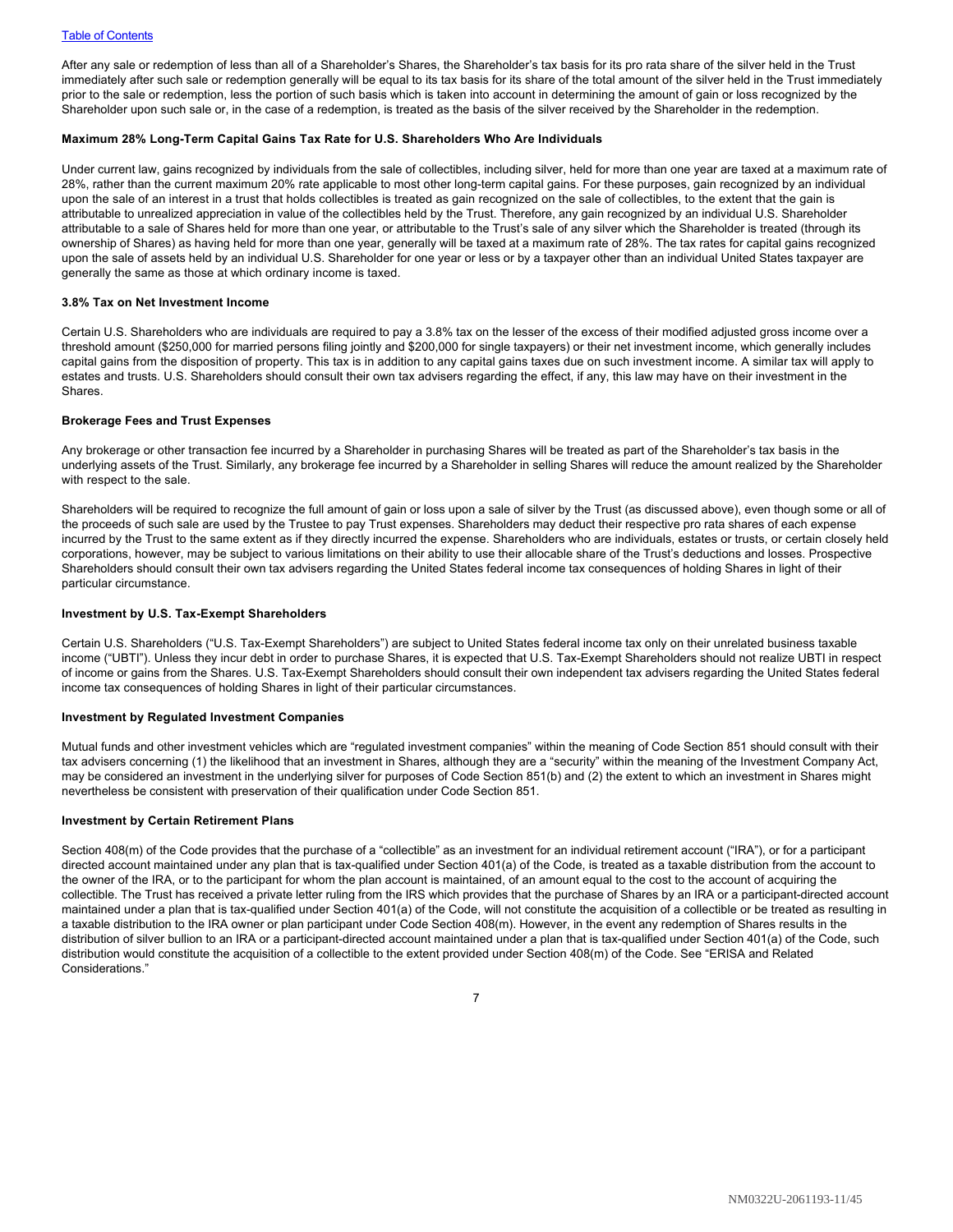After any sale or redemption of less than all of a Shareholder's Shares, the Shareholder's tax basis for its pro rata share of the silver held in the Trust immediately after such sale or redemption generally will be equal to its tax basis for its share of the total amount of the silver held in the Trust immediately prior to the sale or redemption, less the portion of such basis which is taken into account in determining the amount of gain or loss recognized by the Shareholder upon such sale or, in the case of a redemption, is treated as the basis of the silver received by the Shareholder in the redemption.

**Maximum 28% Long-Term Capital Gains Tax Rate for U.S. Shareholders Who Are Individuals**

Under current law, gains recognized by individuals from the sale of collectibles, including silver, held for more than one year are taxed at a maximum rate of 28%, rather than the current maximum 20% rate applicable to most other long-term capital gains. For these purposes, gain recognized by an individual upon the sale of an interest in a trust that holds collectibles is treated as gain recognized on the sale of collectibles, to the extent that the gain is attributable to unrealized appreciation in value of the collectibles held by the Trust. Therefore, any gain recognized by an individual U.S. Shareholder attributable to a sale of Shares held for more than one year, or attributable to the Trust's sale of any silver which the Shareholder is treated (through its ownership of Shares) as having held for more than one year, generally will be taxed at a maximum rate of 28%. The tax rates for capital gains recognized upon the sale of assets held by an individual U.S. Shareholder for one year or less or by a taxpayer other than an individual United States taxpayer are generally the same as those at which ordinary income is taxed.

**3.8% Tax on Net Investment Income**

Certain U.S. Shareholders who are individuals are required to pay a 3.8% tax on the lesser of the excess of their modified adjusted gross income over a threshold amount ($250,000 for married persons filing jointly and $200,000 for single taxpayers) or their net investment income, which generally includes capital gains from the disposition of property. This tax is in addition to any capital gains taxes due on such investment income. A similar tax will apply to estates and trusts. U.S. Shareholders should consult their own tax advisers regarding the effect, if any, this law may have on their investment in the Shares.

**Brokerage Fees and Trust Expenses**

Any brokerage or other transaction fee incurred by a Shareholder in purchasing Shares will be treated as part of the Shareholder's tax basis in the underlying assets of the Trust. Similarly, any brokerage fee incurred by a Shareholder in selling Shares will reduce the amount realized by the Shareholder with respect to the sale.

Shareholders will be required to recognize the full amount of gain or loss upon a sale of silver by the Trust (as discussed above), even though some or all of the proceeds of such sale are used by the Trustee to pay Trust expenses. Shareholders may deduct their respective pro rata shares of each expense incurred by the Trust to the same extent as if they directly incurred the expense. Shareholders who are individuals, estates or trusts, or certain closely held corporations, however, may be subject to various limitations on their ability to use their allocable share of the Trust's deductions and losses. Prospective Shareholders should consult their own tax advisers regarding the United States federal income tax consequences of holding Shares in light of their particular circumstance.

**Investment by U.S. Tax-Exempt Shareholders**

Certain U.S. Shareholders ("U.S. Tax-Exempt Shareholders") are subject to United States federal income tax only on their unrelated business taxable income ("UBTI"). Unless they incur debt in order to purchase Shares, it is expected that U.S. Tax-Exempt Shareholders should not realize UBTI in respect of income or gains from the Shares. U.S. Tax-Exempt Shareholders should consult their own independent tax advisers regarding the United States federal income tax consequences of holding Shares in light of their particular circumstances.

**Investment by Regulated Investment Companies**

Mutual funds and other investment vehicles which are "regulated investment companies" within the meaning of Code Section 851 should consult with their tax advisers concerning (1) the likelihood that an investment in Shares, although they are a "security" within the meaning of the Investment Company Act, may be considered an investment in the underlying silver for purposes of Code Section 851(b) and (2) the extent to which an investment in Shares might nevertheless be consistent with preservation of their qualification under Code Section 851.

**Investment by Certain Retirement Plans**

Section 408(m) of the Code provides that the purchase of a "collectible" as an investment for an individual retirement account ("IRA"), or for a participant directed account maintained under any plan that is tax-qualified under Section 401(a) of the Code, is treated as a taxable distribution from the account to the owner of the IRA, or to the participant for whom the plan account is maintained, of an amount equal to the cost to the account of acquiring the collectible. The Trust has received a private letter ruling from the IRS which provides that the purchase of Shares by an IRA or a participant-directed account maintained under a plan that is tax-qualified under Section 401(a) of the Code, will not constitute the acquisition of a collectible or be treated as resulting in a taxable distribution to the IRA owner or plan participant under Code Section 408(m). However, in the event any redemption of Shares results in the distribution of silver bullion to an IRA or a participant-directed account maintained under a plan that is tax-qualified under Section 401(a) of the Code, such distribution would constitute the acquisition of a collectible to the extent provided under Section 408(m) of the Code. See "ERISA and Related Considerations."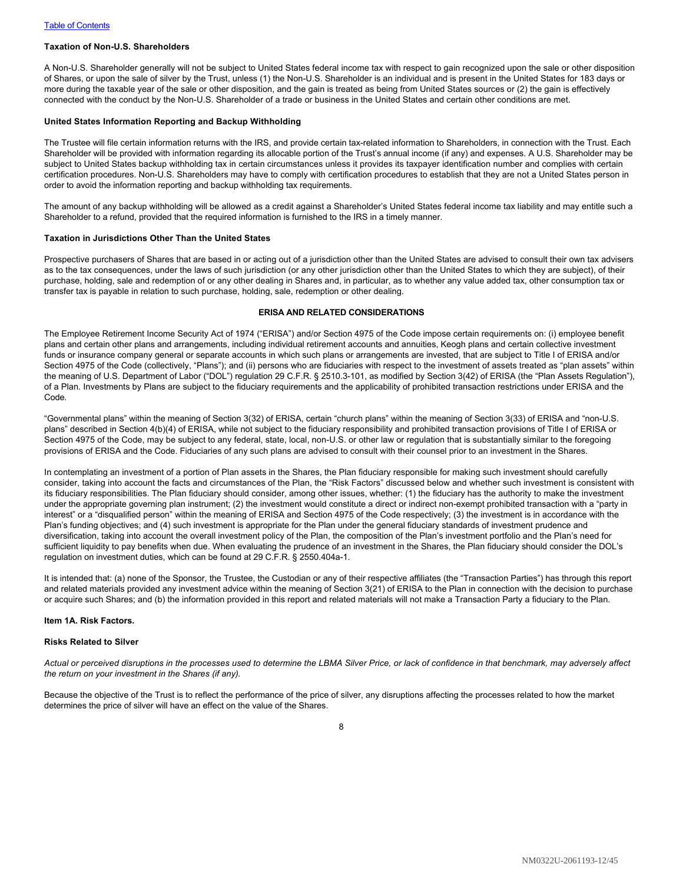### Taxation of Non-U.S. Shareholders

A Non-U.S. Shareholder generally will not be subject to United States federal income tax with respect to gain recognized upon the sale or other disposition of Shares, or upon the sale of silver by the Trust, unless (1) the Non-U.S. Shareholder is an individual and is present in the United States for 183 days or more during the taxable year of the sale or other disposition, and the gain is treated as being from United States sources or (2) the gain is effectively connected with the conduct by the Non-U.S. Shareholder of a trade or business in the United States and certain other conditions are met.

### United States Information Reporting and Backup Withholding

The Trustee will file certain information returns with the IRS, and provide certain tax-related information to Shareholders, in connection with the Trust. Each Shareholder will be provided with information regarding its allocable portion of the Trust's annual income (if any) and expenses. A U.S. Shareholder may be subject to United States backup withholding tax in certain circumstances unless it provides its taxpayer identification number and complies with certain certification procedures. Non-U.S. Shareholders may have to comply with certification procedures to establish that they are not a United States person in order to avoid the information reporting and backup withholding tax requirements.

The amount of any backup withholding will be allowed as a credit against a Shareholder's United States federal income tax liability and may entitle such a Shareholder to a refund, provided that the required information is furnished to the IRS in a timely manner.

### Taxation in Jurisdictions Other Than the United States

Prospective purchasers of Shares that are based in or acting out of a jurisdiction other than the United States are advised to consult their own tax advisers as to the tax consequences, under the laws of such jurisdiction (or any other jurisdiction other than the United States to which they are subject), of their purchase, holding, sale and redemption of or any other dealing in Shares and, in particular, as to whether any value added tax, other consumption tax or transfer tax is payable in relation to such purchase, holding, sale, redemption or other dealing.

## ERISA AND RELATED CONSIDERATIONS

The Employee Retirement Income Security Act of 1974 ("ERISA") and/or Section 4975 of the Code impose certain requirements on: (i) employee benefit plans and certain other plans and arrangements, including individual retirement accounts and annuities, Keogh plans and certain collective investment funds or insurance company general or separate accounts in which such plans or arrangements are invested, that are subject to Title I of ERISA and/or Section 4975 of the Code (collectively, "Plans"); and (ii) persons who are fiduciaries with respect to the investment of assets treated as "plan assets" within the meaning of U.S. Department of Labor ("DOL") regulation 29 C.F.R. § 2510.3-101, as modified by Section 3(42) of ERISA (the "Plan Assets Regulation"), of a Plan. Investments by Plans are subject to the fiduciary requirements and the applicability of prohibited transaction restrictions under ERISA and the Code.

"Governmental plans" within the meaning of Section 3(32) of ERISA, certain "church plans" within the meaning of Section 3(33) of ERISA and "non-U.S. plans" described in Section 4(b)(4) of ERISA, while not subject to the fiduciary responsibility and prohibited transaction provisions of Title I of ERISA or Section 4975 of the Code, may be subject to any federal, state, local, non-U.S. or other law or regulation that is substantially similar to the foregoing provisions of ERISA and the Code. Fiduciaries of any such plans are advised to consult with their counsel prior to an investment in the Shares.

In contemplating an investment of a portion of Plan assets in the Shares, the Plan fiduciary responsible for making such investment should carefully consider, taking into account the facts and circumstances of the Plan, the "Risk Factors" discussed below and whether such investment is consistent with its fiduciary responsibilities. The Plan fiduciary should consider, among other issues, whether: (1) the fiduciary has the authority to make the investment under the appropriate governing plan instrument; (2) the investment would constitute a direct or indirect non-exempt prohibited transaction with a "party in interest" or a "disqualified person" within the meaning of ERISA and Section 4975 of the Code respectively; (3) the investment is in accordance with the Plan's funding objectives; and (4) such investment is appropriate for the Plan under the general fiduciary standards of investment prudence and diversification, taking into account the overall investment policy of the Plan, the composition of the Plan's investment portfolio and the Plan's need for sufficient liquidity to pay benefits when due. When evaluating the prudence of an investment in the Shares, the Plan fiduciary should consider the DOL's regulation on investment duties, which can be found at 29 C.F.R. § 2550.404a-1.

It is intended that: (a) none of the Sponsor, the Trustee, the Custodian or any of their respective affiliates (the "Transaction Parties") has through this report and related materials provided any investment advice within the meaning of Section 3(21) of ERISA to the Plan in connection with the decision to purchase or acquire such Shares; and (b) the information provided in this report and related materials will not make a Transaction Party a fiduciary to the Plan.

## Item 1A. Risk Factors.

### Risks Related to Silver

*Actual or perceived disruptions in the processes used to determine the LBMA Silver Price, or lack of confidence in that benchmark, may adversely affect the return on your investment in the Shares (if any).*

Because the objective of the Trust is to reflect the performance of the price of silver, any disruptions affecting the processes related to how the market determines the price of silver will have an effect on the value of the Shares.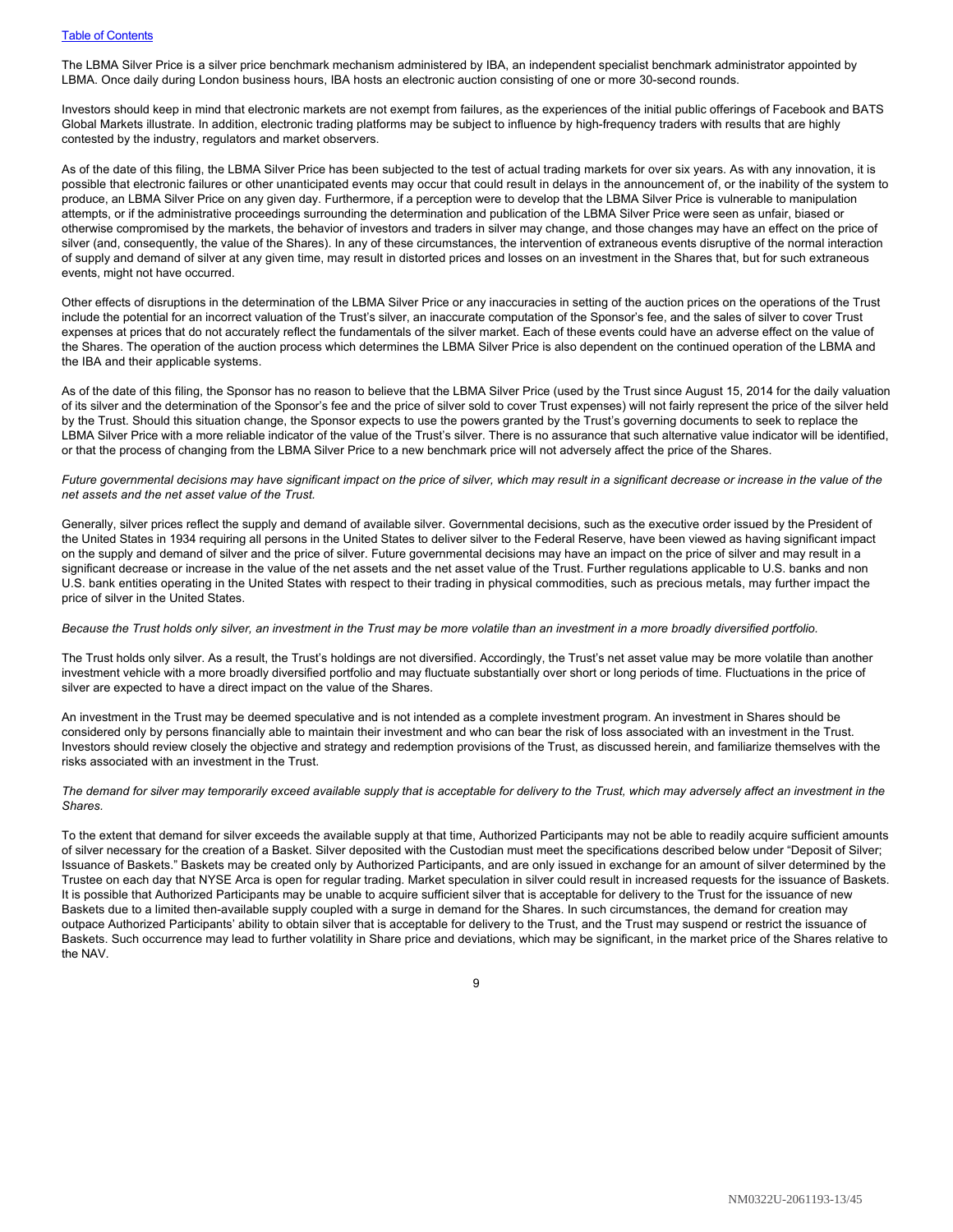The LBMA Silver Price is a silver price benchmark mechanism administered by IBA, an independent specialist benchmark administrator appointed by LBMA. Once daily during London business hours, IBA hosts an electronic auction consisting of one or more 30-second rounds.

Investors should keep in mind that electronic markets are not exempt from failures, as the experiences of the initial public offerings of Facebook and BATS Global Markets illustrate. In addition, electronic trading platforms may be subject to influence by high-frequency traders with results that are highly contested by the industry, regulators and market observers.

As of the date of this filing, the LBMA Silver Price has been subjected to the test of actual trading markets for over six years. As with any innovation, it is possible that electronic failures or other unanticipated events may occur that could result in delays in the announcement of, or the inability of the system to produce, an LBMA Silver Price on any given day. Furthermore, if a perception were to develop that the LBMA Silver Price is vulnerable to manipulation attempts, or if the administrative proceedings surrounding the determination and publication of the LBMA Silver Price were seen as unfair, biased or otherwise compromised by the markets, the behavior of investors and traders in silver may change, and those changes may have an effect on the price of silver (and, consequently, the value of the Shares). In any of these circumstances, the intervention of extraneous events disruptive of the normal interaction of supply and demand of silver at any given time, may result in distorted prices and losses on an investment in the Shares that, but for such extraneous events, might not have occurred.

Other effects of disruptions in the determination of the LBMA Silver Price or any inaccuracies in setting of the auction prices on the operations of the Trust include the potential for an incorrect valuation of the Trust's silver, an inaccurate computation of the Sponsor's fee, and the sales of silver to cover Trust expenses at prices that do not accurately reflect the fundamentals of the silver market. Each of these events could have an adverse effect on the value of the Shares. The operation of the auction process which determines the LBMA Silver Price is also dependent on the continued operation of the LBMA and the IBA and their applicable systems.

As of the date of this filing, the Sponsor has no reason to believe that the LBMA Silver Price (used by the Trust since August 15, 2014 for the daily valuation of its silver and the determination of the Sponsor's fee and the price of silver sold to cover Trust expenses) will not fairly represent the price of the silver held by the Trust. Should this situation change, the Sponsor expects to use the powers granted by the Trust's governing documents to seek to replace the LBMA Silver Price with a more reliable indicator of the value of the Trust's silver. There is no assurance that such alternative value indicator will be identified, or that the process of changing from the LBMA Silver Price to a new benchmark price will not adversely affect the price of the Shares.

*Future governmental decisions may have significant impact on the price of silver, which may result in a significant decrease or increase in the value of the net assets and the net asset value of the Trust.*

Generally, silver prices reflect the supply and demand of available silver. Governmental decisions, such as the executive order issued by the President of the United States in 1934 requiring all persons in the United States to deliver silver to the Federal Reserve, have been viewed as having significant impact on the supply and demand of silver and the price of silver. Future governmental decisions may have an impact on the price of silver and may result in a significant decrease or increase in the value of the net assets and the net asset value of the Trust. Further regulations applicable to U.S. banks and non U.S. bank entities operating in the United States with respect to their trading in physical commodities, such as precious metals, may further impact the price of silver in the United States.

*Because the Trust holds only silver, an investment in the Trust may be more volatile than an investment in a more broadly diversified portfolio.*

The Trust holds only silver. As a result, the Trust's holdings are not diversified. Accordingly, the Trust's net asset value may be more volatile than another investment vehicle with a more broadly diversified portfolio and may fluctuate substantially over short or long periods of time. Fluctuations in the price of silver are expected to have a direct impact on the value of the Shares.

An investment in the Trust may be deemed speculative and is not intended as a complete investment program. An investment in Shares should be considered only by persons financially able to maintain their investment and who can bear the risk of loss associated with an investment in the Trust. Investors should review closely the objective and strategy and redemption provisions of the Trust, as discussed herein, and familiarize themselves with the risks associated with an investment in the Trust.

*The demand for silver may temporarily exceed available supply that is acceptable for delivery to the Trust, which may adversely affect an investment in the Shares.*

To the extent that demand for silver exceeds the available supply at that time, Authorized Participants may not be able to readily acquire sufficient amounts of silver necessary for the creation of a Basket. Silver deposited with the Custodian must meet the specifications described below under "Deposit of Silver; Issuance of Baskets." Baskets may be created only by Authorized Participants, and are only issued in exchange for an amount of silver determined by the Trustee on each day that NYSE Arca is open for regular trading. Market speculation in silver could result in increased requests for the issuance of Baskets. It is possible that Authorized Participants may be unable to acquire sufficient silver that is acceptable for delivery to the Trust for the issuance of new Baskets due to a limited then-available supply coupled with a surge in demand for the Shares. In such circumstances, the demand for creation may outpace Authorized Participants' ability to obtain silver that is acceptable for delivery to the Trust, and the Trust may suspend or restrict the issuance of Baskets. Such occurrence may lead to further volatility in Share price and deviations, which may be significant, in the market price of the Shares relative to the NAV.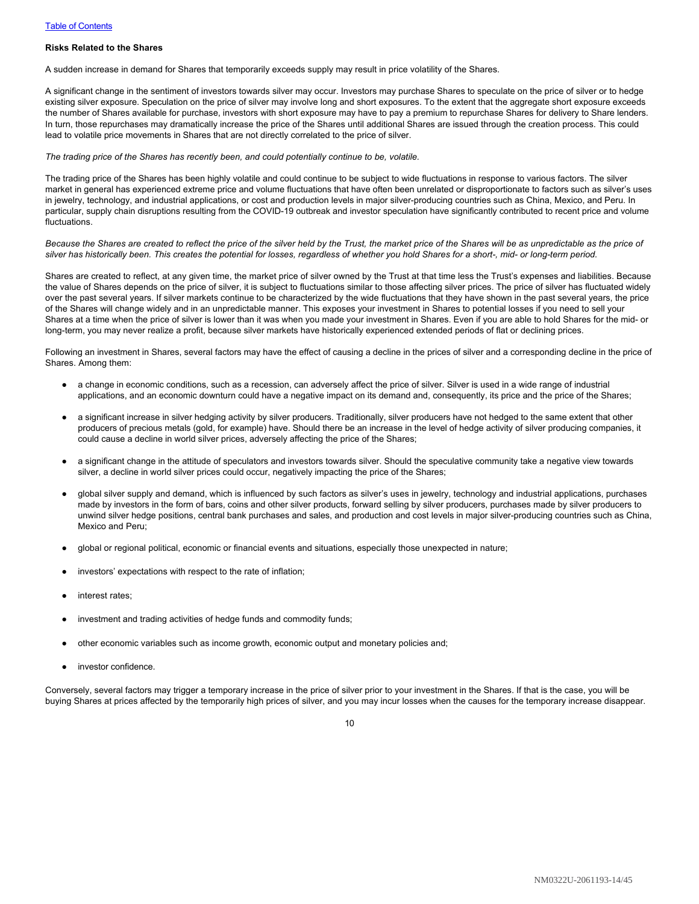**Risks Related to the Shares**

A sudden increase in demand for Shares that temporarily exceeds supply may result in price volatility of the Shares.

A significant change in the sentiment of investors towards silver may occur. Investors may purchase Shares to speculate on the price of silver or to hedge existing silver exposure. Speculation on the price of silver may involve long and short exposures. To the extent that the aggregate short exposure exceeds the number of Shares available for purchase, investors with short exposure may have to pay a premium to repurchase Shares for delivery to Share lenders. In turn, those repurchases may dramatically increase the price of the Shares until additional Shares are issued through the creation process. This could lead to volatile price movements in Shares that are not directly correlated to the price of silver.

*The trading price of the Shares has recently been, and could potentially continue to be, volatile.*

The trading price of the Shares has been highly volatile and could continue to be subject to wide fluctuations in response to various factors. The silver market in general has experienced extreme price and volume fluctuations that have often been unrelated or disproportionate to factors such as silver's uses in jewelry, technology, and industrial applications, or cost and production levels in major silver-producing countries such as China, Mexico, and Peru. In particular, supply chain disruptions resulting from the COVID-19 outbreak and investor speculation have significantly contributed to recent price and volume fluctuations.

*Because the Shares are created to reflect the price of the silver held by the Trust, the market price of the Shares will be as unpredictable as the price of silver has historically been. This creates the potential for losses, regardless of whether you hold Shares for a short-, mid- or long-term period.*

Shares are created to reflect, at any given time, the market price of silver owned by the Trust at that time less the Trust's expenses and liabilities. Because the value of Shares depends on the price of silver, it is subject to fluctuations similar to those affecting silver prices. The price of silver has fluctuated widely over the past several years. If silver markets continue to be characterized by the wide fluctuations that they have shown in the past several years, the price of the Shares will change widely and in an unpredictable manner. This exposes your investment in Shares to potential losses if you need to sell your Shares at a time when the price of silver is lower than it was when you made your investment in Shares. Even if you are able to hold Shares for the mid- or long-term, you may never realize a profit, because silver markets have historically experienced extended periods of flat or declining prices.

Following an investment in Shares, several factors may have the effect of causing a decline in the prices of silver and a corresponding decline in the price of Shares. Among them:

- a change in economic conditions, such as a recession, can adversely affect the price of silver. Silver is used in a wide range of industrial applications, and an economic downturn could have a negative impact on its demand and, consequently, its price and the price of the Shares;
- a significant increase in silver hedging activity by silver producers. Traditionally, silver producers have not hedged to the same extent that other producers of precious metals (gold, for example) have. Should there be an increase in the level of hedge activity of silver producing companies, it could cause a decline in world silver prices, adversely affecting the price of the Shares;
- a significant change in the attitude of speculators and investors towards silver. Should the speculative community take a negative view towards silver, a decline in world silver prices could occur, negatively impacting the price of the Shares;
- global silver supply and demand, which is influenced by such factors as silver's uses in jewelry, technology and industrial applications, purchases made by investors in the form of bars, coins and other silver products, forward selling by silver producers, purchases made by silver producers to unwind silver hedge positions, central bank purchases and sales, and production and cost levels in major silver-producing countries such as China, Mexico and Peru;
- global or regional political, economic or financial events and situations, especially those unexpected in nature;
- investors' expectations with respect to the rate of inflation;
- interest rates;
- investment and trading activities of hedge funds and commodity funds;
- other economic variables such as income growth, economic output and monetary policies and;
- investor confidence.

Conversely, several factors may trigger a temporary increase in the price of silver prior to your investment in the Shares. If that is the case, you will be buying Shares at prices affected by the temporarily high prices of silver, and you may incur losses when the causes for the temporary increase disappear.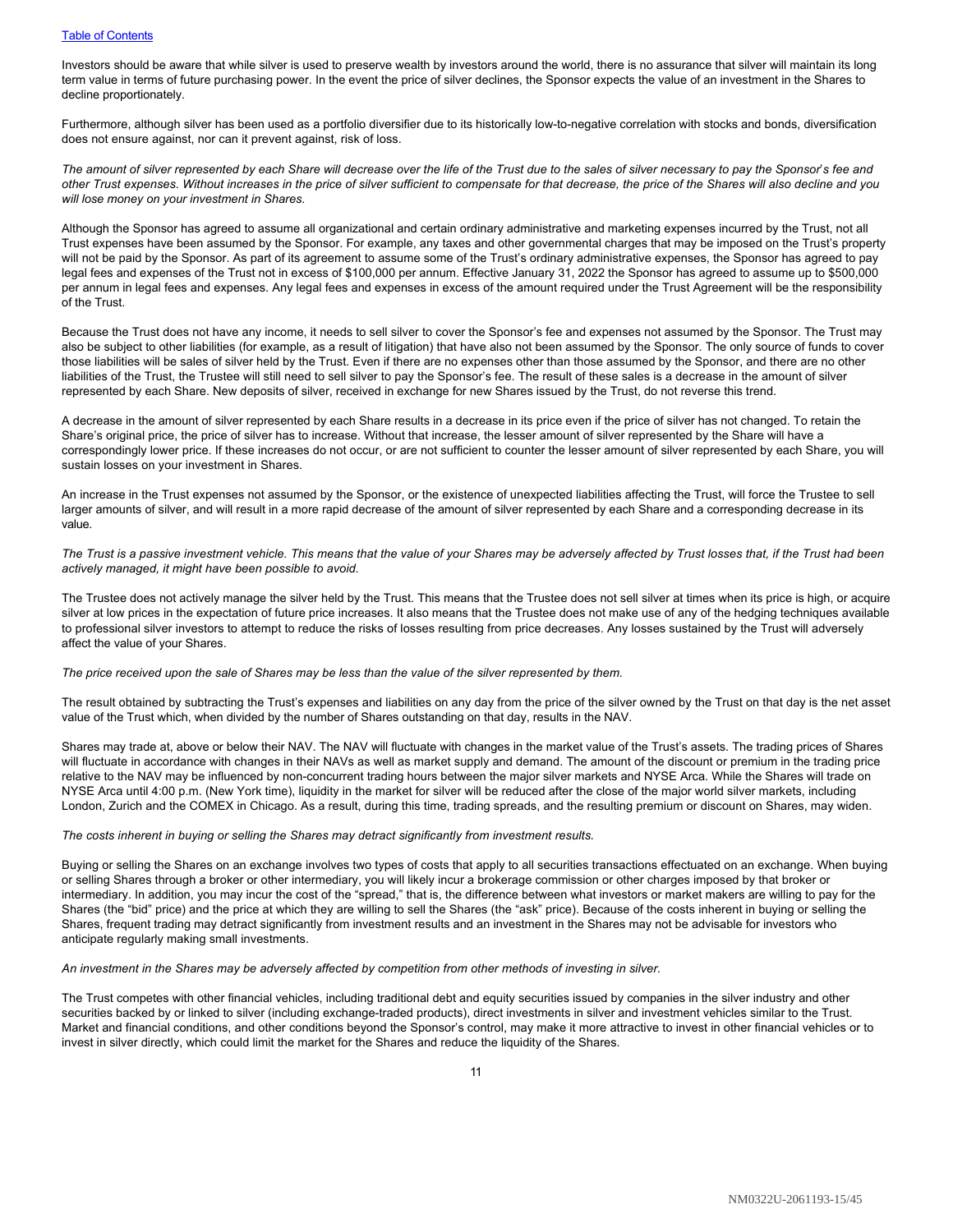Investors should be aware that while silver is used to preserve wealth by investors around the world, there is no assurance that silver will maintain its long term value in terms of future purchasing power. In the event the price of silver declines, the Sponsor expects the value of an investment in the Shares to decline proportionately.

Furthermore, although silver has been used as a portfolio diversifier due to its historically low-to-negative correlation with stocks and bonds, diversification does not ensure against, nor can it prevent against, risk of loss.

*The amount of silver represented by each Share will decrease over the life of the Trust due to the sales of silver necessary to pay the Sponsor's fee and other Trust expenses. Without increases in the price of silver sufficient to compensate for that decrease, the price of the Shares will also decline and you will lose money on your investment in Shares.*

Although the Sponsor has agreed to assume all organizational and certain ordinary administrative and marketing expenses incurred by the Trust, not all Trust expenses have been assumed by the Sponsor. For example, any taxes and other governmental charges that may be imposed on the Trust's property will not be paid by the Sponsor. As part of its agreement to assume some of the Trust's ordinary administrative expenses, the Sponsor has agreed to pay legal fees and expenses of the Trust not in excess of $100,000 per annum. Effective January 31, 2022 the Sponsor has agreed to assume up to $500,000 per annum in legal fees and expenses. Any legal fees and expenses in excess of the amount required under the Trust Agreement will be the responsibility of the Trust.

Because the Trust does not have any income, it needs to sell silver to cover the Sponsor's fee and expenses not assumed by the Sponsor. The Trust may also be subject to other liabilities (for example, as a result of litigation) that have also not been assumed by the Sponsor. The only source of funds to cover those liabilities will be sales of silver held by the Trust. Even if there are no expenses other than those assumed by the Sponsor, and there are no other liabilities of the Trust, the Trustee will still need to sell silver to pay the Sponsor's fee. The result of these sales is a decrease in the amount of silver represented by each Share. New deposits of silver, received in exchange for new Shares issued by the Trust, do not reverse this trend.

A decrease in the amount of silver represented by each Share results in a decrease in its price even if the price of silver has not changed. To retain the Share's original price, the price of silver has to increase. Without that increase, the lesser amount of silver represented by the Share will have a correspondingly lower price. If these increases do not occur, or are not sufficient to counter the lesser amount of silver represented by each Share, you will sustain losses on your investment in Shares.

An increase in the Trust expenses not assumed by the Sponsor, or the existence of unexpected liabilities affecting the Trust, will force the Trustee to sell larger amounts of silver, and will result in a more rapid decrease of the amount of silver represented by each Share and a corresponding decrease in its value.

*The Trust is a passive investment vehicle. This means that the value of your Shares may be adversely affected by Trust losses that, if the Trust had been actively managed, it might have been possible to avoid.*

The Trustee does not actively manage the silver held by the Trust. This means that the Trustee does not sell silver at times when its price is high, or acquire silver at low prices in the expectation of future price increases. It also means that the Trustee does not make use of any of the hedging techniques available to professional silver investors to attempt to reduce the risks of losses resulting from price decreases. Any losses sustained by the Trust will adversely affect the value of your Shares.

*The price received upon the sale of Shares may be less than the value of the silver represented by them.*

The result obtained by subtracting the Trust's expenses and liabilities on any day from the price of the silver owned by the Trust on that day is the net asset value of the Trust which, when divided by the number of Shares outstanding on that day, results in the NAV.

Shares may trade at, above or below their NAV. The NAV will fluctuate with changes in the market value of the Trust's assets. The trading prices of Shares will fluctuate in accordance with changes in their NAVs as well as market supply and demand. The amount of the discount or premium in the trading price relative to the NAV may be influenced by non-concurrent trading hours between the major silver markets and NYSE Arca. While the Shares will trade on NYSE Arca until 4:00 p.m. (New York time), liquidity in the market for silver will be reduced after the close of the major world silver markets, including London, Zurich and the COMEX in Chicago. As a result, during this time, trading spreads, and the resulting premium or discount on Shares, may widen.

*The costs inherent in buying or selling the Shares may detract significantly from investment results.*

Buying or selling the Shares on an exchange involves two types of costs that apply to all securities transactions effectuated on an exchange. When buying or selling Shares through a broker or other intermediary, you will likely incur a brokerage commission or other charges imposed by that broker or intermediary. In addition, you may incur the cost of the "spread," that is, the difference between what investors or market makers are willing to pay for the Shares (the "bid" price) and the price at which they are willing to sell the Shares (the "ask" price). Because of the costs inherent in buying or selling the Shares, frequent trading may detract significantly from investment results and an investment in the Shares may not be advisable for investors who anticipate regularly making small investments.

*An investment in the Shares may be adversely affected by competition from other methods of investing in silver.*

The Trust competes with other financial vehicles, including traditional debt and equity securities issued by companies in the silver industry and other securities backed by or linked to silver (including exchange-traded products), direct investments in silver and investment vehicles similar to the Trust. Market and financial conditions, and other conditions beyond the Sponsor's control, may make it more attractive to invest in other financial vehicles or to invest in silver directly, which could limit the market for the Shares and reduce the liquidity of the Shares.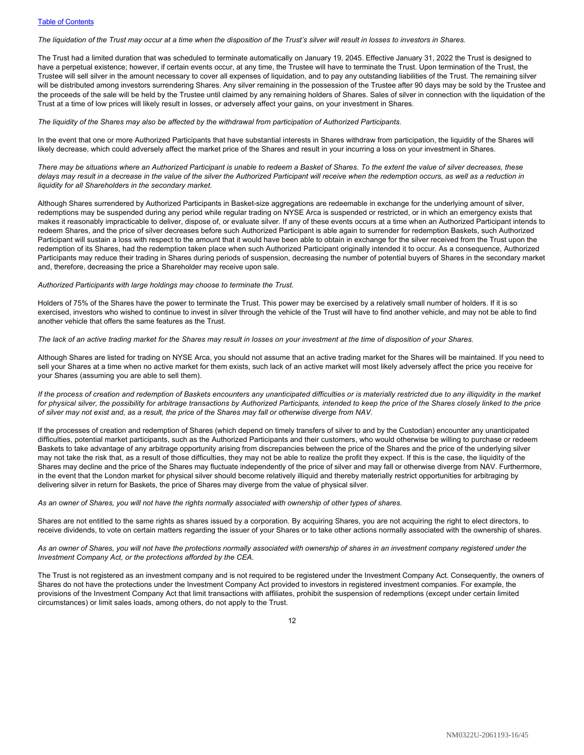*The liquidation of the Trust may occur at a time when the disposition of the Trust's silver will result in losses to investors in Shares.*

The Trust had a limited duration that was scheduled to terminate automatically on January 19, 2045. Effective January 31, 2022 the Trust is designed to have a perpetual existence; however, if certain events occur, at any time, the Trustee will have to terminate the Trust. Upon termination of the Trust, the Trustee will sell silver in the amount necessary to cover all expenses of liquidation, and to pay any outstanding liabilities of the Trust. The remaining silver will be distributed among investors surrendering Shares. Any silver remaining in the possession of the Trustee after 90 days may be sold by the Trustee and the proceeds of the sale will be held by the Trustee until claimed by any remaining holders of Shares. Sales of silver in connection with the liquidation of the Trust at a time of low prices will likely result in losses, or adversely affect your gains, on your investment in Shares.

*The liquidity of the Shares may also be affected by the withdrawal from participation of Authorized Participants.*

In the event that one or more Authorized Participants that have substantial interests in Shares withdraw from participation, the liquidity of the Shares will likely decrease, which could adversely affect the market price of the Shares and result in your incurring a loss on your investment in Shares.

*There may be situations where an Authorized Participant is unable to redeem a Basket of Shares. To the extent the value of silver decreases, these delays may result in a decrease in the value of the silver the Authorized Participant will receive when the redemption occurs, as well as a reduction in liquidity for all Shareholders in the secondary market.*

Although Shares surrendered by Authorized Participants in Basket-size aggregations are redeemable in exchange for the underlying amount of silver, redemptions may be suspended during any period while regular trading on NYSE Arca is suspended or restricted, or in which an emergency exists that makes it reasonably impracticable to deliver, dispose of, or evaluate silver. If any of these events occurs at a time when an Authorized Participant intends to redeem Shares, and the price of silver decreases before such Authorized Participant is able again to surrender for redemption Baskets, such Authorized Participant will sustain a loss with respect to the amount that it would have been able to obtain in exchange for the silver received from the Trust upon the redemption of its Shares, had the redemption taken place when such Authorized Participant originally intended it to occur. As a consequence, Authorized Participants may reduce their trading in Shares during periods of suspension, decreasing the number of potential buyers of Shares in the secondary market and, therefore, decreasing the price a Shareholder may receive upon sale.

*Authorized Participants with large holdings may choose to terminate the Trust.*

Holders of 75% of the Shares have the power to terminate the Trust. This power may be exercised by a relatively small number of holders. If it is so exercised, investors who wished to continue to invest in silver through the vehicle of the Trust will have to find another vehicle, and may not be able to find another vehicle that offers the same features as the Trust.

*The lack of an active trading market for the Shares may result in losses on your investment at the time of disposition of your Shares.*

Although Shares are listed for trading on NYSE Arca, you should not assume that an active trading market for the Shares will be maintained. If you need to sell your Shares at a time when no active market for them exists, such lack of an active market will most likely adversely affect the price you receive for your Shares (assuming you are able to sell them).

*If the process of creation and redemption of Baskets encounters any unanticipated difficulties or is materially restricted due to any illiquidity in the market for physical silver, the possibility for arbitrage transactions by Authorized Participants, intended to keep the price of the Shares closely linked to the price of silver may not exist and, as a result, the price of the Shares may fall or otherwise diverge from NAV.*

If the processes of creation and redemption of Shares (which depend on timely transfers of silver to and by the Custodian) encounter any unanticipated difficulties, potential market participants, such as the Authorized Participants and their customers, who would otherwise be willing to purchase or redeem Baskets to take advantage of any arbitrage opportunity arising from discrepancies between the price of the Shares and the price of the underlying silver may not take the risk that, as a result of those difficulties, they may not be able to realize the profit they expect. If this is the case, the liquidity of the Shares may decline and the price of the Shares may fluctuate independently of the price of silver and may fall or otherwise diverge from NAV. Furthermore, in the event that the London market for physical silver should become relatively illiquid and thereby materially restrict opportunities for arbitraging by delivering silver in return for Baskets, the price of Shares may diverge from the value of physical silver.

*As an owner of Shares, you will not have the rights normally associated with ownership of other types of shares.*

Shares are not entitled to the same rights as shares issued by a corporation. By acquiring Shares, you are not acquiring the right to elect directors, to receive dividends, to vote on certain matters regarding the issuer of your Shares or to take other actions normally associated with the ownership of shares.

*As an owner of Shares, you will not have the protections normally associated with ownership of shares in an investment company registered under the Investment Company Act, or the protections afforded by the CEA.*

The Trust is not registered as an investment company and is not required to be registered under the Investment Company Act. Consequently, the owners of Shares do not have the protections under the Investment Company Act provided to investors in registered investment companies. For example, the provisions of the Investment Company Act that limit transactions with affiliates, prohibit the suspension of redemptions (except under certain limited circumstances) or limit sales loads, among others, do not apply to the Trust.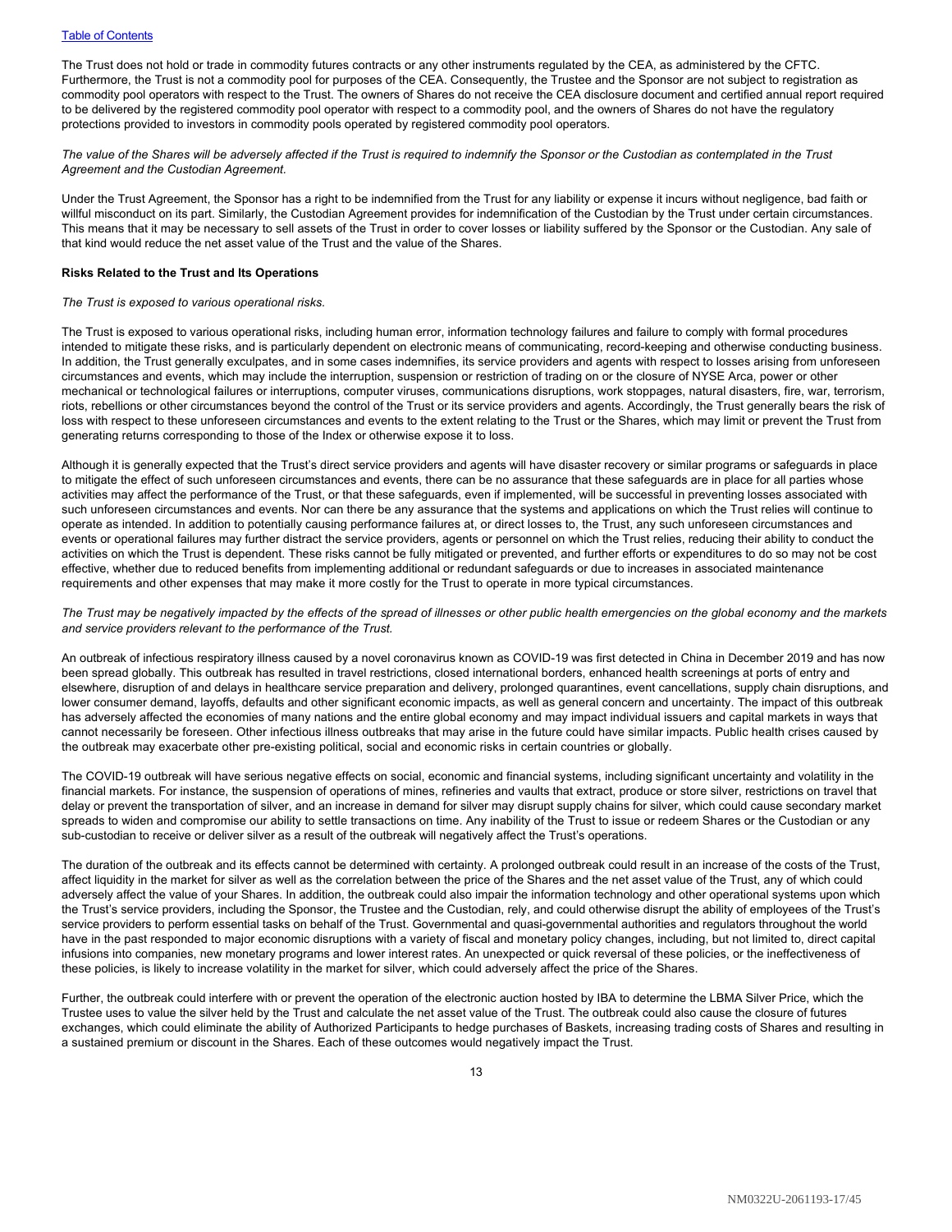The Trust does not hold or trade in commodity futures contracts or any other instruments regulated by the CEA, as administered by the CFTC. Furthermore, the Trust is not a commodity pool for purposes of the CEA. Consequently, the Trustee and the Sponsor are not subject to registration as commodity pool operators with respect to the Trust. The owners of Shares do not receive the CEA disclosure document and certified annual report required to be delivered by the registered commodity pool operator with respect to a commodity pool, and the owners of Shares do not have the regulatory protections provided to investors in commodity pools operated by registered commodity pool operators.

*The value of the Shares will be adversely affected if the Trust is required to indemnify the Sponsor or the Custodian as contemplated in the Trust Agreement and the Custodian Agreement.*

Under the Trust Agreement, the Sponsor has a right to be indemnified from the Trust for any liability or expense it incurs without negligence, bad faith or willful misconduct on its part. Similarly, the Custodian Agreement provides for indemnification of the Custodian by the Trust under certain circumstances. This means that it may be necessary to sell assets of the Trust in order to cover losses or liability suffered by the Sponsor or the Custodian. Any sale of that kind would reduce the net asset value of the Trust and the value of the Shares.

**Risks Related to the Trust and Its Operations**

*The Trust is exposed to various operational risks.*

The Trust is exposed to various operational risks, including human error, information technology failures and failure to comply with formal procedures intended to mitigate these risks, and is particularly dependent on electronic means of communicating, record-keeping and otherwise conducting business. In addition, the Trust generally exculpates, and in some cases indemnifies, its service providers and agents with respect to losses arising from unforeseen circumstances and events, which may include the interruption, suspension or restriction of trading on or the closure of NYSE Arca, power or other mechanical or technological failures or interruptions, computer viruses, communications disruptions, work stoppages, natural disasters, fire, war, terrorism, riots, rebellions or other circumstances beyond the control of the Trust or its service providers and agents. Accordingly, the Trust generally bears the risk of loss with respect to these unforeseen circumstances and events to the extent relating to the Trust or the Shares, which may limit or prevent the Trust from generating returns corresponding to those of the Index or otherwise expose it to loss.

Although it is generally expected that the Trust's direct service providers and agents will have disaster recovery or similar programs or safeguards in place to mitigate the effect of such unforeseen circumstances and events, there can be no assurance that these safeguards are in place for all parties whose activities may affect the performance of the Trust, or that these safeguards, even if implemented, will be successful in preventing losses associated with such unforeseen circumstances and events. Nor can there be any assurance that the systems and applications on which the Trust relies will continue to operate as intended. In addition to potentially causing performance failures at, or direct losses to, the Trust, any such unforeseen circumstances and events or operational failures may further distract the service providers, agents or personnel on which the Trust relies, reducing their ability to conduct the activities on which the Trust is dependent. These risks cannot be fully mitigated or prevented, and further efforts or expenditures to do so may not be cost effective, whether due to reduced benefits from implementing additional or redundant safeguards or due to increases in associated maintenance requirements and other expenses that may make it more costly for the Trust to operate in more typical circumstances.

*The Trust may be negatively impacted by the effects of the spread of illnesses or other public health emergencies on the global economy and the markets and service providers relevant to the performance of the Trust.*

An outbreak of infectious respiratory illness caused by a novel coronavirus known as COVID-19 was first detected in China in December 2019 and has now been spread globally. This outbreak has resulted in travel restrictions, closed international borders, enhanced health screenings at ports of entry and elsewhere, disruption of and delays in healthcare service preparation and delivery, prolonged quarantines, event cancellations, supply chain disruptions, and lower consumer demand, layoffs, defaults and other significant economic impacts, as well as general concern and uncertainty. The impact of this outbreak has adversely affected the economies of many nations and the entire global economy and may impact individual issuers and capital markets in ways that cannot necessarily be foreseen. Other infectious illness outbreaks that may arise in the future could have similar impacts. Public health crises caused by the outbreak may exacerbate other pre-existing political, social and economic risks in certain countries or globally.

The COVID-19 outbreak will have serious negative effects on social, economic and financial systems, including significant uncertainty and volatility in the financial markets. For instance, the suspension of operations of mines, refineries and vaults that extract, produce or store silver, restrictions on travel that delay or prevent the transportation of silver, and an increase in demand for silver may disrupt supply chains for silver, which could cause secondary market spreads to widen and compromise our ability to settle transactions on time. Any inability of the Trust to issue or redeem Shares or the Custodian or any sub-custodian to receive or deliver silver as a result of the outbreak will negatively affect the Trust's operations.

The duration of the outbreak and its effects cannot be determined with certainty. A prolonged outbreak could result in an increase of the costs of the Trust, affect liquidity in the market for silver as well as the correlation between the price of the Shares and the net asset value of the Trust, any of which could adversely affect the value of your Shares. In addition, the outbreak could also impair the information technology and other operational systems upon which the Trust's service providers, including the Sponsor, the Trustee and the Custodian, rely, and could otherwise disrupt the ability of employees of the Trust's service providers to perform essential tasks on behalf of the Trust. Governmental and quasi-governmental authorities and regulators throughout the world have in the past responded to major economic disruptions with a variety of fiscal and monetary policy changes, including, but not limited to, direct capital infusions into companies, new monetary programs and lower interest rates. An unexpected or quick reversal of these policies, or the ineffectiveness of these policies, is likely to increase volatility in the market for silver, which could adversely affect the price of the Shares.

Further, the outbreak could interfere with or prevent the operation of the electronic auction hosted by IBA to determine the LBMA Silver Price, which the Trustee uses to value the silver held by the Trust and calculate the net asset value of the Trust. The outbreak could also cause the closure of futures exchanges, which could eliminate the ability of Authorized Participants to hedge purchases of Baskets, increasing trading costs of Shares and resulting in a sustained premium or discount in the Shares. Each of these outcomes would negatively impact the Trust.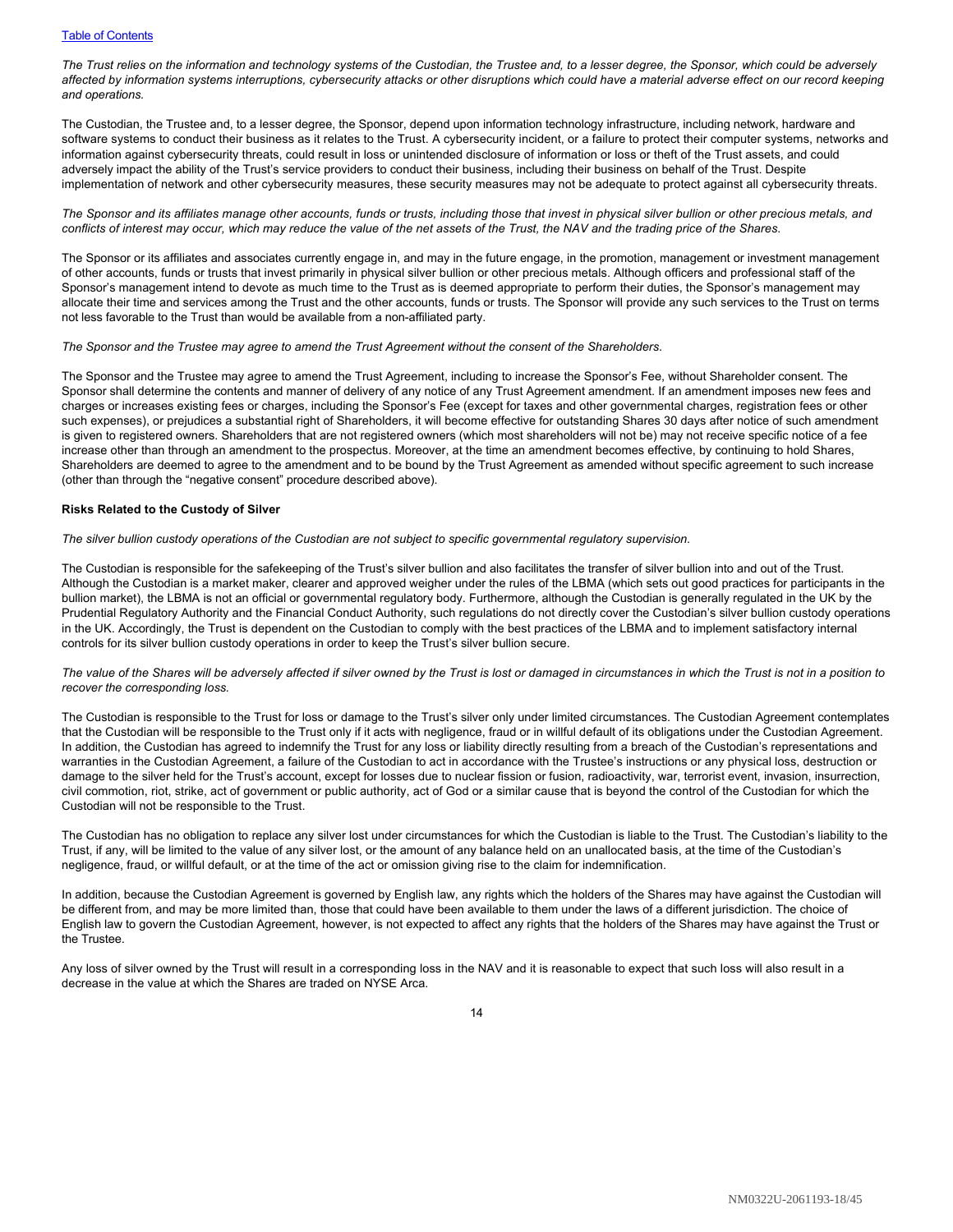*The Trust relies on the information and technology systems of the Custodian, the Trustee and, to a lesser degree, the Sponsor, which could be adversely affected by information systems interruptions, cybersecurity attacks or other disruptions which could have a material adverse effect on our record keeping and operations.*

The Custodian, the Trustee and, to a lesser degree, the Sponsor, depend upon information technology infrastructure, including network, hardware and software systems to conduct their business as it relates to the Trust. A cybersecurity incident, or a failure to protect their computer systems, networks and information against cybersecurity threats, could result in loss or unintended disclosure of information or loss or theft of the Trust assets, and could adversely impact the ability of the Trust's service providers to conduct their business, including their business on behalf of the Trust. Despite implementation of network and other cybersecurity measures, these security measures may not be adequate to protect against all cybersecurity threats.

*The Sponsor and its affiliates manage other accounts, funds or trusts, including those that invest in physical silver bullion or other precious metals, and conflicts of interest may occur, which may reduce the value of the net assets of the Trust, the NAV and the trading price of the Shares.*

The Sponsor or its affiliates and associates currently engage in, and may in the future engage, in the promotion, management or investment management of other accounts, funds or trusts that invest primarily in physical silver bullion or other precious metals. Although officers and professional staff of the Sponsor's management intend to devote as much time to the Trust as is deemed appropriate to perform their duties, the Sponsor's management may allocate their time and services among the Trust and the other accounts, funds or trusts. The Sponsor will provide any such services to the Trust on terms not less favorable to the Trust than would be available from a non-affiliated party.

*The Sponsor and the Trustee may agree to amend the Trust Agreement without the consent of the Shareholders.*

The Sponsor and the Trustee may agree to amend the Trust Agreement, including to increase the Sponsor's Fee, without Shareholder consent. The Sponsor shall determine the contents and manner of delivery of any notice of any Trust Agreement amendment. If an amendment imposes new fees and charges or increases existing fees or charges, including the Sponsor's Fee (except for taxes and other governmental charges, registration fees or other such expenses), or prejudices a substantial right of Shareholders, it will become effective for outstanding Shares 30 days after notice of such amendment is given to registered owners. Shareholders that are not registered owners (which most shareholders will not be) may not receive specific notice of a fee increase other than through an amendment to the prospectus. Moreover, at the time an amendment becomes effective, by continuing to hold Shares, Shareholders are deemed to agree to the amendment and to be bound by the Trust Agreement as amended without specific agreement to such increase (other than through the "negative consent" procedure described above).

**Risks Related to the Custody of Silver**

*The silver bullion custody operations of the Custodian are not subject to specific governmental regulatory supervision.*

The Custodian is responsible for the safekeeping of the Trust's silver bullion and also facilitates the transfer of silver bullion into and out of the Trust. Although the Custodian is a market maker, clearer and approved weigher under the rules of the LBMA (which sets out good practices for participants in the bullion market), the LBMA is not an official or governmental regulatory body. Furthermore, although the Custodian is generally regulated in the UK by the Prudential Regulatory Authority and the Financial Conduct Authority, such regulations do not directly cover the Custodian's silver bullion custody operations in the UK. Accordingly, the Trust is dependent on the Custodian to comply with the best practices of the LBMA and to implement satisfactory internal controls for its silver bullion custody operations in order to keep the Trust's silver bullion secure.

*The value of the Shares will be adversely affected if silver owned by the Trust is lost or damaged in circumstances in which the Trust is not in a position to recover the corresponding loss.*

The Custodian is responsible to the Trust for loss or damage to the Trust's silver only under limited circumstances. The Custodian Agreement contemplates that the Custodian will be responsible to the Trust only if it acts with negligence, fraud or in willful default of its obligations under the Custodian Agreement. In addition, the Custodian has agreed to indemnify the Trust for any loss or liability directly resulting from a breach of the Custodian's representations and warranties in the Custodian Agreement, a failure of the Custodian to act in accordance with the Trustee's instructions or any physical loss, destruction or damage to the silver held for the Trust's account, except for losses due to nuclear fission or fusion, radioactivity, war, terrorist event, invasion, insurrection, civil commotion, riot, strike, act of government or public authority, act of God or a similar cause that is beyond the control of the Custodian for which the Custodian will not be responsible to the Trust.

The Custodian has no obligation to replace any silver lost under circumstances for which the Custodian is liable to the Trust. The Custodian's liability to the Trust, if any, will be limited to the value of any silver lost, or the amount of any balance held on an unallocated basis, at the time of the Custodian's negligence, fraud, or willful default, or at the time of the act or omission giving rise to the claim for indemnification.

In addition, because the Custodian Agreement is governed by English law, any rights which the holders of the Shares may have against the Custodian will be different from, and may be more limited than, those that could have been available to them under the laws of a different jurisdiction. The choice of English law to govern the Custodian Agreement, however, is not expected to affect any rights that the holders of the Shares may have against the Trust or the Trustee.

Any loss of silver owned by the Trust will result in a corresponding loss in the NAV and it is reasonable to expect that such loss will also result in a decrease in the value at which the Shares are traded on NYSE Arca.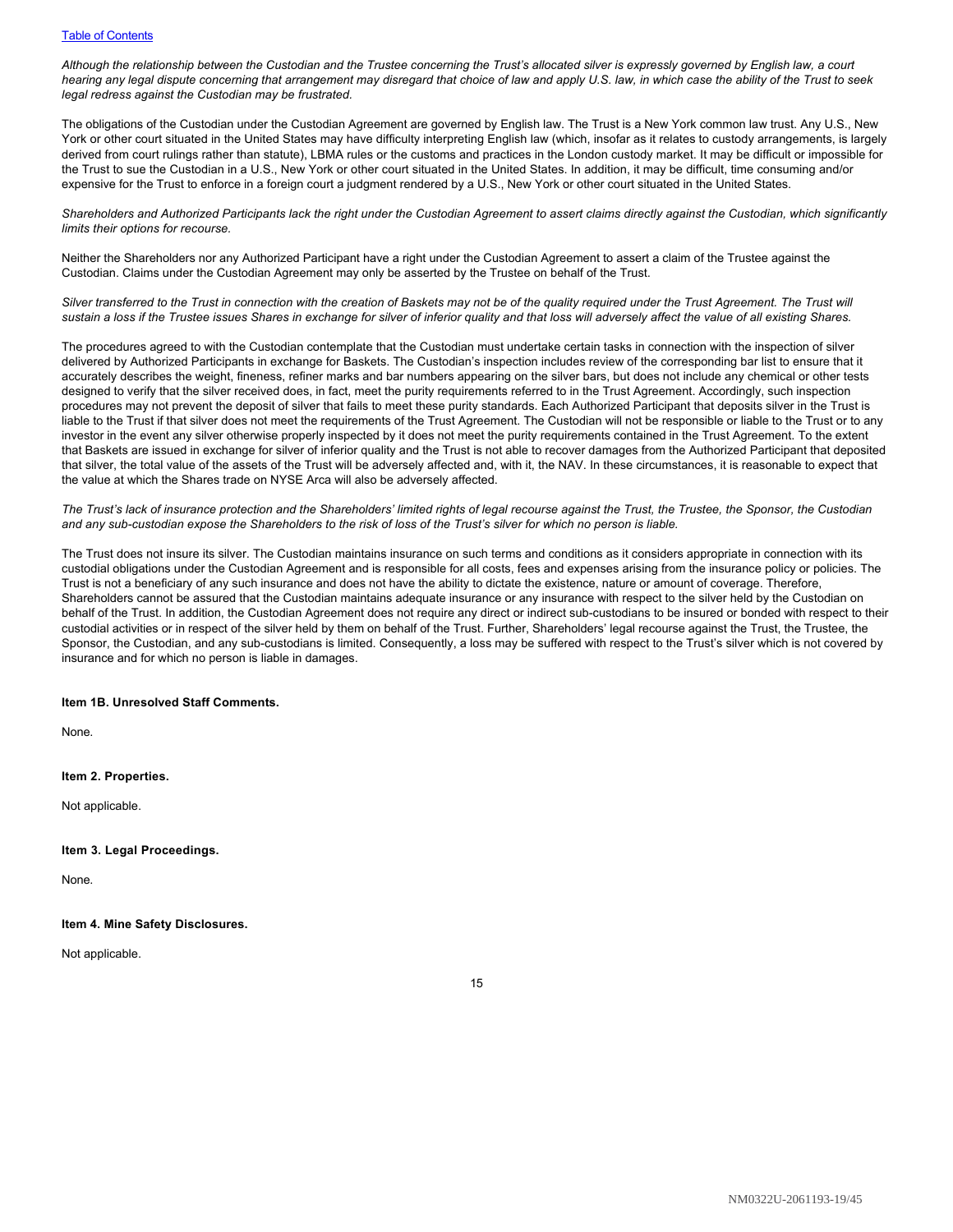*Although the relationship between the Custodian and the Trustee concerning the Trust's allocated silver is expressly governed by English law, a court hearing any legal dispute concerning that arrangement may disregard that choice of law and apply U.S. law, in which case the ability of the Trust to seek legal redress against the Custodian may be frustrated.*

The obligations of the Custodian under the Custodian Agreement are governed by English law. The Trust is a New York common law trust. Any U.S., New York or other court situated in the United States may have difficulty interpreting English law (which, insofar as it relates to custody arrangements, is largely derived from court rulings rather than statute), LBMA rules or the customs and practices in the London custody market. It may be difficult or impossible for the Trust to sue the Custodian in a U.S., New York or other court situated in the United States. In addition, it may be difficult, time consuming and/or expensive for the Trust to enforce in a foreign court a judgment rendered by a U.S., New York or other court situated in the United States.

*Shareholders and Authorized Participants lack the right under the Custodian Agreement to assert claims directly against the Custodian, which significantly limits their options for recourse.*

Neither the Shareholders nor any Authorized Participant have a right under the Custodian Agreement to assert a claim of the Trustee against the Custodian. Claims under the Custodian Agreement may only be asserted by the Trustee on behalf of the Trust.

*Silver transferred to the Trust in connection with the creation of Baskets may not be of the quality required under the Trust Agreement. The Trust will sustain a loss if the Trustee issues Shares in exchange for silver of inferior quality and that loss will adversely affect the value of all existing Shares.*

The procedures agreed to with the Custodian contemplate that the Custodian must undertake certain tasks in connection with the inspection of silver delivered by Authorized Participants in exchange for Baskets. The Custodian's inspection includes review of the corresponding bar list to ensure that it accurately describes the weight, fineness, refiner marks and bar numbers appearing on the silver bars, but does not include any chemical or other tests designed to verify that the silver received does, in fact, meet the purity requirements referred to in the Trust Agreement. Accordingly, such inspection procedures may not prevent the deposit of silver that fails to meet these purity standards. Each Authorized Participant that deposits silver in the Trust is liable to the Trust if that silver does not meet the requirements of the Trust Agreement. The Custodian will not be responsible or liable to the Trust or to any investor in the event any silver otherwise properly inspected by it does not meet the purity requirements contained in the Trust Agreement. To the extent that Baskets are issued in exchange for silver of inferior quality and the Trust is not able to recover damages from the Authorized Participant that deposited that silver, the total value of the assets of the Trust will be adversely affected and, with it, the NAV. In these circumstances, it is reasonable to expect that the value at which the Shares trade on NYSE Arca will also be adversely affected.

*The Trust's lack of insurance protection and the Shareholders' limited rights of legal recourse against the Trust, the Trustee, the Sponsor, the Custodian and any sub-custodian expose the Shareholders to the risk of loss of the Trust's silver for which no person is liable.*

The Trust does not insure its silver. The Custodian maintains insurance on such terms and conditions as it considers appropriate in connection with its custodial obligations under the Custodian Agreement and is responsible for all costs, fees and expenses arising from the insurance policy or policies. The Trust is not a beneficiary of any such insurance and does not have the ability to dictate the existence, nature or amount of coverage. Therefore, Shareholders cannot be assured that the Custodian maintains adequate insurance or any insurance with respect to the silver held by the Custodian on behalf of the Trust. In addition, the Custodian Agreement does not require any direct or indirect sub-custodians to be insured or bonded with respect to their custodial activities or in respect of the silver held by them on behalf of the Trust. Further, Shareholders' legal recourse against the Trust, the Trustee, the Sponsor, the Custodian, and any sub-custodians is limited. Consequently, a loss may be suffered with respect to the Trust's silver which is not covered by insurance and for which no person is liable in damages.

### Item 1B. Unresolved Staff Comments.

None.

### Item 2. Properties.

Not applicable.

### Item 3. Legal Proceedings.

None.

### Item 4. Mine Safety Disclosures.

Not applicable.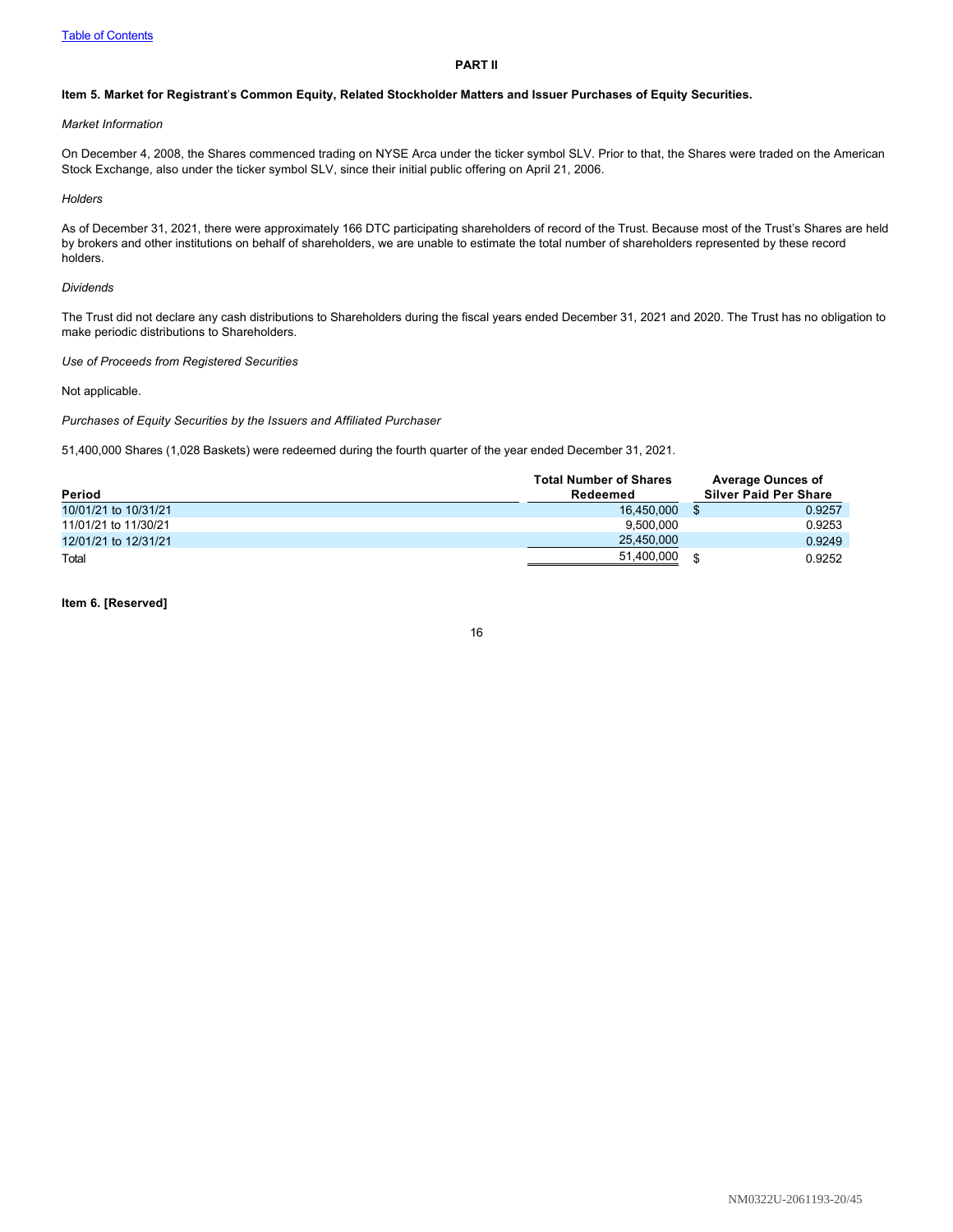Table of Contents

## PART II

### Item 5. Market for Registrant's Common Equity, Related Stockholder Matters and Issuer Purchases of Equity Securities.

*Market Information*

On December 4, 2008, the Shares commenced trading on NYSE Arca under the ticker symbol SLV. Prior to that, the Shares were traded on the American Stock Exchange, also under the ticker symbol SLV, since their initial public offering on April 21, 2006.

*Holders*

As of December 31, 2021, there were approximately 166 DTC participating shareholders of record of the Trust. Because most of the Trust's Shares are held by brokers and other institutions on behalf of shareholders, we are unable to estimate the total number of shareholders represented by these record holders.

*Dividends*

The Trust did not declare any cash distributions to Shareholders during the fiscal years ended December 31, 2021 and 2020. The Trust has no obligation to make periodic distributions to Shareholders.

*Use of Proceeds from Registered Securities*

Not applicable.

*Purchases of Equity Securities by the Issuers and Affiliated Purchaser*

51,400,000 Shares (1,028 Baskets) were redeemed during the fourth quarter of the year ended December 31, 2021.

| Period | Total Number of Shares Redeemed | Average Ounces of Silver Paid Per Share |
|---|---|---|
| 10/01/21 to 10/31/21 | 16,450,000 | $ 0.9257 |
| 11/01/21 to 11/30/21 | 9,500,000 | 0.9253 |
| 12/01/21 to 12/31/21 | 25,450,000 | 0.9249 |
| Total | 51,400,000 | $ 0.9252 |

### Item 6. [Reserved]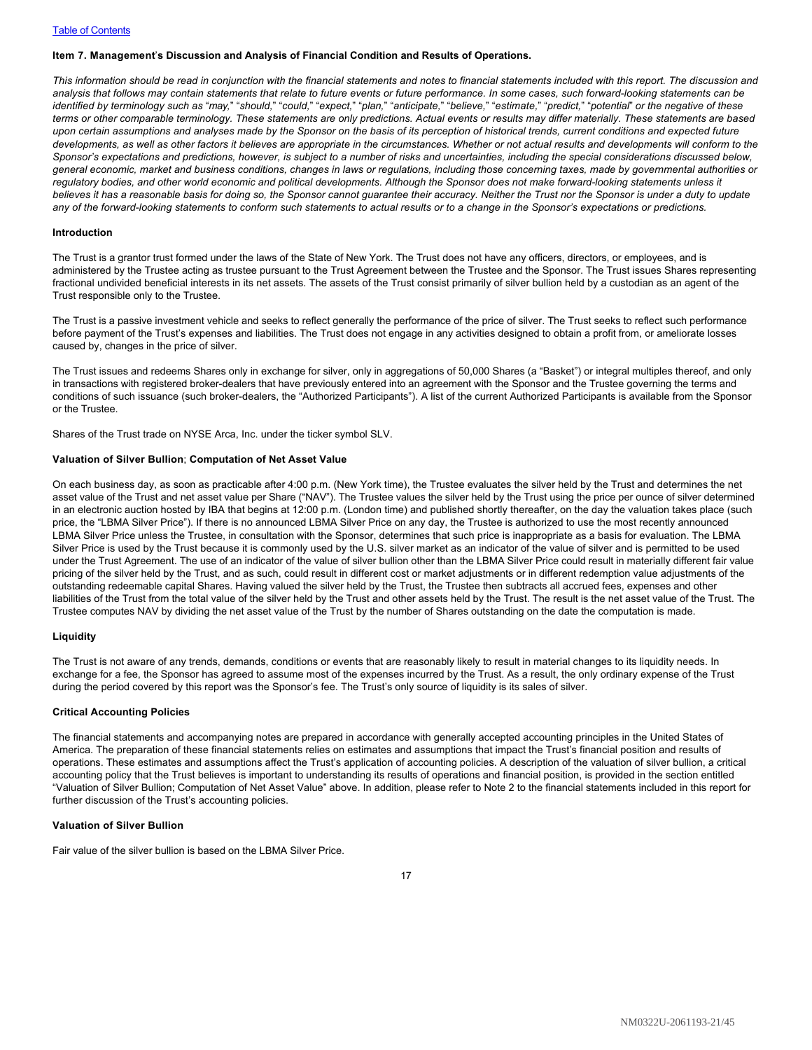## Item 7. Management's Discussion and Analysis of Financial Condition and Results of Operations.

*This information should be read in conjunction with the financial statements and notes to financial statements included with this report. The discussion and analysis that follows may contain statements that relate to future events or future performance. In some cases, such forward-looking statements can be identified by terminology such as "may," "should," "could," "expect," "plan," "anticipate," "believe," "estimate," "predict," "potential" or the negative of these terms or other comparable terminology. These statements are only predictions. Actual events or results may differ materially. These statements are based upon certain assumptions and analyses made by the Sponsor on the basis of its perception of historical trends, current conditions and expected future developments, as well as other factors it believes are appropriate in the circumstances. Whether or not actual results and developments will conform to the Sponsor's expectations and predictions, however, is subject to a number of risks and uncertainties, including the special considerations discussed below, general economic, market and business conditions, changes in laws or regulations, including those concerning taxes, made by governmental authorities or regulatory bodies, and other world economic and political developments. Although the Sponsor does not make forward-looking statements unless it believes it has a reasonable basis for doing so, the Sponsor cannot guarantee their accuracy. Neither the Trust nor the Sponsor is under a duty to update any of the forward-looking statements to conform such statements to actual results or to a change in the Sponsor's expectations or predictions.*

### Introduction

The Trust is a grantor trust formed under the laws of the State of New York. The Trust does not have any officers, directors, or employees, and is administered by the Trustee acting as trustee pursuant to the Trust Agreement between the Trustee and the Sponsor. The Trust issues Shares representing fractional undivided beneficial interests in its net assets. The assets of the Trust consist primarily of silver bullion held by a custodian as an agent of the Trust responsible only to the Trustee.

The Trust is a passive investment vehicle and seeks to reflect generally the performance of the price of silver. The Trust seeks to reflect such performance before payment of the Trust's expenses and liabilities. The Trust does not engage in any activities designed to obtain a profit from, or ameliorate losses caused by, changes in the price of silver.

The Trust issues and redeems Shares only in exchange for silver, only in aggregations of 50,000 Shares (a "Basket") or integral multiples thereof, and only in transactions with registered broker-dealers that have previously entered into an agreement with the Sponsor and the Trustee governing the terms and conditions of such issuance (such broker-dealers, the "Authorized Participants"). A list of the current Authorized Participants is available from the Sponsor or the Trustee.

Shares of the Trust trade on NYSE Arca, Inc. under the ticker symbol SLV.

### Valuation of Silver Bullion; Computation of Net Asset Value

On each business day, as soon as practicable after 4:00 p.m. (New York time), the Trustee evaluates the silver held by the Trust and determines the net asset value of the Trust and net asset value per Share ("NAV"). The Trustee values the silver held by the Trust using the price per ounce of silver determined in an electronic auction hosted by IBA that begins at 12:00 p.m. (London time) and published shortly thereafter, on the day the valuation takes place (such price, the "LBMA Silver Price"). If there is no announced LBMA Silver Price on any day, the Trustee is authorized to use the most recently announced LBMA Silver Price unless the Trustee, in consultation with the Sponsor, determines that such price is inappropriate as a basis for evaluation. The LBMA Silver Price is used by the Trust because it is commonly used by the U.S. silver market as an indicator of the value of silver and is permitted to be used under the Trust Agreement. The use of an indicator of the value of silver bullion other than the LBMA Silver Price could result in materially different fair value pricing of the silver held by the Trust, and as such, could result in different cost or market adjustments or in different redemption value adjustments of the outstanding redeemable capital Shares. Having valued the silver held by the Trust, the Trustee then subtracts all accrued fees, expenses and other liabilities of the Trust from the total value of the silver held by the Trust and other assets held by the Trust. The result is the net asset value of the Trust. The Trustee computes NAV by dividing the net asset value of the Trust by the number of Shares outstanding on the date the computation is made.

### Liquidity

The Trust is not aware of any trends, demands, conditions or events that are reasonably likely to result in material changes to its liquidity needs. In exchange for a fee, the Sponsor has agreed to assume most of the expenses incurred by the Trust. As a result, the only ordinary expense of the Trust during the period covered by this report was the Sponsor's fee. The Trust's only source of liquidity is its sales of silver.

### Critical Accounting Policies

The financial statements and accompanying notes are prepared in accordance with generally accepted accounting principles in the United States of America. The preparation of these financial statements relies on estimates and assumptions that impact the Trust's financial position and results of operations. These estimates and assumptions affect the Trust's application of accounting policies. A description of the valuation of silver bullion, a critical accounting policy that the Trust believes is important to understanding its results of operations and financial position, is provided in the section entitled "Valuation of Silver Bullion; Computation of Net Asset Value" above. In addition, please refer to Note 2 to the financial statements included in this report for further discussion of the Trust's accounting policies.

### Valuation of Silver Bullion

Fair value of the silver bullion is based on the LBMA Silver Price.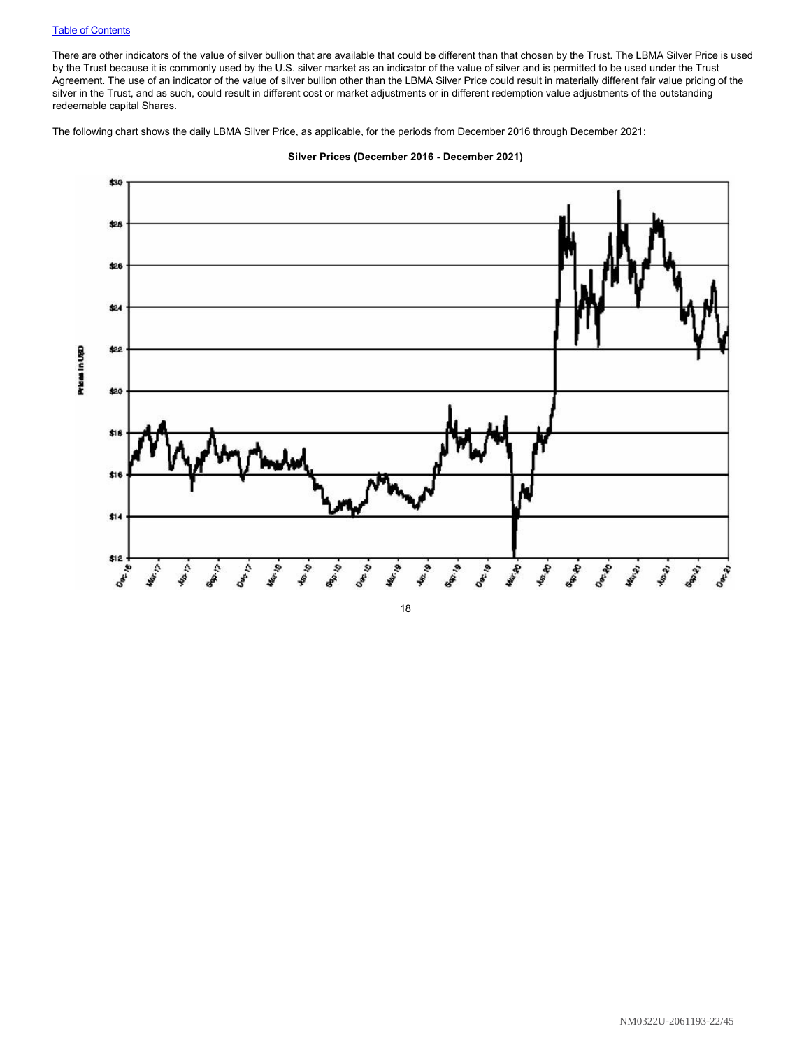There are other indicators of the value of silver bullion that are available that could be different than that chosen by the Trust. The LBMA Silver Price is used by the Trust because it is commonly used by the U.S. silver market as an indicator of the value of silver and is permitted to be used under the Trust Agreement. The use of an indicator of the value of silver bullion other than the LBMA Silver Price could result in materially different fair value pricing of the silver in the Trust, and as such, could result in different cost or market adjustments or in different redemption value adjustments of the outstanding redeemable capital Shares.

The following chart shows the daily LBMA Silver Price, as applicable, for the periods from December 2016 through December 2021:

**Silver Prices (December 2016 - December 2021)**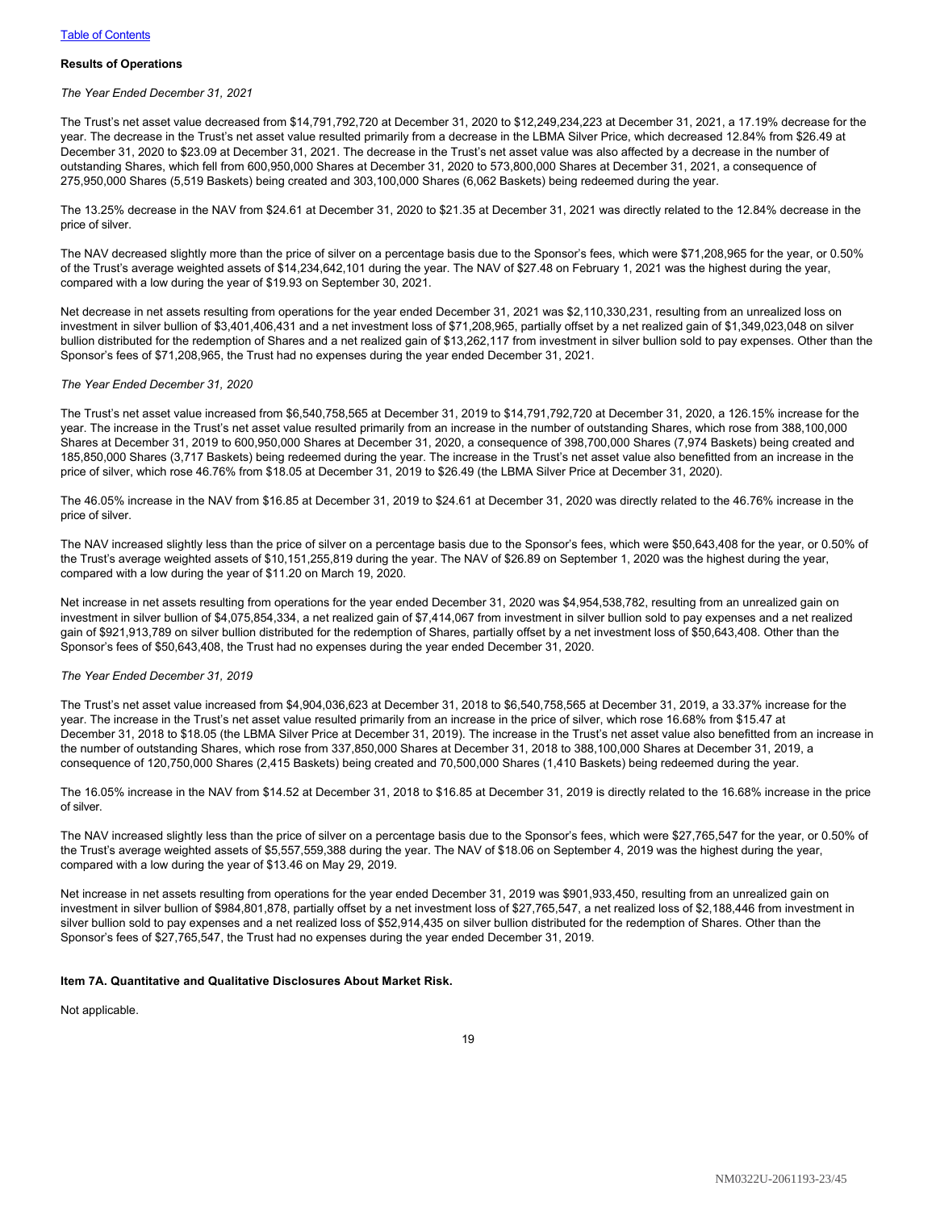**Results of Operations**

*The Year Ended December 31, 2021*

The Trust's net asset value decreased from $14,791,792,720 at December 31, 2020 to $12,249,234,223 at December 31, 2021, a 17.19% decrease for the year. The decrease in the Trust's net asset value resulted primarily from a decrease in the LBMA Silver Price, which decreased 12.84% from $26.49 at December 31, 2020 to $23.09 at December 31, 2021. The decrease in the Trust's net asset value was also affected by a decrease in the number of outstanding Shares, which fell from 600,950,000 Shares at December 31, 2020 to 573,800,000 Shares at December 31, 2021, a consequence of 275,950,000 Shares (5,519 Baskets) being created and 303,100,000 Shares (6,062 Baskets) being redeemed during the year.

The 13.25% decrease in the NAV from $24.61 at December 31, 2020 to $21.35 at December 31, 2021 was directly related to the 12.84% decrease in the price of silver.

The NAV decreased slightly more than the price of silver on a percentage basis due to the Sponsor's fees, which were $71,208,965 for the year, or 0.50% of the Trust's average weighted assets of $14,234,642,101 during the year. The NAV of $27.48 on February 1, 2021 was the highest during the year, compared with a low during the year of $19.93 on September 30, 2021.

Net decrease in net assets resulting from operations for the year ended December 31, 2021 was $2,110,330,231, resulting from an unrealized loss on investment in silver bullion of $3,401,406,431 and a net investment loss of $71,208,965, partially offset by a net realized gain of $1,349,023,048 on silver bullion distributed for the redemption of Shares and a net realized gain of $13,262,117 from investment in silver bullion sold to pay expenses. Other than the Sponsor's fees of $71,208,965, the Trust had no expenses during the year ended December 31, 2021.

*The Year Ended December 31, 2020*

The Trust's net asset value increased from $6,540,758,565 at December 31, 2019 to $14,791,792,720 at December 31, 2020, a 126.15% increase for the year. The increase in the Trust's net asset value resulted primarily from an increase in the number of outstanding Shares, which rose from 388,100,000 Shares at December 31, 2019 to 600,950,000 Shares at December 31, 2020, a consequence of 398,700,000 Shares (7,974 Baskets) being created and 185,850,000 Shares (3,717 Baskets) being redeemed during the year. The increase in the Trust's net asset value also benefitted from an increase in the price of silver, which rose 46.76% from $18.05 at December 31, 2019 to $26.49 (the LBMA Silver Price at December 31, 2020).

The 46.05% increase in the NAV from $16.85 at December 31, 2019 to $24.61 at December 31, 2020 was directly related to the 46.76% increase in the price of silver.

The NAV increased slightly less than the price of silver on a percentage basis due to the Sponsor's fees, which were $50,643,408 for the year, or 0.50% of the Trust's average weighted assets of $10,151,255,819 during the year. The NAV of $26.89 on September 1, 2020 was the highest during the year, compared with a low during the year of $11.20 on March 19, 2020.

Net increase in net assets resulting from operations for the year ended December 31, 2020 was $4,954,538,782, resulting from an unrealized gain on investment in silver bullion of $4,075,854,334, a net realized gain of $7,414,067 from investment in silver bullion sold to pay expenses and a net realized gain of $921,913,789 on silver bullion distributed for the redemption of Shares, partially offset by a net investment loss of $50,643,408. Other than the Sponsor's fees of $50,643,408, the Trust had no expenses during the year ended December 31, 2020.

*The Year Ended December 31, 2019*

The Trust's net asset value increased from $4,904,036,623 at December 31, 2018 to $6,540,758,565 at December 31, 2019, a 33.37% increase for the year. The increase in the Trust's net asset value resulted primarily from an increase in the price of silver, which rose 16.68% from $15.47 at December 31, 2018 to $18.05 (the LBMA Silver Price at December 31, 2019). The increase in the Trust's net asset value also benefitted from an increase in the number of outstanding Shares, which rose from 337,850,000 Shares at December 31, 2018 to 388,100,000 Shares at December 31, 2019, a consequence of 120,750,000 Shares (2,415 Baskets) being created and 70,500,000 Shares (1,410 Baskets) being redeemed during the year.

The 16.05% increase in the NAV from $14.52 at December 31, 2018 to $16.85 at December 31, 2019 is directly related to the 16.68% increase in the price of silver.

The NAV increased slightly less than the price of silver on a percentage basis due to the Sponsor's fees, which were $27,765,547 for the year, or 0.50% of the Trust's average weighted assets of $5,557,559,388 during the year. The NAV of $18.06 on September 4, 2019 was the highest during the year, compared with a low during the year of $13.46 on May 29, 2019.

Net increase in net assets resulting from operations for the year ended December 31, 2019 was $901,933,450, resulting from an unrealized gain on investment in silver bullion of $984,801,878, partially offset by a net investment loss of $27,765,547, a net realized loss of $2,188,446 from investment in silver bullion sold to pay expenses and a net realized loss of $52,914,435 on silver bullion distributed for the redemption of Shares. Other than the Sponsor's fees of $27,765,547, the Trust had no expenses during the year ended December 31, 2019.

**Item 7A. Quantitative and Qualitative Disclosures About Market Risk.**

Not applicable.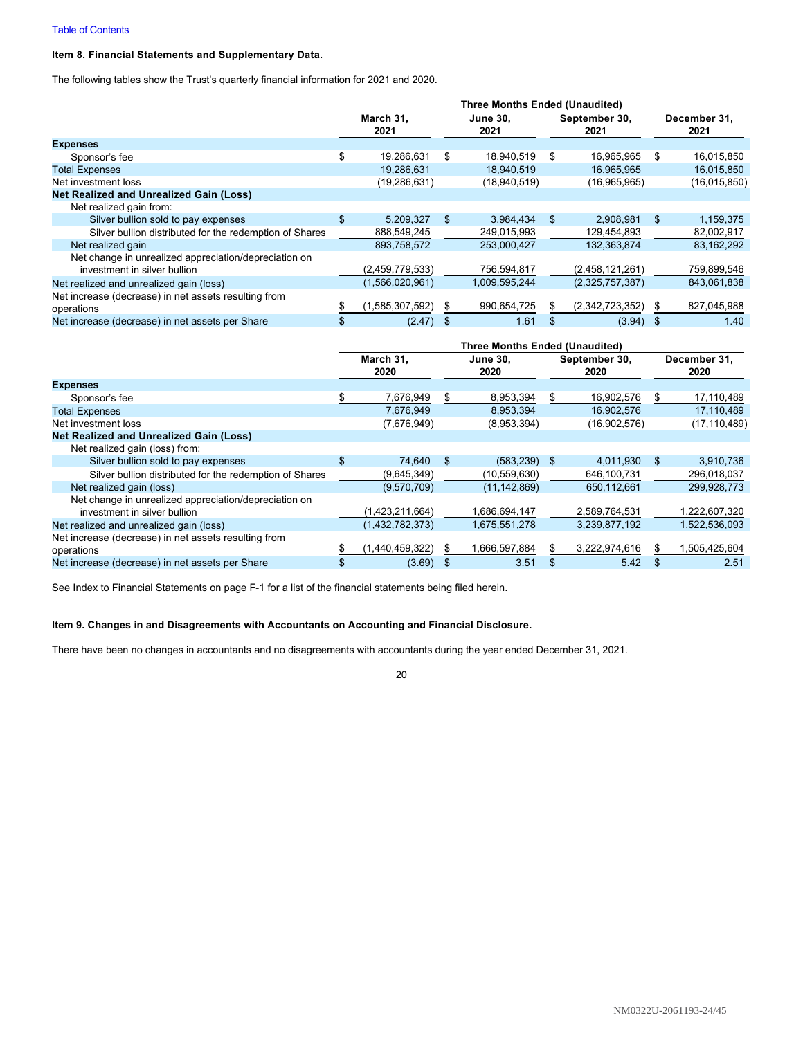Table of Contents

**Item 8. Financial Statements and Supplementary Data.**

The following tables show the Trust's quarterly financial information for 2021 and 2020.

| | Three Months Ended (Unaudited) | | | |
|---|---|---|---|---|
| | March 31, 2021 | June 30, 2021 | September 30, 2021 | December 31, 2021 |
| **Expenses** | | | | |
| Sponsor's fee | $ 19,286,631 | $ 18,940,519 | $ 16,965,965 | $ 16,015,850 |
| Total Expenses | 19,286,631 | 18,940,519 | 16,965,965 | 16,015,850 |
| Net investment loss | (19,286,631) | (18,940,519) | (16,965,965) | (16,015,850) |
| **Net Realized and Unrealized Gain (Loss)** | | | | |
| Net realized gain from: | | | | |
| Silver bullion sold to pay expenses | $ 5,209,327 | $ 3,984,434 | $ 2,908,981 | $ 1,159,375 |
| Silver bullion distributed for the redemption of Shares | 888,549,245 | 249,015,993 | 129,454,893 | 82,002,917 |
| Net realized gain | 893,758,572 | 253,000,427 | 132,363,874 | 83,162,292 |
| Net change in unrealized appreciation/depreciation on investment in silver bullion | (2,459,779,533) | 756,594,817 | (2,458,121,261) | 759,899,546 |
| Net realized and unrealized gain (loss) | (1,566,020,961) | 1,009,595,244 | (2,325,757,387) | 843,061,838 |
| Net increase (decrease) in net assets resulting from operations | $ (1,585,307,592) | $ 990,654,725 | $ (2,342,723,352) | $ 827,045,988 |
| Net increase (decrease) in net assets per Share | $ (2.47) | $ 1.61 | $ (3.94) | $ 1.40 |

| | Three Months Ended (Unaudited) | | | |
|---|---|---|---|---|
| | March 31, 2020 | June 30, 2020 | September 30, 2020 | December 31, 2020 |
| **Expenses** | | | | |
| Sponsor's fee | $ 7,676,949 | $ 8,953,394 | $ 16,902,576 | $ 17,110,489 |
| Total Expenses | 7,676,949 | 8,953,394 | 16,902,576 | 17,110,489 |
| Net investment loss | (7,676,949) | (8,953,394) | (16,902,576) | (17,110,489) |
| **Net Realized and Unrealized Gain (Loss)** | | | | |
| Net realized gain (loss) from: | | | | |
| Silver bullion sold to pay expenses | $ 74,640 | $ (583,239) | $ 4,011,930 | $ 3,910,736 |
| Silver bullion distributed for the redemption of Shares | (9,645,349) | (10,559,630) | 646,100,731 | 296,018,037 |
| Net realized gain (loss) | (9,570,709) | (11,142,869) | 650,112,661 | 299,928,773 |
| Net change in unrealized appreciation/depreciation on investment in silver bullion | (1,423,211,664) | 1,686,694,147 | 2,589,764,531 | 1,222,607,320 |
| Net realized and unrealized gain (loss) | (1,432,782,373) | 1,675,551,278 | 3,239,877,192 | 1,522,536,093 |
| Net increase (decrease) in net assets resulting from operations | $ (1,440,459,322) | $ 1,666,597,884 | $ 3,222,974,616 | $ 1,505,425,604 |
| Net increase (decrease) in net assets per Share | $ (3.69) | $ 3.51 | $ 5.42 | $ 2.51 |

See Index to Financial Statements on page F-1 for a list of the financial statements being filed herein.

**Item 9. Changes in and Disagreements with Accountants on Accounting and Financial Disclosure.**

There have been no changes in accountants and no disagreements with accountants during the year ended December 31, 2021.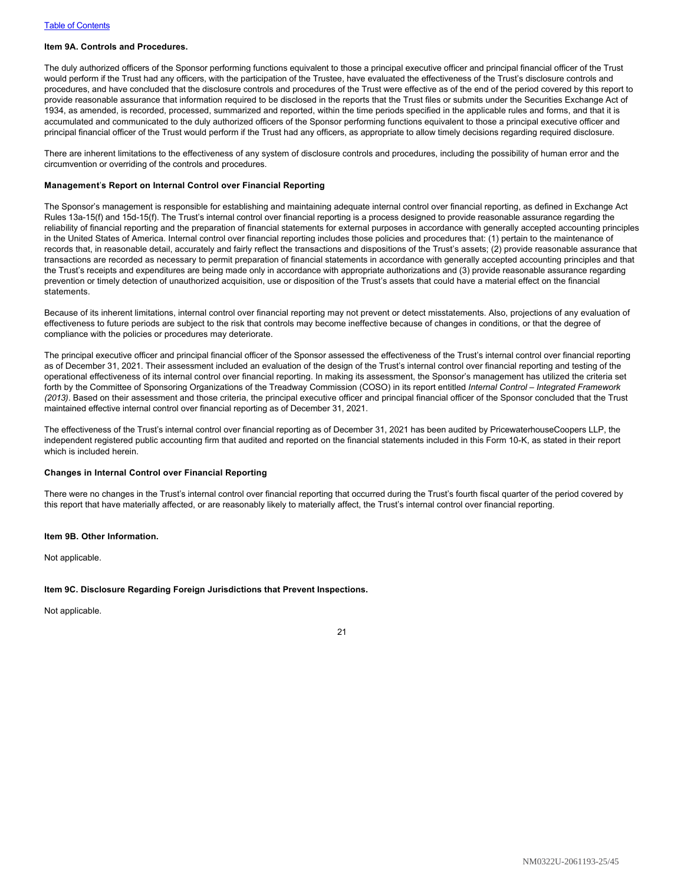### Item 9A. Controls and Procedures.

The duly authorized officers of the Sponsor performing functions equivalent to those a principal executive officer and principal financial officer of the Trust would perform if the Trust had any officers, with the participation of the Trustee, have evaluated the effectiveness of the Trust's disclosure controls and procedures, and have concluded that the disclosure controls and procedures of the Trust were effective as of the end of the period covered by this report to provide reasonable assurance that information required to be disclosed in the reports that the Trust files or submits under the Securities Exchange Act of 1934, as amended, is recorded, processed, summarized and reported, within the time periods specified in the applicable rules and forms, and that it is accumulated and communicated to the duly authorized officers of the Sponsor performing functions equivalent to those a principal executive officer and principal financial officer of the Trust would perform if the Trust had any officers, as appropriate to allow timely decisions regarding required disclosure.

There are inherent limitations to the effectiveness of any system of disclosure controls and procedures, including the possibility of human error and the circumvention or overriding of the controls and procedures.

#### Management's Report on Internal Control over Financial Reporting

The Sponsor's management is responsible for establishing and maintaining adequate internal control over financial reporting, as defined in Exchange Act Rules 13a-15(f) and 15d-15(f). The Trust's internal control over financial reporting is a process designed to provide reasonable assurance regarding the reliability of financial reporting and the preparation of financial statements for external purposes in accordance with generally accepted accounting principles in the United States of America. Internal control over financial reporting includes those policies and procedures that: (1) pertain to the maintenance of records that, in reasonable detail, accurately and fairly reflect the transactions and dispositions of the Trust's assets; (2) provide reasonable assurance that transactions are recorded as necessary to permit preparation of financial statements in accordance with generally accepted accounting principles and that the Trust's receipts and expenditures are being made only in accordance with appropriate authorizations and (3) provide reasonable assurance regarding prevention or timely detection of unauthorized acquisition, use or disposition of the Trust's assets that could have a material effect on the financial statements.

Because of its inherent limitations, internal control over financial reporting may not prevent or detect misstatements. Also, projections of any evaluation of effectiveness to future periods are subject to the risk that controls may become ineffective because of changes in conditions, or that the degree of compliance with the policies or procedures may deteriorate.

The principal executive officer and principal financial officer of the Sponsor assessed the effectiveness of the Trust's internal control over financial reporting as of December 31, 2021. Their assessment included an evaluation of the design of the Trust's internal control over financial reporting and testing of the operational effectiveness of its internal control over financial reporting. In making its assessment, the Sponsor's management has utilized the criteria set forth by the Committee of Sponsoring Organizations of the Treadway Commission (COSO) in its report entitled *Internal Control – Integrated Framework (2013)*. Based on their assessment and those criteria, the principal executive officer and principal financial officer of the Sponsor concluded that the Trust maintained effective internal control over financial reporting as of December 31, 2021.

The effectiveness of the Trust's internal control over financial reporting as of December 31, 2021 has been audited by PricewaterhouseCoopers LLP, the independent registered public accounting firm that audited and reported on the financial statements included in this Form 10-K, as stated in their report which is included herein.

#### Changes in Internal Control over Financial Reporting

There were no changes in the Trust's internal control over financial reporting that occurred during the Trust's fourth fiscal quarter of the period covered by this report that have materially affected, or are reasonably likely to materially affect, the Trust's internal control over financial reporting.

### Item 9B. Other Information.

Not applicable.

### Item 9C. Disclosure Regarding Foreign Jurisdictions that Prevent Inspections.

Not applicable.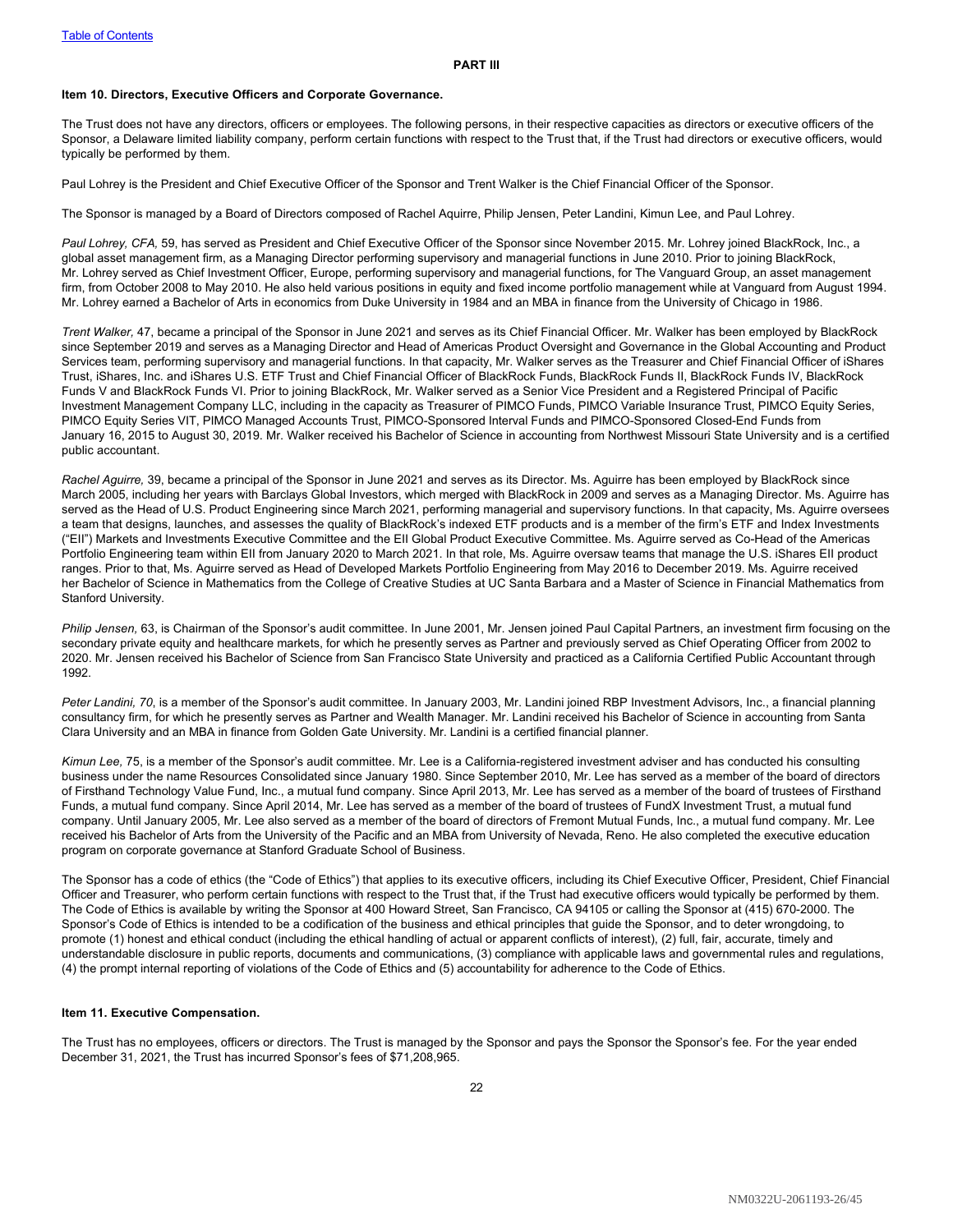## PART III

### Item 10. Directors, Executive Officers and Corporate Governance.

The Trust does not have any directors, officers or employees. The following persons, in their respective capacities as directors or executive officers of the Sponsor, a Delaware limited liability company, perform certain functions with respect to the Trust that, if the Trust had directors or executive officers, would typically be performed by them.

Paul Lohrey is the President and Chief Executive Officer of the Sponsor and Trent Walker is the Chief Financial Officer of the Sponsor.

The Sponsor is managed by a Board of Directors composed of Rachel Aquirre, Philip Jensen, Peter Landini, Kimun Lee, and Paul Lohrey.

*Paul Lohrey, CFA,* 59, has served as President and Chief Executive Officer of the Sponsor since November 2015. Mr. Lohrey joined BlackRock, Inc., a global asset management firm, as a Managing Director performing supervisory and managerial functions in June 2010. Prior to joining BlackRock, Mr. Lohrey served as Chief Investment Officer, Europe, performing supervisory and managerial functions, for The Vanguard Group, an asset management firm, from October 2008 to May 2010. He also held various positions in equity and fixed income portfolio management while at Vanguard from August 1994. Mr. Lohrey earned a Bachelor of Arts in economics from Duke University in 1984 and an MBA in finance from the University of Chicago in 1986.

*Trent Walker,* 47, became a principal of the Sponsor in June 2021 and serves as its Chief Financial Officer. Mr. Walker has been employed by BlackRock since September 2019 and serves as a Managing Director and Head of Americas Product Oversight and Governance in the Global Accounting and Product Services team, performing supervisory and managerial functions. In that capacity, Mr. Walker serves as the Treasurer and Chief Financial Officer of iShares Trust, iShares, Inc. and iShares U.S. ETF Trust and Chief Financial Officer of BlackRock Funds, BlackRock Funds II, BlackRock Funds IV, BlackRock Funds V and BlackRock Funds VI. Prior to joining BlackRock, Mr. Walker served as a Senior Vice President and a Registered Principal of Pacific Investment Management Company LLC, including in the capacity as Treasurer of PIMCO Funds, PIMCO Variable Insurance Trust, PIMCO Equity Series, PIMCO Equity Series VIT, PIMCO Managed Accounts Trust, PIMCO-Sponsored Interval Funds and PIMCO-Sponsored Closed-End Funds from January 16, 2015 to August 30, 2019. Mr. Walker received his Bachelor of Science in accounting from Northwest Missouri State University and is a certified public accountant.

*Rachel Aguirre,* 39, became a principal of the Sponsor in June 2021 and serves as its Director. Ms. Aguirre has been employed by BlackRock since March 2005, including her years with Barclays Global Investors, which merged with BlackRock in 2009 and serves as a Managing Director. Ms. Aguirre has served as the Head of U.S. Product Engineering since March 2021, performing managerial and supervisory functions. In that capacity, Ms. Aguirre oversees a team that designs, launches, and assesses the quality of BlackRock's indexed ETF products and is a member of the firm's ETF and Index Investments ("EII") Markets and Investments Executive Committee and the EII Global Product Executive Committee. Ms. Aguirre served as Co-Head of the Americas Portfolio Engineering team within EII from January 2020 to March 2021. In that role, Ms. Aguirre oversaw teams that manage the U.S. iShares EII product ranges. Prior to that, Ms. Aguirre served as Head of Developed Markets Portfolio Engineering from May 2016 to December 2019. Ms. Aguirre received her Bachelor of Science in Mathematics from the College of Creative Studies at UC Santa Barbara and a Master of Science in Financial Mathematics from Stanford University.

*Philip Jensen,* 63, is Chairman of the Sponsor's audit committee. In June 2001, Mr. Jensen joined Paul Capital Partners, an investment firm focusing on the secondary private equity and healthcare markets, for which he presently serves as Partner and previously served as Chief Operating Officer from 2002 to 2020. Mr. Jensen received his Bachelor of Science from San Francisco State University and practiced as a California Certified Public Accountant through 1992.

*Peter Landini, 70*, is a member of the Sponsor's audit committee. In January 2003, Mr. Landini joined RBP Investment Advisors, Inc., a financial planning consultancy firm, for which he presently serves as Partner and Wealth Manager. Mr. Landini received his Bachelor of Science in accounting from Santa Clara University and an MBA in finance from Golden Gate University. Mr. Landini is a certified financial planner.

*Kimun Lee,* 75, is a member of the Sponsor's audit committee. Mr. Lee is a California-registered investment adviser and has conducted his consulting business under the name Resources Consolidated since January 1980. Since September 2010, Mr. Lee has served as a member of the board of directors of Firsthand Technology Value Fund, Inc., a mutual fund company. Since April 2013, Mr. Lee has served as a member of the board of trustees of Firsthand Funds, a mutual fund company. Since April 2014, Mr. Lee has served as a member of the board of trustees of FundX Investment Trust, a mutual fund company. Until January 2005, Mr. Lee also served as a member of the board of directors of Fremont Mutual Funds, Inc., a mutual fund company. Mr. Lee received his Bachelor of Arts from the University of the Pacific and an MBA from University of Nevada, Reno. He also completed the executive education program on corporate governance at Stanford Graduate School of Business.

The Sponsor has a code of ethics (the "Code of Ethics") that applies to its executive officers, including its Chief Executive Officer, President, Chief Financial Officer and Treasurer, who perform certain functions with respect to the Trust that, if the Trust had executive officers would typically be performed by them. The Code of Ethics is available by writing the Sponsor at 400 Howard Street, San Francisco, CA 94105 or calling the Sponsor at (415) 670-2000. The Sponsor's Code of Ethics is intended to be a codification of the business and ethical principles that guide the Sponsor, and to deter wrongdoing, to promote (1) honest and ethical conduct (including the ethical handling of actual or apparent conflicts of interest), (2) full, fair, accurate, timely and understandable disclosure in public reports, documents and communications, (3) compliance with applicable laws and governmental rules and regulations, (4) the prompt internal reporting of violations of the Code of Ethics and (5) accountability for adherence to the Code of Ethics.

### Item 11. Executive Compensation.

The Trust has no employees, officers or directors. The Trust is managed by the Sponsor and pays the Sponsor the Sponsor's fee. For the year ended December 31, 2021, the Trust has incurred Sponsor's fees of $71,208,965.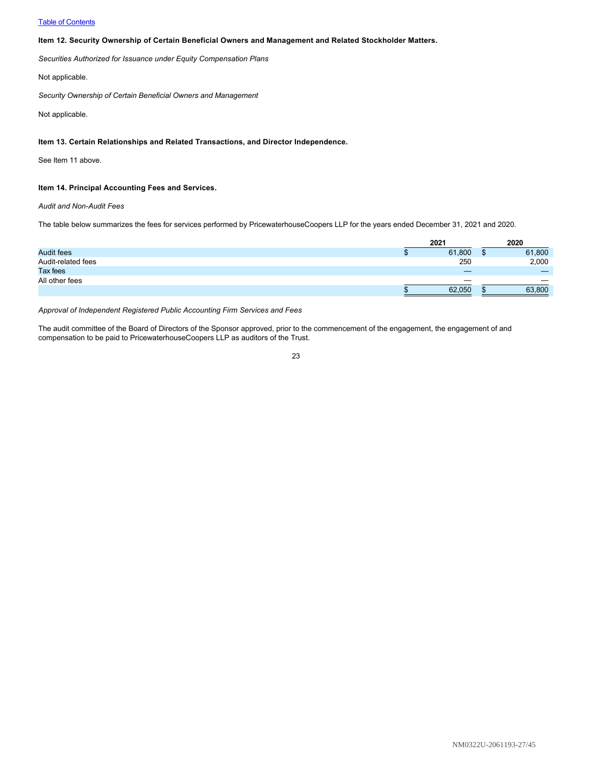**Item 12. Security Ownership of Certain Beneficial Owners and Management and Related Stockholder Matters.**

*Securities Authorized for Issuance under Equity Compensation Plans*

Not applicable.

*Security Ownership of Certain Beneficial Owners and Management*

Not applicable.

**Item 13. Certain Relationships and Related Transactions, and Director Independence.**

See Item 11 above.

**Item 14. Principal Accounting Fees and Services.**

*Audit and Non-Audit Fees*

The table below summarizes the fees for services performed by PricewaterhouseCoopers LLP for the years ended December 31, 2021 and 2020.

| | 2021 | 2020 |
|---|---|---|
| Audit fees | $ 61,800 | $ 61,800 |
| Audit-related fees | 250 | 2,000 |
| Tax fees | — | — |
| All other fees | — | — |
| | $ 62,050 | $ 63,800 |

*Approval of Independent Registered Public Accounting Firm Services and Fees*

The audit committee of the Board of Directors of the Sponsor approved, prior to the commencement of the engagement, the engagement of and compensation to be paid to PricewaterhouseCoopers LLP as auditors of the Trust.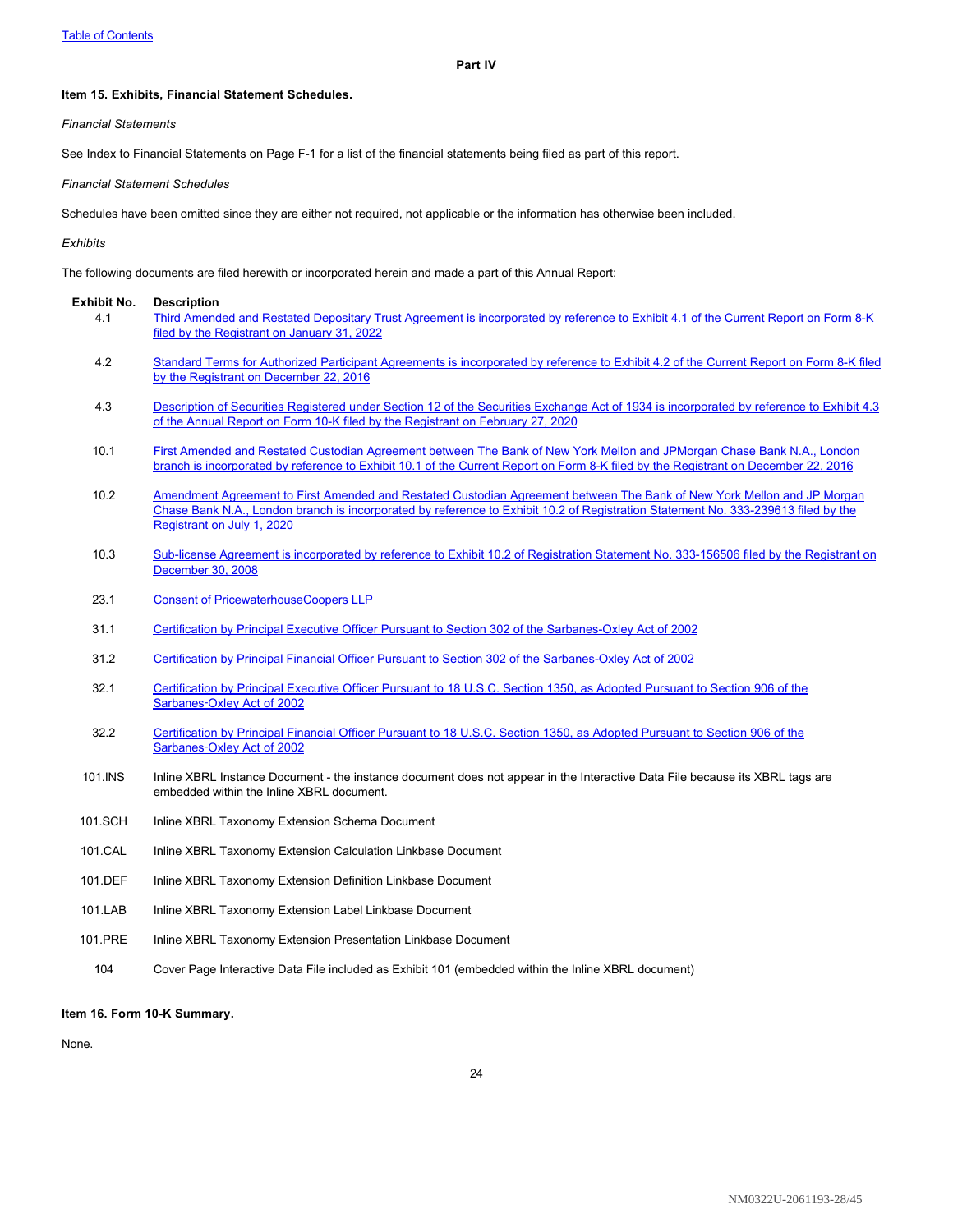Part IV

**Item 15. Exhibits, Financial Statement Schedules.**

*Financial Statements*

See Index to Financial Statements on Page F-1 for a list of the financial statements being filed as part of this report.

*Financial Statement Schedules*

Schedules have been omitted since they are either not required, not applicable or the information has otherwise been included.

*Exhibits*

The following documents are filed herewith or incorporated herein and made a part of this Annual Report:

| Exhibit No. | Description |
|---|---|
| 4.1 | Third Amended and Restated Depositary Trust Agreement is incorporated by reference to Exhibit 4.1 of the Current Report on Form 8-K filed by the Registrant on January 31, 2022 |
| 4.2 | Standard Terms for Authorized Participant Agreements is incorporated by reference to Exhibit 4.2 of the Current Report on Form 8-K filed by the Registrant on December 22, 2016 |
| 4.3 | Description of Securities Registered under Section 12 of the Securities Exchange Act of 1934 is incorporated by reference to Exhibit 4.3 of the Annual Report on Form 10-K filed by the Registrant on February 27, 2020 |
| 10.1 | First Amended and Restated Custodian Agreement between The Bank of New York Mellon and JPMorgan Chase Bank N.A., London branch is incorporated by reference to Exhibit 10.1 of the Current Report on Form 8-K filed by the Registrant on December 22, 2016 |
| 10.2 | Amendment Agreement to First Amended and Restated Custodian Agreement between The Bank of New York Mellon and JP Morgan Chase Bank N.A., London branch is incorporated by reference to Exhibit 10.2 of Registration Statement No. 333-239613 filed by the Registrant on July 1, 2020 |
| 10.3 | Sub-license Agreement is incorporated by reference to Exhibit 10.2 of Registration Statement No. 333-156506 filed by the Registrant on December 30, 2008 |
| 23.1 | Consent of PricewaterhouseCoopers LLP |
| 31.1 | Certification by Principal Executive Officer Pursuant to Section 302 of the Sarbanes-Oxley Act of 2002 |
| 31.2 | Certification by Principal Financial Officer Pursuant to Section 302 of the Sarbanes-Oxley Act of 2002 |
| 32.1 | Certification by Principal Executive Officer Pursuant to 18 U.S.C. Section 1350, as Adopted Pursuant to Section 906 of the Sarbanes-Oxley Act of 2002 |
| 32.2 | Certification by Principal Financial Officer Pursuant to 18 U.S.C. Section 1350, as Adopted Pursuant to Section 906 of the Sarbanes-Oxley Act of 2002 |
| 101.INS | Inline XBRL Instance Document - the instance document does not appear in the Interactive Data File because its XBRL tags are embedded within the Inline XBRL document. |
| 101.SCH | Inline XBRL Taxonomy Extension Schema Document |
| 101.CAL | Inline XBRL Taxonomy Extension Calculation Linkbase Document |
| 101.DEF | Inline XBRL Taxonomy Extension Definition Linkbase Document |
| 101.LAB | Inline XBRL Taxonomy Extension Label Linkbase Document |
| 101.PRE | Inline XBRL Taxonomy Extension Presentation Linkbase Document |
| 104 | Cover Page Interactive Data File included as Exhibit 101 (embedded within the Inline XBRL document) |

**Item 16. Form 10-K Summary.**

None.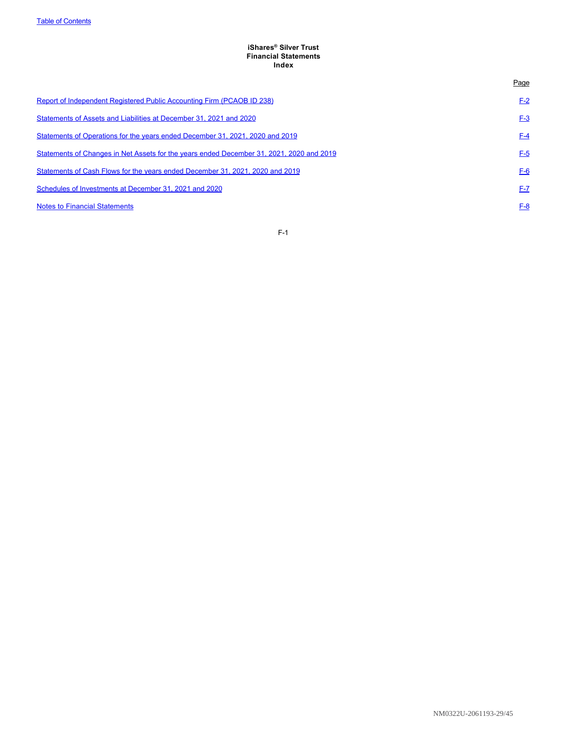**iShares® Silver Trust**
**Financial Statements**
**Index**

| | Page |
|---|---|
| Report of Independent Registered Public Accounting Firm (PCAOB ID 238) | F-2 |
| Statements of Assets and Liabilities at December 31, 2021 and 2020 | F-3 |
| Statements of Operations for the years ended December 31, 2021, 2020 and 2019 | F-4 |
| Statements of Changes in Net Assets for the years ended December 31, 2021, 2020 and 2019 | F-5 |
| Statements of Cash Flows for the years ended December 31, 2021, 2020 and 2019 | F-6 |
| Schedules of Investments at December 31, 2021 and 2020 | F-7 |
| Notes to Financial Statements | F-8 |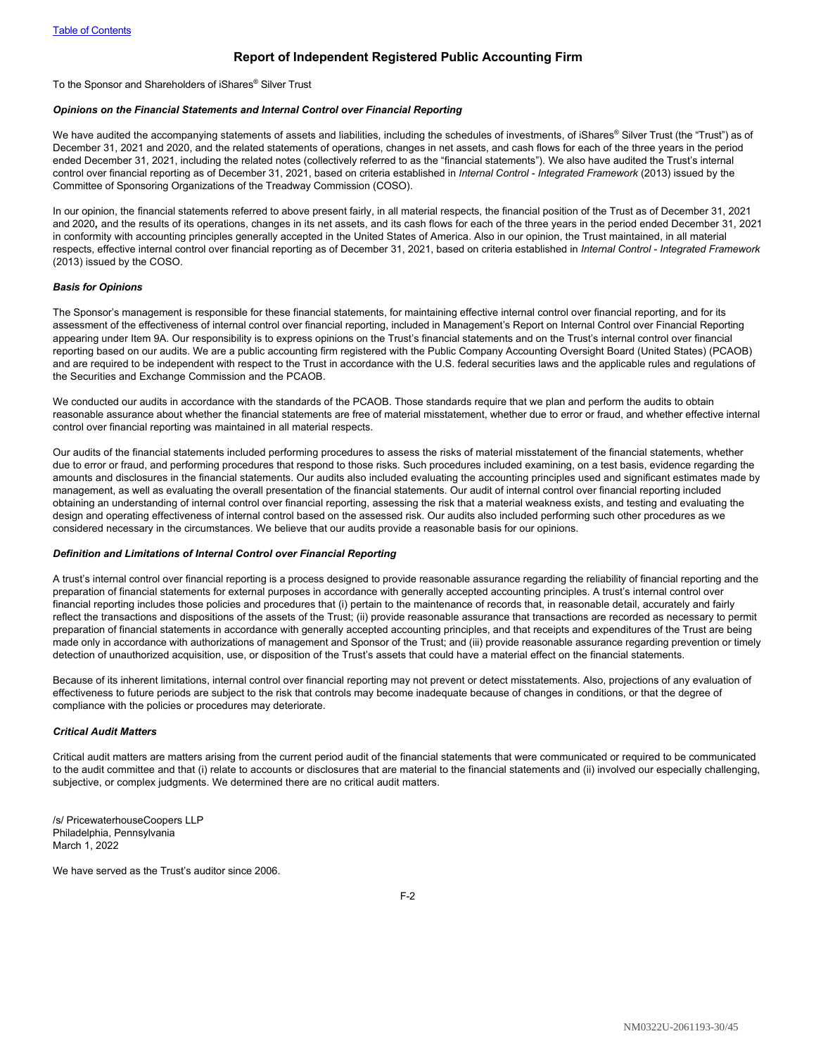[Table of Contents](#)

## Report of Independent Registered Public Accounting Firm

To the Sponsor and Shareholders of iShares® Silver Trust

***Opinions on the Financial Statements and Internal Control over Financial Reporting***

We have audited the accompanying statements of assets and liabilities, including the schedules of investments, of iShares® Silver Trust (the "Trust") as of December 31, 2021 and 2020, and the related statements of operations, changes in net assets, and cash flows for each of the three years in the period ended December 31, 2021, including the related notes (collectively referred to as the "financial statements"). We also have audited the Trust's internal control over financial reporting as of December 31, 2021, based on criteria established in *Internal Control - Integrated Framework* (2013) issued by the Committee of Sponsoring Organizations of the Treadway Commission (COSO).

In our opinion, the financial statements referred to above present fairly, in all material respects, the financial position of the Trust as of December 31, 2021 and 2020**,** and the results of its operations, changes in its net assets, and its cash flows for each of the three years in the period ended December 31, 2021 in conformity with accounting principles generally accepted in the United States of America. Also in our opinion, the Trust maintained, in all material respects, effective internal control over financial reporting as of December 31, 2021, based on criteria established in *Internal Control - Integrated Framework* (2013) issued by the COSO.

***Basis for Opinions***

The Sponsor's management is responsible for these financial statements, for maintaining effective internal control over financial reporting, and for its assessment of the effectiveness of internal control over financial reporting, included in Management's Report on Internal Control over Financial Reporting appearing under Item 9A. Our responsibility is to express opinions on the Trust's financial statements and on the Trust's internal control over financial reporting based on our audits. We are a public accounting firm registered with the Public Company Accounting Oversight Board (United States) (PCAOB) and are required to be independent with respect to the Trust in accordance with the U.S. federal securities laws and the applicable rules and regulations of the Securities and Exchange Commission and the PCAOB.

We conducted our audits in accordance with the standards of the PCAOB. Those standards require that we plan and perform the audits to obtain reasonable assurance about whether the financial statements are free of material misstatement, whether due to error or fraud, and whether effective internal control over financial reporting was maintained in all material respects.

Our audits of the financial statements included performing procedures to assess the risks of material misstatement of the financial statements, whether due to error or fraud, and performing procedures that respond to those risks. Such procedures included examining, on a test basis, evidence regarding the amounts and disclosures in the financial statements. Our audits also included evaluating the accounting principles used and significant estimates made by management, as well as evaluating the overall presentation of the financial statements. Our audit of internal control over financial reporting included obtaining an understanding of internal control over financial reporting, assessing the risk that a material weakness exists, and testing and evaluating the design and operating effectiveness of internal control based on the assessed risk. Our audits also included performing such other procedures as we considered necessary in the circumstances. We believe that our audits provide a reasonable basis for our opinions.

***Definition and Limitations of Internal Control over Financial Reporting***

A trust's internal control over financial reporting is a process designed to provide reasonable assurance regarding the reliability of financial reporting and the preparation of financial statements for external purposes in accordance with generally accepted accounting principles. A trust's internal control over financial reporting includes those policies and procedures that (i) pertain to the maintenance of records that, in reasonable detail, accurately and fairly reflect the transactions and dispositions of the assets of the Trust; (ii) provide reasonable assurance that transactions are recorded as necessary to permit preparation of financial statements in accordance with generally accepted accounting principles, and that receipts and expenditures of the Trust are being made only in accordance with authorizations of management and Sponsor of the Trust; and (iii) provide reasonable assurance regarding prevention or timely detection of unauthorized acquisition, use, or disposition of the Trust's assets that could have a material effect on the financial statements.

Because of its inherent limitations, internal control over financial reporting may not prevent or detect misstatements. Also, projections of any evaluation of effectiveness to future periods are subject to the risk that controls may become inadequate because of changes in conditions, or that the degree of compliance with the policies or procedures may deteriorate.

***Critical Audit Matters***

Critical audit matters are matters arising from the current period audit of the financial statements that were communicated or required to be communicated to the audit committee and that (i) relate to accounts or disclosures that are material to the financial statements and (ii) involved our especially challenging, subjective, or complex judgments. We determined there are no critical audit matters.

/s/ PricewaterhouseCoopers LLP
Philadelphia, Pennsylvania
March 1, 2022

We have served as the Trust's auditor since 2006.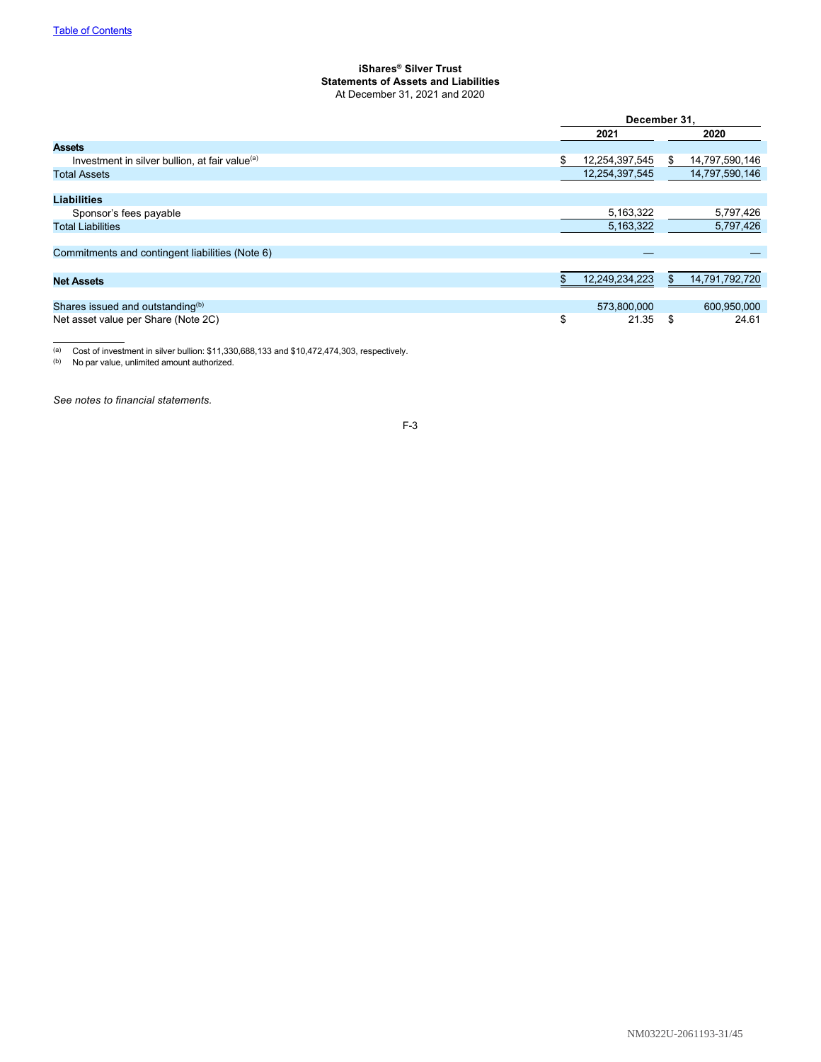Table of Contents

**iShares® Silver Trust**
**Statements of Assets and Liabilities**
At December 31, 2021 and 2020

| | December 31, | |
|---|---|---|
| | **2021** | **2020** |
| **Assets** | | |
| Investment in silver bullion, at fair value[(a)] | $ 12,254,397,545 | $ 14,797,590,146 |
| Total Assets | 12,254,397,545 | 14,797,590,146 |
| | | |
| **Liabilities** | | |
| Sponsor's fees payable | 5,163,322 | 5,797,426 |
| Total Liabilities | 5,163,322 | 5,797,426 |
| | | |
| Commitments and contingent liabilities (Note 6) | — | — |
| | | |
| **Net Assets** | $ 12,249,234,223 | $ 14,791,792,720 |
| | | |
| Shares issued and outstanding[(b)] | 573,800,000 | 600,950,000 |
| Net asset value per Share (Note 2C) | $ 21.35 | $ 24.61 |

(a) Cost of investment in silver bullion: $11,330,688,133 and $10,472,474,303, respectively.
(b) No par value, unlimited amount authorized.

*See notes to financial statements.*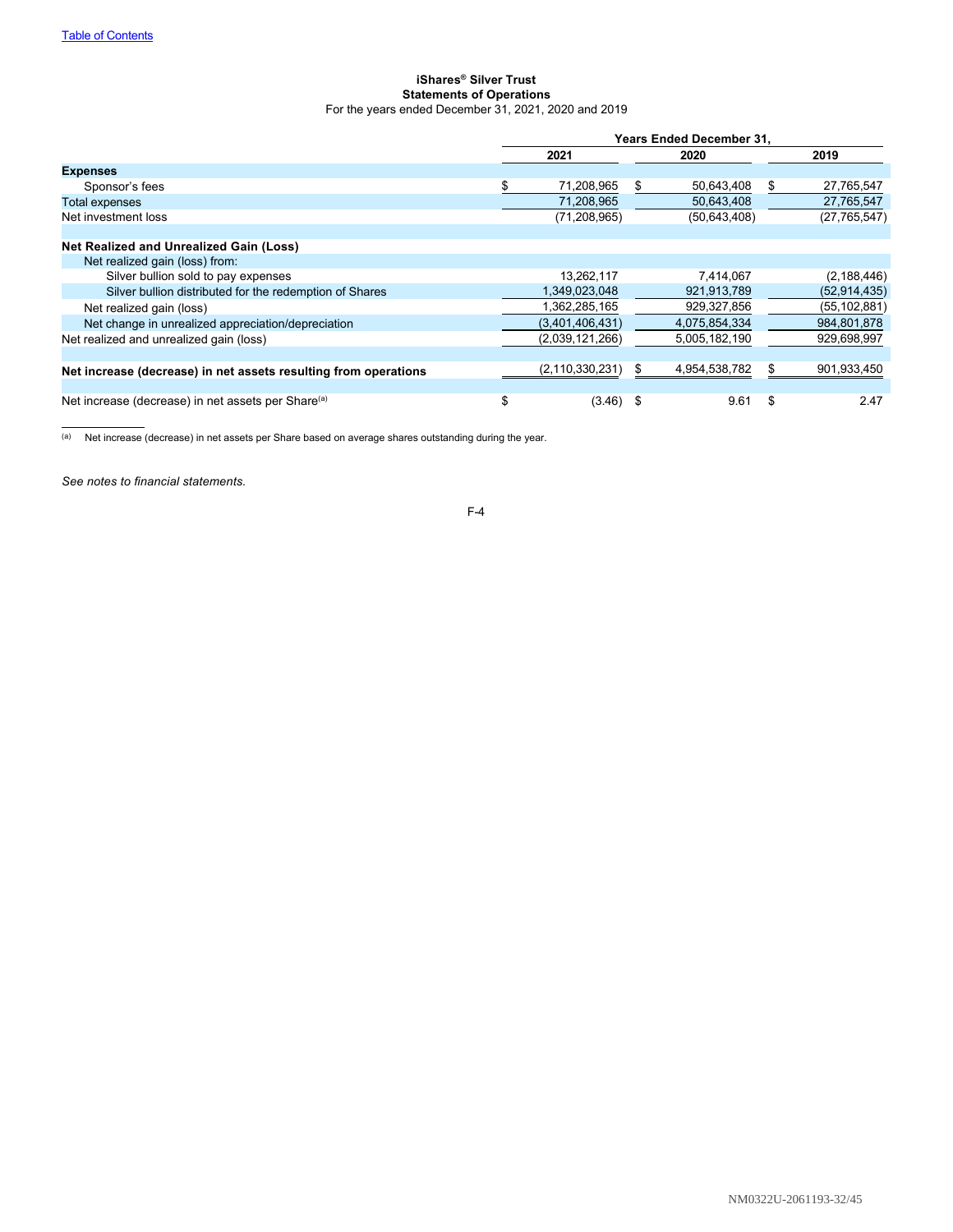[Table of Contents](#)

**iShares® Silver Trust**
**Statements of Operations**
For the years ended December 31, 2021, 2020 and 2019

| | Years Ended December 31, | | |
|---|---|---|---|
| | **2021** | **2020** | **2019** |
| **Expenses** | | | |
| Sponsor's fees | $ 71,208,965 | $ 50,643,408 | $ 27,765,547 |
| Total expenses | 71,208,965 | 50,643,408 | 27,765,547 |
| Net investment loss | (71,208,965) | (50,643,408) | (27,765,547) |
| | | | |
| **Net Realized and Unrealized Gain (Loss)** | | | |
| Net realized gain (loss) from: | | | |
| Silver bullion sold to pay expenses | 13,262,117 | 7,414,067 | (2,188,446) |
| Silver bullion distributed for the redemption of Shares | 1,349,023,048 | 921,913,789 | (52,914,435) |
| Net realized gain (loss) | 1,362,285,165 | 929,327,856 | (55,102,881) |
| Net change in unrealized appreciation/depreciation | (3,401,406,431) | 4,075,854,334 | 984,801,878 |
| Net realized and unrealized gain (loss) | (2,039,121,266) | 5,005,182,190 | 929,698,997 |
| | | | |
| **Net increase (decrease) in net assets resulting from operations** | (2,110,330,231) | $ 4,954,538,782 | $ 901,933,450 |
| | | | |
| Net increase (decrease) in net assets per Share[(a)] | $ (3.46) | $ 9.61 | $ 2.47 |

(a) Net increase (decrease) in net assets per Share based on average shares outstanding during the year.

*See notes to financial statements.*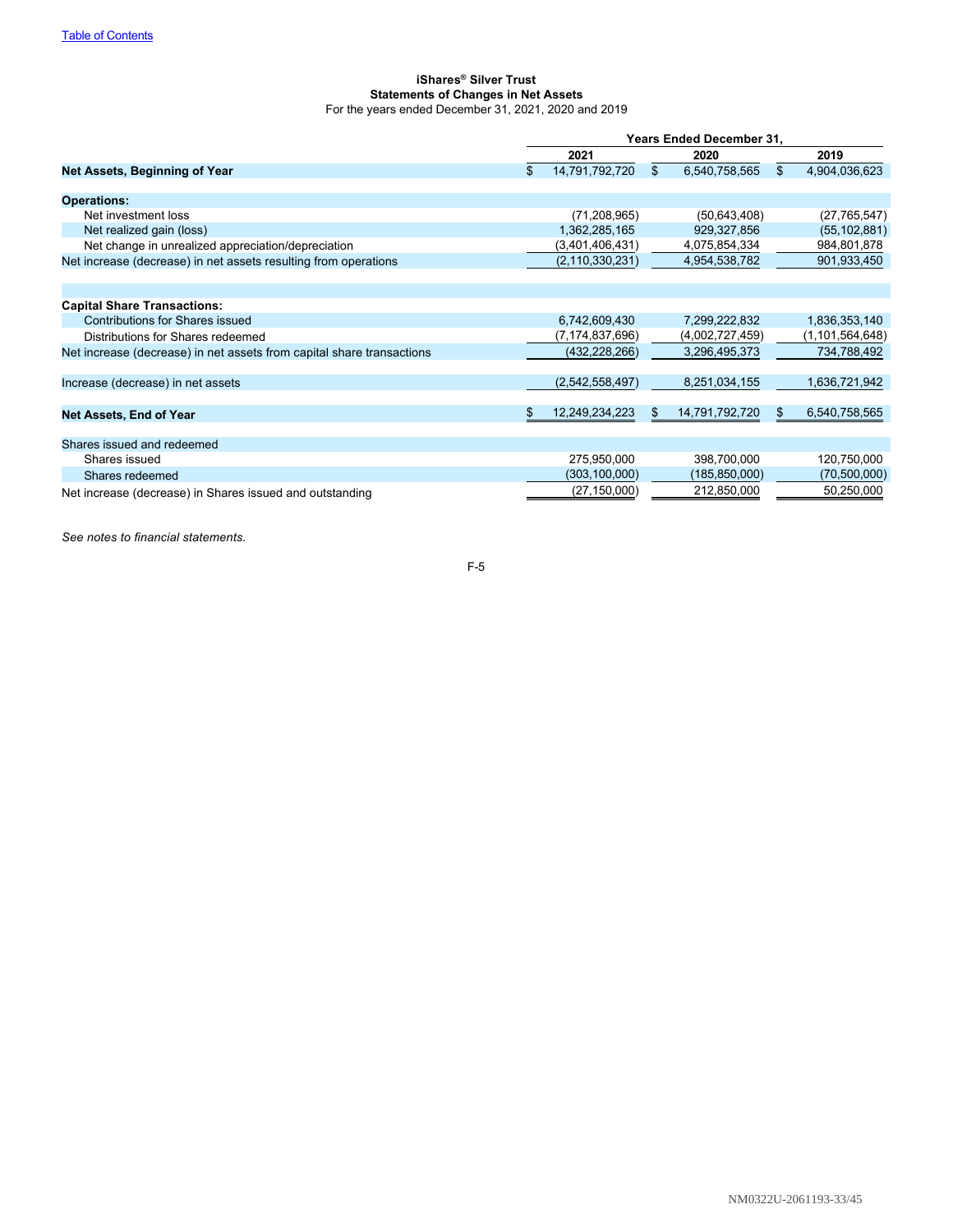[Table of Contents](#)

**iShares® Silver Trust**
**Statements of Changes in Net Assets**
For the years ended December 31, 2021, 2020 and 2019

| | Years Ended December 31, | | |
|---|---|---|---|
| | 2021 | 2020 | 2019 |
| **Net Assets, Beginning of Year** | $ 14,791,792,720 | $ 6,540,758,565 | $ 4,904,036,623 |
| | | | |
| **Operations:** | | | |
| Net investment loss | (71,208,965) | (50,643,408) | (27,765,547) |
| Net realized gain (loss) | 1,362,285,165 | 929,327,856 | (55,102,881) |
| Net change in unrealized appreciation/depreciation | (3,401,406,431) | 4,075,854,334 | 984,801,878 |
| Net increase (decrease) in net assets resulting from operations | (2,110,330,231) | 4,954,538,782 | 901,933,450 |
| | | | |
| **Capital Share Transactions:** | | | |
| Contributions for Shares issued | 6,742,609,430 | 7,299,222,832 | 1,836,353,140 |
| Distributions for Shares redeemed | (7,174,837,696) | (4,002,727,459) | (1,101,564,648) |
| Net increase (decrease) in net assets from capital share transactions | (432,228,266) | 3,296,495,373 | 734,788,492 |
| | | | |
| Increase (decrease) in net assets | (2,542,558,497) | 8,251,034,155 | 1,636,721,942 |
| | | | |
| **Net Assets, End of Year** | $ 12,249,234,223 | $ 14,791,792,720 | $ 6,540,758,565 |
| | | | |
| Shares issued and redeemed | | | |
| Shares issued | 275,950,000 | 398,700,000 | 120,750,000 |
| Shares redeemed | (303,100,000) | (185,850,000) | (70,500,000) |
| Net increase (decrease) in Shares issued and outstanding | (27,150,000) | 212,850,000 | 50,250,000 |

*See notes to financial statements.*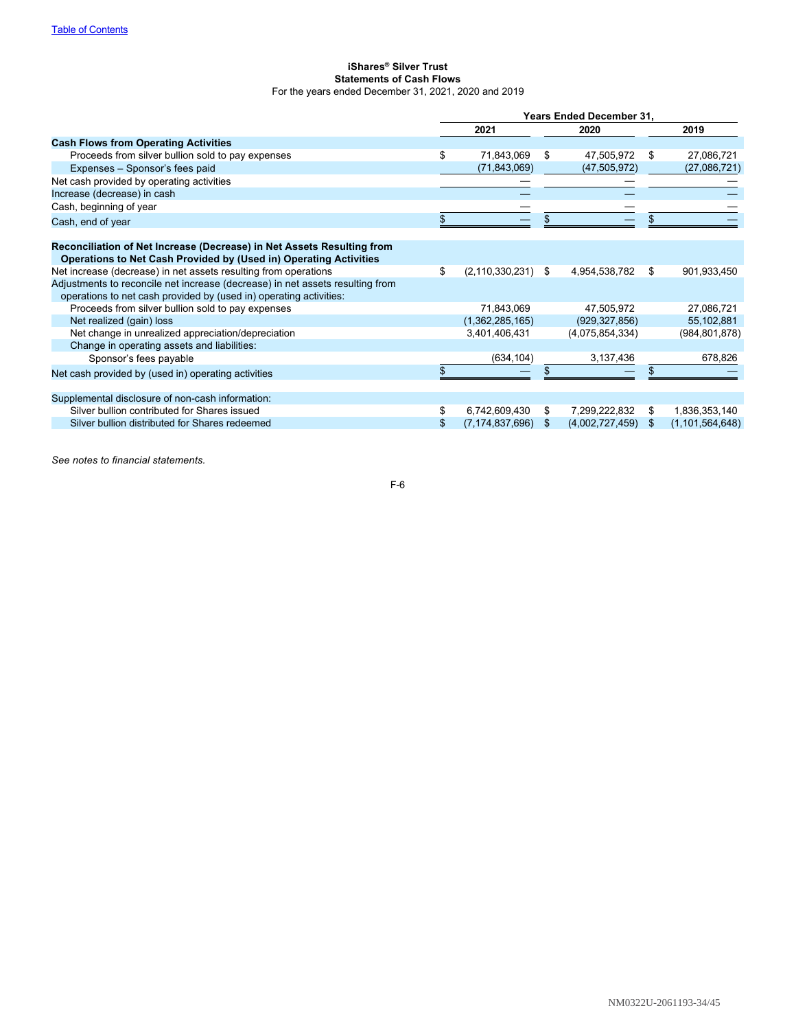Table of Contents

**iShares® Silver Trust**
**Statements of Cash Flows**
For the years ended December 31, 2021, 2020 and 2019

| | Years Ended December 31, | | |
|---|---|---|---|
| | 2021 | 2020 | 2019 |
| **Cash Flows from Operating Activities** | | | |
| Proceeds from silver bullion sold to pay expenses | $ 71,843,069 | $ 47,505,972 | $ 27,086,721 |
| Expenses – Sponsor's fees paid | (71,843,069) | (47,505,972) | (27,086,721) |
| Net cash provided by operating activities | — | — | — |
| Increase (decrease) in cash | — | — | — |
| Cash, beginning of year | — | — | — |
| Cash, end of year | $ — | $ — | $ — |
| **Reconciliation of Net Increase (Decrease) in Net Assets Resulting from Operations to Net Cash Provided by (Used in) Operating Activities** | | | |
| Net increase (decrease) in net assets resulting from operations | $ (2,110,330,231) | $ 4,954,538,782 | $ 901,933,450 |
| Adjustments to reconcile net increase (decrease) in net assets resulting from operations to net cash provided by (used in) operating activities: | | | |
| Proceeds from silver bullion sold to pay expenses | 71,843,069 | 47,505,972 | 27,086,721 |
| Net realized (gain) loss | (1,362,285,165) | (929,327,856) | 55,102,881 |
| Net change in unrealized appreciation/depreciation | 3,401,406,431 | (4,075,854,334) | (984,801,878) |
| Change in operating assets and liabilities: | | | |
| Sponsor's fees payable | (634,104) | 3,137,436 | 678,826 |
| Net cash provided by (used in) operating activities | $ — | $ — | $ — |
| Supplemental disclosure of non-cash information: | | | |
| Silver bullion contributed for Shares issued | $ 6,742,609,430 | $ 7,299,222,832 | $ 1,836,353,140 |
| Silver bullion distributed for Shares redeemed | $ (7,174,837,696) | $ (4,002,727,459) | $ (1,101,564,648) |

*See notes to financial statements.*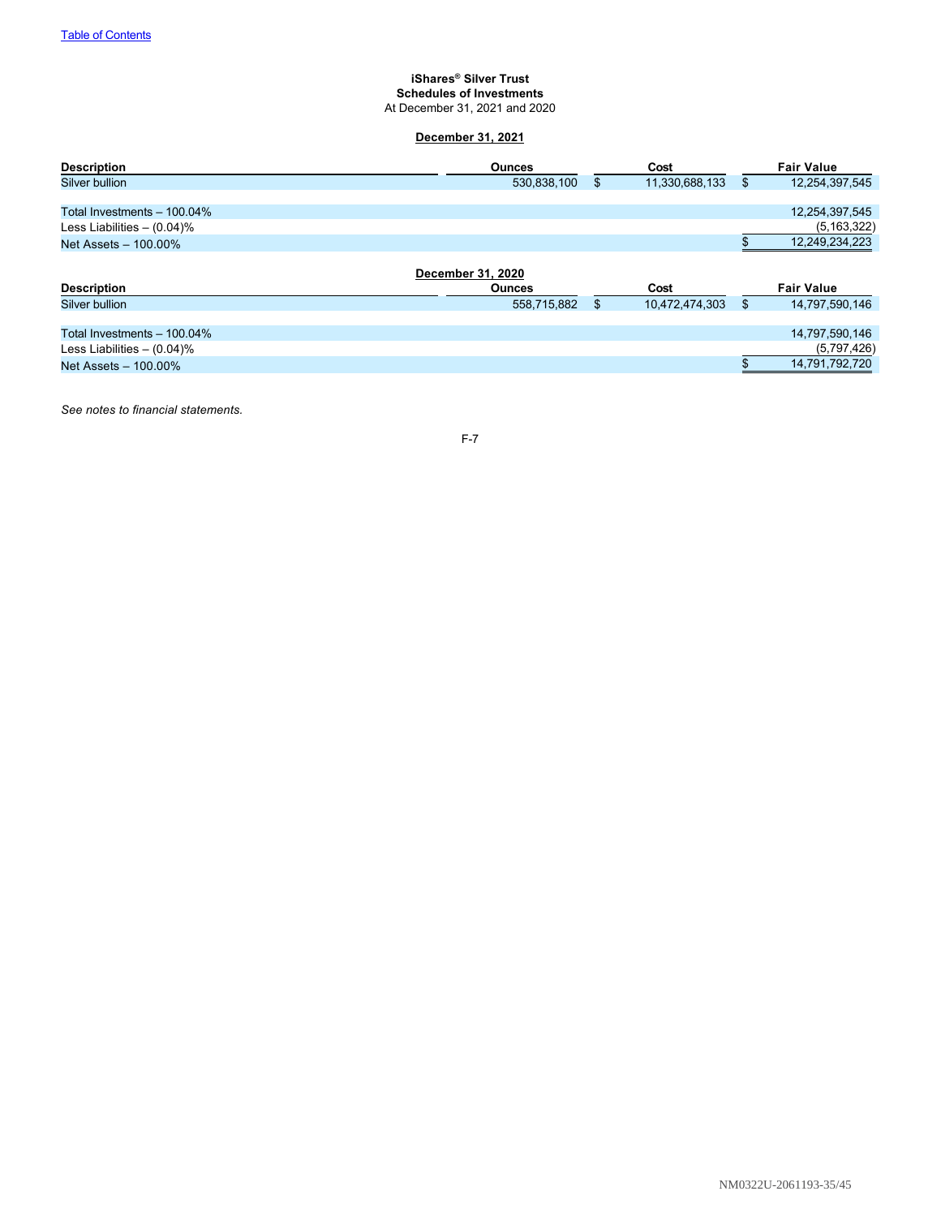Table of Contents

**iShares® Silver Trust**
**Schedules of Investments**
At December 31, 2021 and 2020

**December 31, 2021**

| Description | Ounces | Cost | Fair Value |
|---|---|---|---|
| Silver bullion | 530,838,100 | $ 11,330,688,133 | $ 12,254,397,545 |
| | | | |
| Total Investments – 100.04% | | | 12,254,397,545 |
| Less Liabilities – (0.04)% | | | (5,163,322) |
| Net Assets – 100.00% | | | $ 12,249,234,223 |

**December 31, 2020**

| Description | Ounces | Cost | Fair Value |
|---|---|---|---|
| Silver bullion | 558,715,882 | $ 10,472,474,303 | $ 14,797,590,146 |
| | | | |
| Total Investments – 100.04% | | | 14,797,590,146 |
| Less Liabilities – (0.04)% | | | (5,797,426) |
| Net Assets – 100.00% | | | $ 14,791,792,720 |

*See notes to financial statements.*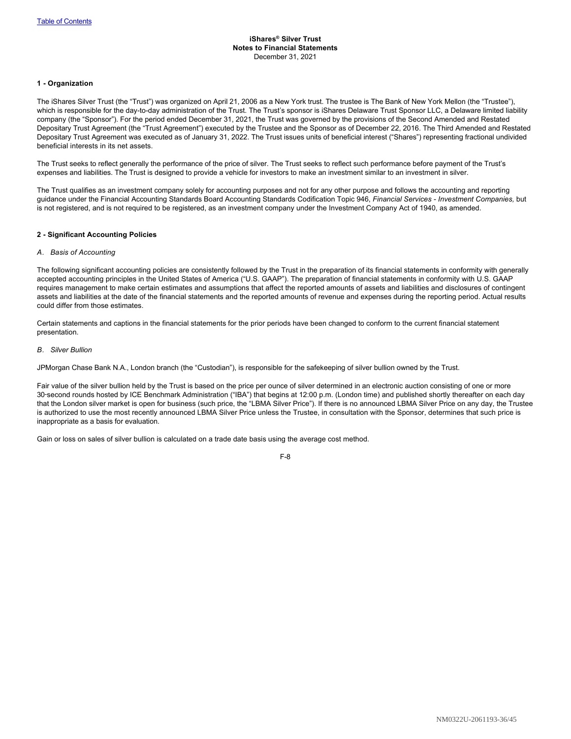**iShares® Silver Trust**
**Notes to Financial Statements**
December 31, 2021

## 1 - Organization

The iShares Silver Trust (the "Trust") was organized on April 21, 2006 as a New York trust. The trustee is The Bank of New York Mellon (the "Trustee"), which is responsible for the day-to-day administration of the Trust. The Trust's sponsor is iShares Delaware Trust Sponsor LLC, a Delaware limited liability company (the "Sponsor"). For the period ended December 31, 2021, the Trust was governed by the provisions of the Second Amended and Restated Depositary Trust Agreement (the "Trust Agreement") executed by the Trustee and the Sponsor as of December 22, 2016. The Third Amended and Restated Depositary Trust Agreement was executed as of January 31, 2022. The Trust issues units of beneficial interest ("Shares") representing fractional undivided beneficial interests in its net assets.

The Trust seeks to reflect generally the performance of the price of silver. The Trust seeks to reflect such performance before payment of the Trust's expenses and liabilities. The Trust is designed to provide a vehicle for investors to make an investment similar to an investment in silver.

The Trust qualifies as an investment company solely for accounting purposes and not for any other purpose and follows the accounting and reporting guidance under the Financial Accounting Standards Board Accounting Standards Codification Topic 946, *Financial Services - Investment Companies,* but is not registered, and is not required to be registered, as an investment company under the Investment Company Act of 1940, as amended.

## 2 - Significant Accounting Policies

*A. Basis of Accounting*

The following significant accounting policies are consistently followed by the Trust in the preparation of its financial statements in conformity with generally accepted accounting principles in the United States of America ("U.S. GAAP"). The preparation of financial statements in conformity with U.S. GAAP requires management to make certain estimates and assumptions that affect the reported amounts of assets and liabilities and disclosures of contingent assets and liabilities at the date of the financial statements and the reported amounts of revenue and expenses during the reporting period. Actual results could differ from those estimates.

Certain statements and captions in the financial statements for the prior periods have been changed to conform to the current financial statement presentation.

*B. Silver Bullion*

JPMorgan Chase Bank N.A., London branch (the "Custodian"), is responsible for the safekeeping of silver bullion owned by the Trust.

Fair value of the silver bullion held by the Trust is based on the price per ounce of silver determined in an electronic auction consisting of one or more 30-second rounds hosted by ICE Benchmark Administration ("IBA") that begins at 12:00 p.m. (London time) and published shortly thereafter on each day that the London silver market is open for business (such price, the "LBMA Silver Price"). If there is no announced LBMA Silver Price on any day, the Trustee is authorized to use the most recently announced LBMA Silver Price unless the Trustee, in consultation with the Sponsor, determines that such price is inappropriate as a basis for evaluation.

Gain or loss on sales of silver bullion is calculated on a trade date basis using the average cost method.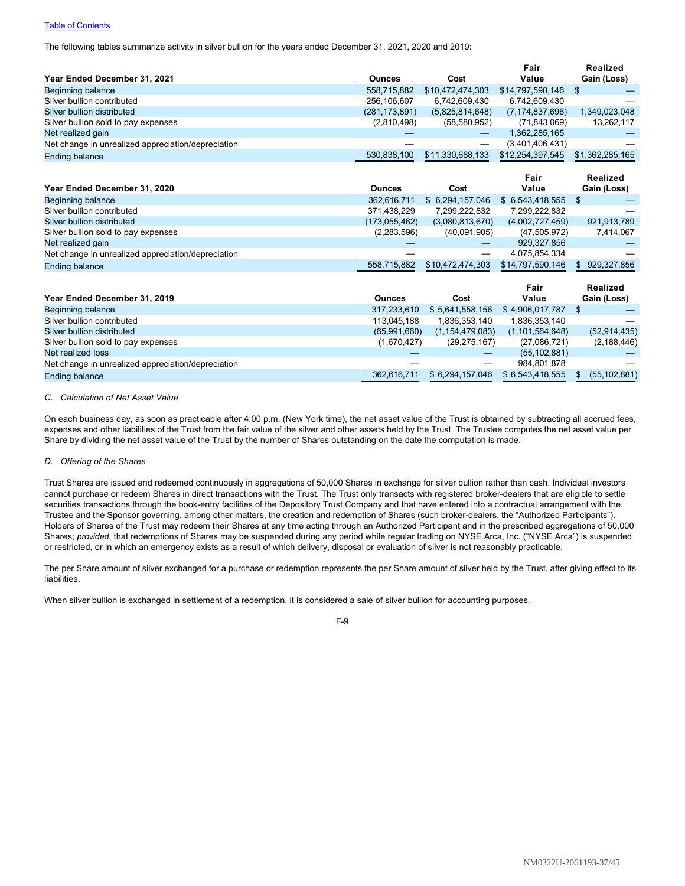The following tables summarize activity in silver bullion for the years ended December 31, 2021, 2020 and 2019:

| Year Ended December 31, 2021 | Ounces | Cost | Fair Value | Realized Gain (Loss) |
|---|---|---|---|---|
| Beginning balance | 558,715,882 | $10,472,474,303 | $14,797,590,146 | $ — |
| Silver bullion contributed | 256,106,607 | 6,742,609,430 | 6,742,609,430 | — |
| Silver bullion distributed | (281,173,891) | (5,825,814,648) | (7,174,837,696) | 1,349,023,048 |
| Silver bullion sold to pay expenses | (2,810,498) | (58,580,952) | (71,843,069) | 13,262,117 |
| Net realized gain | — | — | 1,362,285,165 | — |
| Net change in unrealized appreciation/depreciation | — | — | (3,401,406,431) | — |
| Ending balance | 530,838,100 | $11,330,688,133 | $12,254,397,545 | $1,362,285,165 |

| Year Ended December 31, 2020 | Ounces | Cost | Fair Value | Realized Gain (Loss) |
|---|---|---|---|---|
| Beginning balance | 362,616,711 | $ 6,294,157,046 | $ 6,543,418,555 | $ — |
| Silver bullion contributed | 371,438,229 | 7,299,222,832 | 7,299,222,832 | — |
| Silver bullion distributed | (173,055,462) | (3,080,813,670) | (4,002,727,459) | 921,913,789 |
| Silver bullion sold to pay expenses | (2,283,596) | (40,091,905) | (47,505,972) | 7,414,067 |
| Net realized gain | — | — | 929,327,856 | — |
| Net change in unrealized appreciation/depreciation | — | — | 4,075,854,334 | — |
| Ending balance | 558,715,882 | $10,472,474,303 | $14,797,590,146 | $ 929,327,856 |

| Year Ended December 31, 2019 | Ounces | Cost | Fair Value | Realized Gain (Loss) |
|---|---|---|---|---|
| Beginning balance | 317,233,610 | $ 5,641,558,156 | $ 4,906,017,787 | $ — |
| Silver bullion contributed | 113,045,188 | 1,836,353,140 | 1,836,353,140 | — |
| Silver bullion distributed | (65,991,660) | (1,154,479,083) | (1,101,564,648) | (52,914,435) |
| Silver bullion sold to pay expenses | (1,670,427) | (29,275,167) | (27,086,721) | (2,188,446) |
| Net realized loss | — | — | (55,102,881) | — |
| Net change in unrealized appreciation/depreciation | — | — | 984,801,878 | — |
| Ending balance | 362,616,711 | $ 6,294,157,046 | $ 6,543,418,555 | $ (55,102,881) |

*C. Calculation of Net Asset Value*

On each business day, as soon as practicable after 4:00 p.m. (New York time), the net asset value of the Trust is obtained by subtracting all accrued fees, expenses and other liabilities of the Trust from the fair value of the silver and other assets held by the Trust. The Trustee computes the net asset value per Share by dividing the net asset value of the Trust by the number of Shares outstanding on the date the computation is made.

*D. Offering of the Shares*

Trust Shares are issued and redeemed continuously in aggregations of 50,000 Shares in exchange for silver bullion rather than cash. Individual investors cannot purchase or redeem Shares in direct transactions with the Trust. The Trust only transacts with registered broker-dealers that are eligible to settle securities transactions through the book-entry facilities of the Depository Trust Company and that have entered into a contractual arrangement with the Trustee and the Sponsor governing, among other matters, the creation and redemption of Shares (such broker-dealers, the "Authorized Participants"). Holders of Shares of the Trust may redeem their Shares at any time acting through an Authorized Participant and in the prescribed aggregations of 50,000 Shares; *provided*, that redemptions of Shares may be suspended during any period while regular trading on NYSE Arca, Inc. ("NYSE Arca") is suspended or restricted, or in which an emergency exists as a result of which delivery, disposal or evaluation of silver is not reasonably practicable.

The per Share amount of silver exchanged for a purchase or redemption represents the per Share amount of silver held by the Trust, after giving effect to its liabilities.

When silver bullion is exchanged in settlement of a redemption, it is considered a sale of silver bullion for accounting purposes.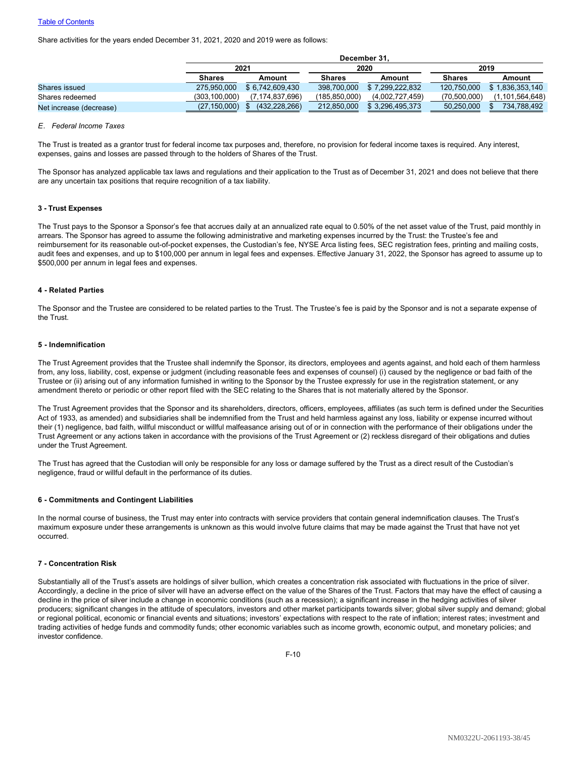Share activities for the years ended December 31, 2021, 2020 and 2019 were as follows:

| | December 31, | | | | | |
|---|---|---|---|---|---|---|
| | 2021 | | 2020 | | 2019 | |
| | Shares | Amount | Shares | Amount | Shares | Amount |
| Shares issued | 275,950,000 | $ 6,742,609,430 | 398,700,000 | $ 7,299,222,832 | 120,750,000 | $ 1,836,353,140 |
| Shares redeemed | (303,100,000) | (7,174,837,696) | (185,850,000) | (4,002,727,459) | (70,500,000) | (1,101,564,648) |
| Net increase (decrease) | (27,150,000) | $ (432,228,266) | 212,850,000 | $ 3,296,495,373 | 50,250,000 | $ 734,788,492 |

*E. Federal Income Taxes*

The Trust is treated as a grantor trust for federal income tax purposes and, therefore, no provision for federal income taxes is required. Any interest, expenses, gains and losses are passed through to the holders of Shares of the Trust.

The Sponsor has analyzed applicable tax laws and regulations and their application to the Trust as of December 31, 2021 and does not believe that there are any uncertain tax positions that require recognition of a tax liability.

**3 - Trust Expenses**

The Trust pays to the Sponsor a Sponsor's fee that accrues daily at an annualized rate equal to 0.50% of the net asset value of the Trust, paid monthly in arrears. The Sponsor has agreed to assume the following administrative and marketing expenses incurred by the Trust: the Trustee's fee and reimbursement for its reasonable out-of-pocket expenses, the Custodian's fee, NYSE Arca listing fees, SEC registration fees, printing and mailing costs, audit fees and expenses, and up to $100,000 per annum in legal fees and expenses. Effective January 31, 2022, the Sponsor has agreed to assume up to $500,000 per annum in legal fees and expenses.

**4 - Related Parties**

The Sponsor and the Trustee are considered to be related parties to the Trust. The Trustee's fee is paid by the Sponsor and is not a separate expense of the Trust.

**5 - Indemnification**

The Trust Agreement provides that the Trustee shall indemnify the Sponsor, its directors, employees and agents against, and hold each of them harmless from, any loss, liability, cost, expense or judgment (including reasonable fees and expenses of counsel) (i) caused by the negligence or bad faith of the Trustee or (ii) arising out of any information furnished in writing to the Sponsor by the Trustee expressly for use in the registration statement, or any amendment thereto or periodic or other report filed with the SEC relating to the Shares that is not materially altered by the Sponsor.

The Trust Agreement provides that the Sponsor and its shareholders, directors, officers, employees, affiliates (as such term is defined under the Securities Act of 1933, as amended) and subsidiaries shall be indemnified from the Trust and held harmless against any loss, liability or expense incurred without their (1) negligence, bad faith, willful misconduct or willful malfeasance arising out of or in connection with the performance of their obligations under the Trust Agreement or any actions taken in accordance with the provisions of the Trust Agreement or (2) reckless disregard of their obligations and duties under the Trust Agreement.

The Trust has agreed that the Custodian will only be responsible for any loss or damage suffered by the Trust as a direct result of the Custodian's negligence, fraud or willful default in the performance of its duties.

**6 - Commitments and Contingent Liabilities**

In the normal course of business, the Trust may enter into contracts with service providers that contain general indemnification clauses. The Trust's maximum exposure under these arrangements is unknown as this would involve future claims that may be made against the Trust that have not yet occurred.

**7 - Concentration Risk**

Substantially all of the Trust's assets are holdings of silver bullion, which creates a concentration risk associated with fluctuations in the price of silver. Accordingly, a decline in the price of silver will have an adverse effect on the value of the Shares of the Trust. Factors that may have the effect of causing a decline in the price of silver include a change in economic conditions (such as a recession); a significant increase in the hedging activities of silver producers; significant changes in the attitude of speculators, investors and other market participants towards silver; global silver supply and demand; global or regional political, economic or financial events and situations; investors' expectations with respect to the rate of inflation; interest rates; investment and trading activities of hedge funds and commodity funds; other economic variables such as income growth, economic output, and monetary policies; and investor confidence.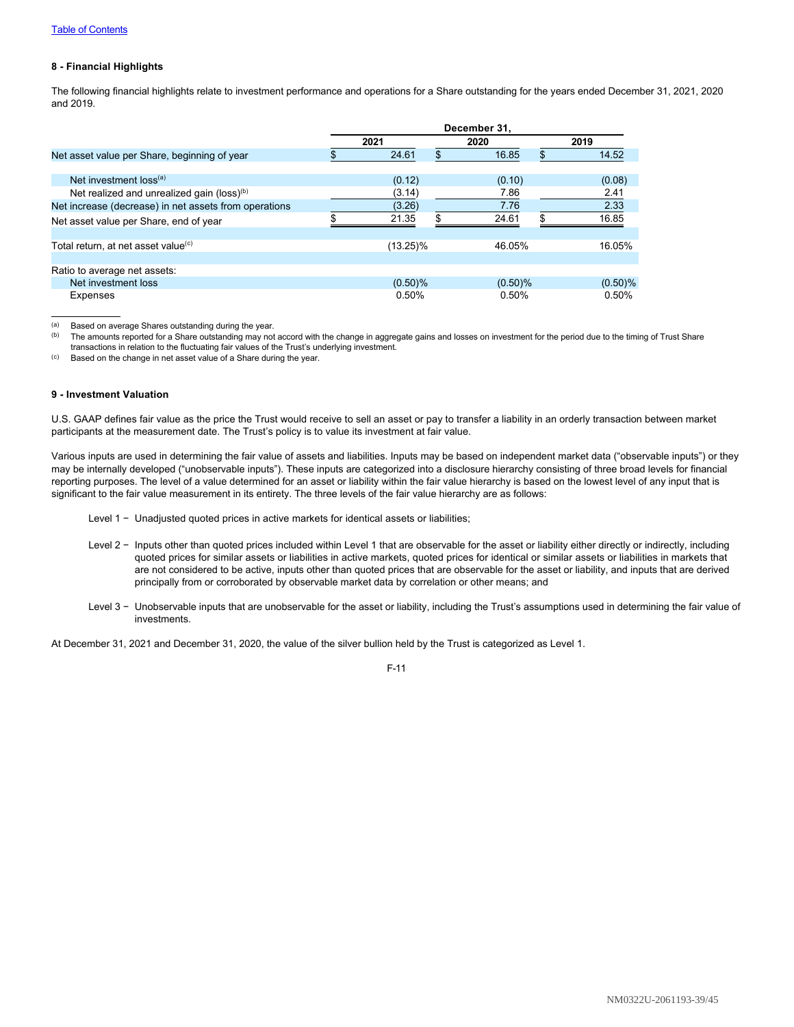### 8 - Financial Highlights

The following financial highlights relate to investment performance and operations for a Share outstanding for the years ended December 31, 2021, 2020 and 2019.

| | December 31, | | |
|---|---|---|---|
| | 2021 | 2020 | 2019 |
| Net asset value per Share, beginning of year | $ 24.61 | $ 16.85 | $ 14.52 |
| Net investment loss[(a)] | (0.12) | (0.10) | (0.08) |
| Net realized and unrealized gain (loss)[(b)] | (3.14) | 7.86 | 2.41 |
| Net increase (decrease) in net assets from operations | (3.26) | 7.76 | 2.33 |
| Net asset value per Share, end of year | $ 21.35 | $ 24.61 | $ 16.85 |
| Total return, at net asset value[(c)] | (13.25)% | 46.05% | 16.05% |
| Ratio to average net assets: | | | |
| Net investment loss | (0.50)% | (0.50)% | (0.50)% |
| Expenses | 0.50% | 0.50% | 0.50% |

(a) Based on average Shares outstanding during the year.

(b) The amounts reported for a Share outstanding may not accord with the change in aggregate gains and losses on investment for the period due to the timing of Trust Share transactions in relation to the fluctuating fair values of the Trust's underlying investment.

(c) Based on the change in net asset value of a Share during the year.

### 9 - Investment Valuation

U.S. GAAP defines fair value as the price the Trust would receive to sell an asset or pay to transfer a liability in an orderly transaction between market participants at the measurement date. The Trust's policy is to value its investment at fair value.

Various inputs are used in determining the fair value of assets and liabilities. Inputs may be based on independent market data ("observable inputs") or they may be internally developed ("unobservable inputs"). These inputs are categorized into a disclosure hierarchy consisting of three broad levels for financial reporting purposes. The level of a value determined for an asset or liability within the fair value hierarchy is based on the lowest level of any input that is significant to the fair value measurement in its entirety. The three levels of the fair value hierarchy are as follows:

Level 1 − Unadjusted quoted prices in active markets for identical assets or liabilities;

Level 2 − Inputs other than quoted prices included within Level 1 that are observable for the asset or liability either directly or indirectly, including quoted prices for similar assets or liabilities in active markets, quoted prices for identical or similar assets or liabilities in markets that are not considered to be active, inputs other than quoted prices that are observable for the asset or liability, and inputs that are derived principally from or corroborated by observable market data by correlation or other means; and

Level 3 − Unobservable inputs that are unobservable for the asset or liability, including the Trust's assumptions used in determining the fair value of investments.

At December 31, 2021 and December 31, 2020, the value of the silver bullion held by the Trust is categorized as Level 1.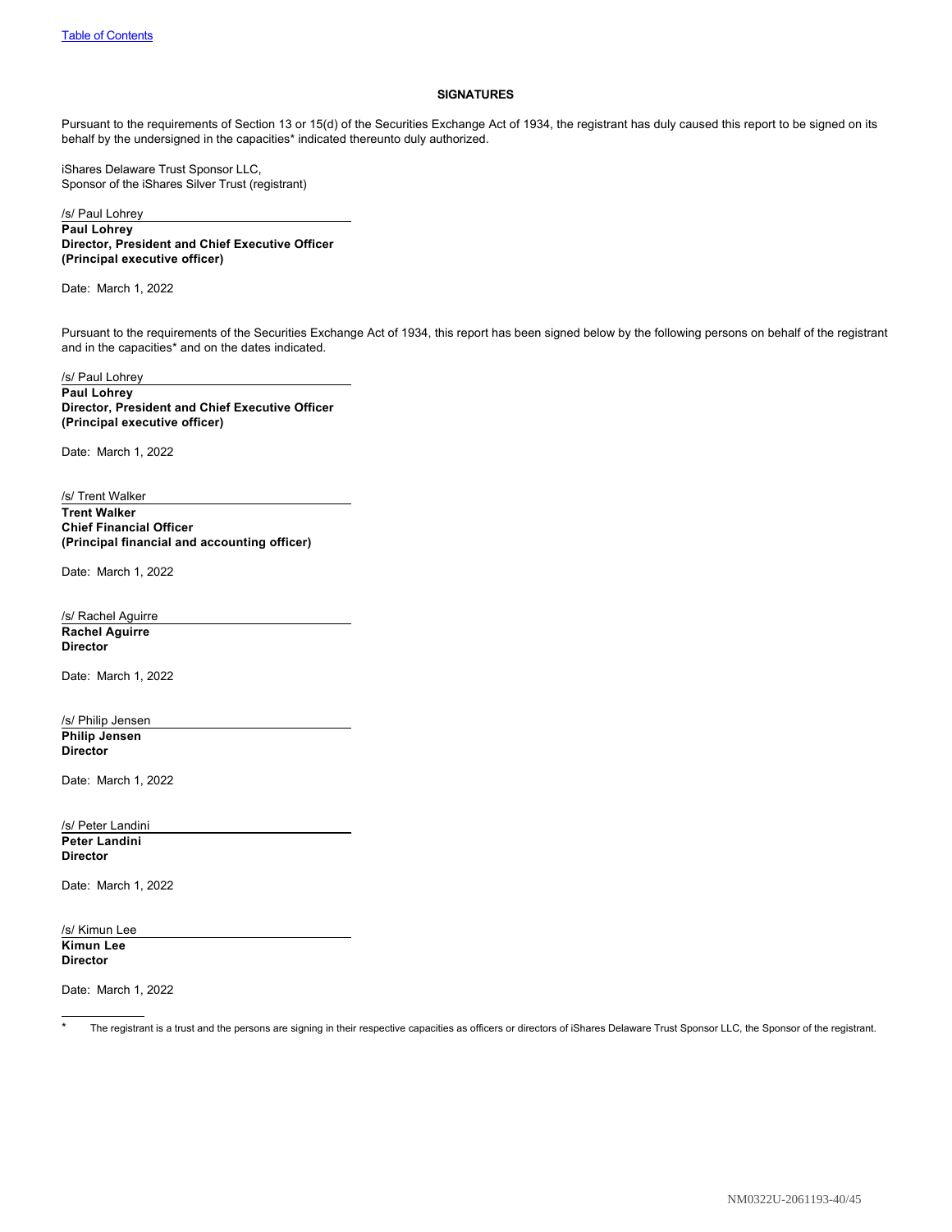## SIGNATURES

Pursuant to the requirements of Section 13 or 15(d) of the Securities Exchange Act of 1934, the registrant has duly caused this report to be signed on its behalf by the undersigned in the capacities* indicated thereunto duly authorized.

iShares Delaware Trust Sponsor LLC,
Sponsor of the iShares Silver Trust (registrant)

/s/ Paul Lohrey
**Paul Lohrey**
**Director, President and Chief Executive Officer**
**(Principal executive officer)**

Date: March 1, 2022

Pursuant to the requirements of the Securities Exchange Act of 1934, this report has been signed below by the following persons on behalf of the registrant and in the capacities* and on the dates indicated.

/s/ Paul Lohrey
**Paul Lohrey**
**Director, President and Chief Executive Officer**
**(Principal executive officer)**

Date: March 1, 2022

/s/ Trent Walker
**Trent Walker**
**Chief Financial Officer**
**(Principal financial and accounting officer)**

Date: March 1, 2022

/s/ Rachel Aguirre
**Rachel Aguirre**
**Director**

Date: March 1, 2022

/s/ Philip Jensen
**Philip Jensen**
**Director**

Date: March 1, 2022

/s/ Peter Landini
**Peter Landini**
**Director**

Date: March 1, 2022

/s/ Kimun Lee
**Kimun Lee**
**Director**

Date: March 1, 2022

\* The registrant is a trust and the persons are signing in their respective capacities as officers or directors of iShares Delaware Trust Sponsor LLC, the Sponsor of the registrant.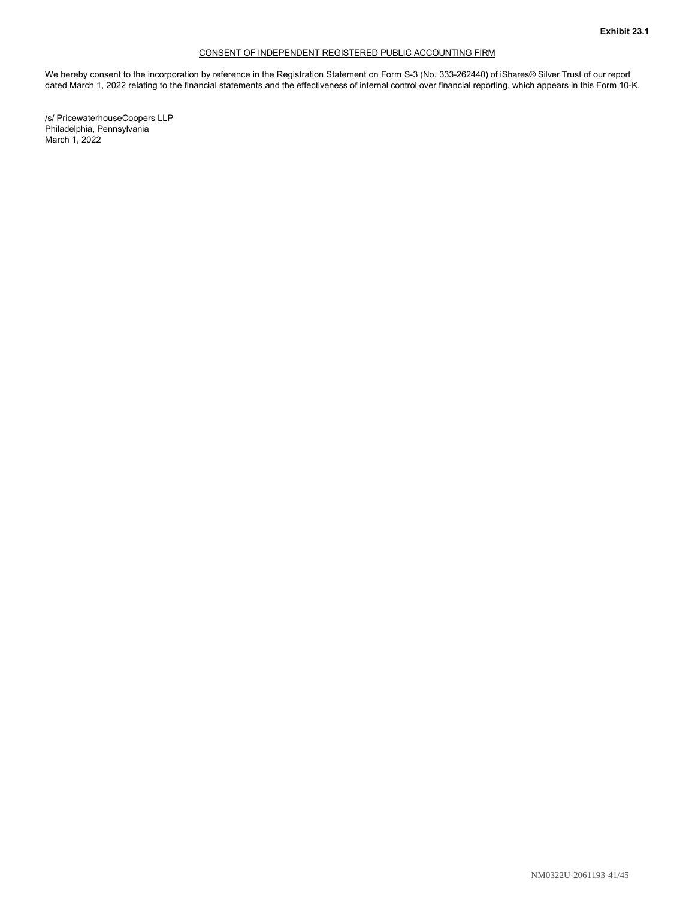**Exhibit 23.1**

CONSENT OF INDEPENDENT REGISTERED PUBLIC ACCOUNTING FIRM

We hereby consent to the incorporation by reference in the Registration Statement on Form S-3 (No. 333-262440) of iShares® Silver Trust of our report dated March 1, 2022 relating to the financial statements and the effectiveness of internal control over financial reporting, which appears in this Form 10-K.

/s/ PricewaterhouseCoopers LLP
Philadelphia, Pennsylvania
March 1, 2022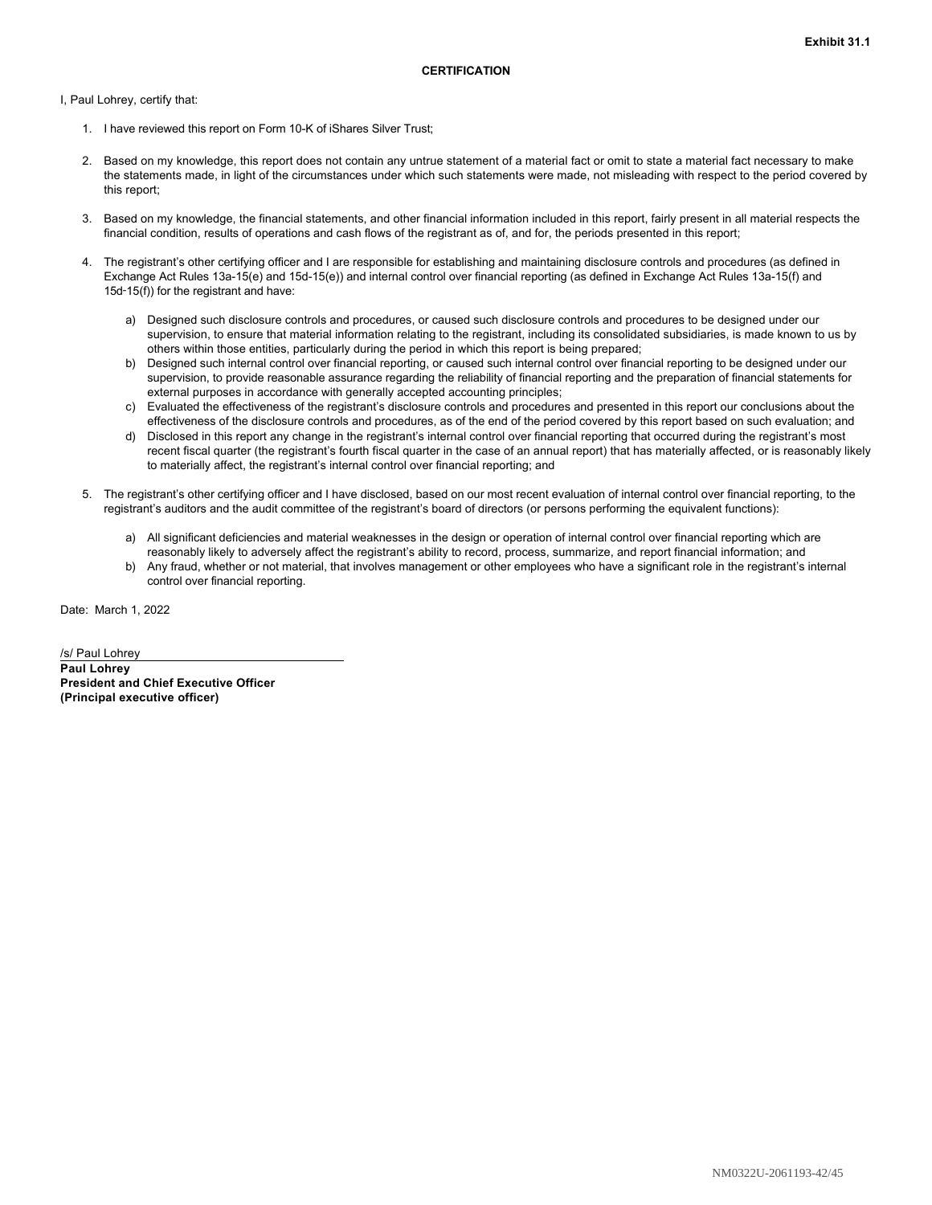**Exhibit 31.1**

**CERTIFICATION**

I, Paul Lohrey, certify that:

1. I have reviewed this report on Form 10-K of iShares Silver Trust;

2. Based on my knowledge, this report does not contain any untrue statement of a material fact or omit to state a material fact necessary to make the statements made, in light of the circumstances under which such statements were made, not misleading with respect to the period covered by this report;

3. Based on my knowledge, the financial statements, and other financial information included in this report, fairly present in all material respects the financial condition, results of operations and cash flows of the registrant as of, and for, the periods presented in this report;

4. The registrant's other certifying officer and I are responsible for establishing and maintaining disclosure controls and procedures (as defined in Exchange Act Rules 13a-15(e) and 15d-15(e)) and internal control over financial reporting (as defined in Exchange Act Rules 13a-15(f) and 15d-15(f)) for the registrant and have:

   a) Designed such disclosure controls and procedures, or caused such disclosure controls and procedures to be designed under our supervision, to ensure that material information relating to the registrant, including its consolidated subsidiaries, is made known to us by others within those entities, particularly during the period in which this report is being prepared;
   b) Designed such internal control over financial reporting, or caused such internal control over financial reporting to be designed under our supervision, to provide reasonable assurance regarding the reliability of financial reporting and the preparation of financial statements for external purposes in accordance with generally accepted accounting principles;
   c) Evaluated the effectiveness of the registrant's disclosure controls and procedures and presented in this report our conclusions about the effectiveness of the disclosure controls and procedures, as of the end of the period covered by this report based on such evaluation; and
   d) Disclosed in this report any change in the registrant's internal control over financial reporting that occurred during the registrant's most recent fiscal quarter (the registrant's fourth fiscal quarter in the case of an annual report) that has materially affected, or is reasonably likely to materially affect, the registrant's internal control over financial reporting; and

5. The registrant's other certifying officer and I have disclosed, based on our most recent evaluation of internal control over financial reporting, to the registrant's auditors and the audit committee of the registrant's board of directors (or persons performing the equivalent functions):

   a) All significant deficiencies and material weaknesses in the design or operation of internal control over financial reporting which are reasonably likely to adversely affect the registrant's ability to record, process, summarize, and report financial information; and
   b) Any fraud, whether or not material, that involves management or other employees who have a significant role in the registrant's internal control over financial reporting.

Date: March 1, 2022

/s/ Paul Lohrey

**Paul Lohrey**
**President and Chief Executive Officer**
**(Principal executive officer)**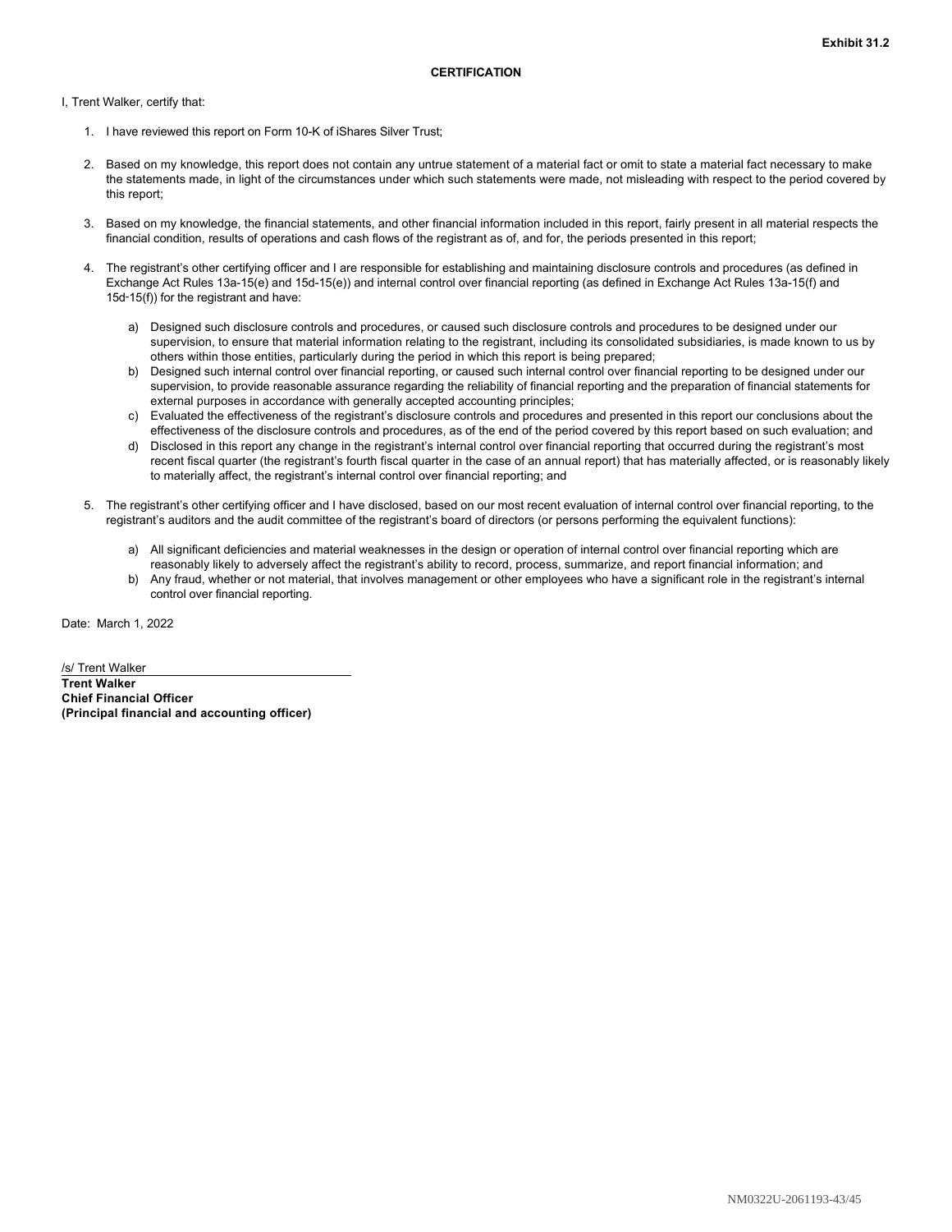Exhibit 31.2

**CERTIFICATION**

I, Trent Walker, certify that:

1. I have reviewed this report on Form 10-K of iShares Silver Trust;

2. Based on my knowledge, this report does not contain any untrue statement of a material fact or omit to state a material fact necessary to make the statements made, in light of the circumstances under which such statements were made, not misleading with respect to the period covered by this report;

3. Based on my knowledge, the financial statements, and other financial information included in this report, fairly present in all material respects the financial condition, results of operations and cash flows of the registrant as of, and for, the periods presented in this report;

4. The registrant's other certifying officer and I are responsible for establishing and maintaining disclosure controls and procedures (as defined in Exchange Act Rules 13a-15(e) and 15d-15(e)) and internal control over financial reporting (as defined in Exchange Act Rules 13a-15(f) and 15d-15(f)) for the registrant and have:

   a) Designed such disclosure controls and procedures, or caused such disclosure controls and procedures to be designed under our supervision, to ensure that material information relating to the registrant, including its consolidated subsidiaries, is made known to us by others within those entities, particularly during the period in which this report is being prepared;
   b) Designed such internal control over financial reporting, or caused such internal control over financial reporting to be designed under our supervision, to provide reasonable assurance regarding the reliability of financial reporting and the preparation of financial statements for external purposes in accordance with generally accepted accounting principles;
   c) Evaluated the effectiveness of the registrant's disclosure controls and procedures and presented in this report our conclusions about the effectiveness of the disclosure controls and procedures, as of the end of the period covered by this report based on such evaluation; and
   d) Disclosed in this report any change in the registrant's internal control over financial reporting that occurred during the registrant's most recent fiscal quarter (the registrant's fourth fiscal quarter in the case of an annual report) that has materially affected, or is reasonably likely to materially affect, the registrant's internal control over financial reporting; and

5. The registrant's other certifying officer and I have disclosed, based on our most recent evaluation of internal control over financial reporting, to the registrant's auditors and the audit committee of the registrant's board of directors (or persons performing the equivalent functions):

   a) All significant deficiencies and material weaknesses in the design or operation of internal control over financial reporting which are reasonably likely to adversely affect the registrant's ability to record, process, summarize, and report financial information; and
   b) Any fraud, whether or not material, that involves management or other employees who have a significant role in the registrant's internal control over financial reporting.

Date: March 1, 2022

/s/ Trent Walker
**Trent Walker**
**Chief Financial Officer**
**(Principal financial and accounting officer)**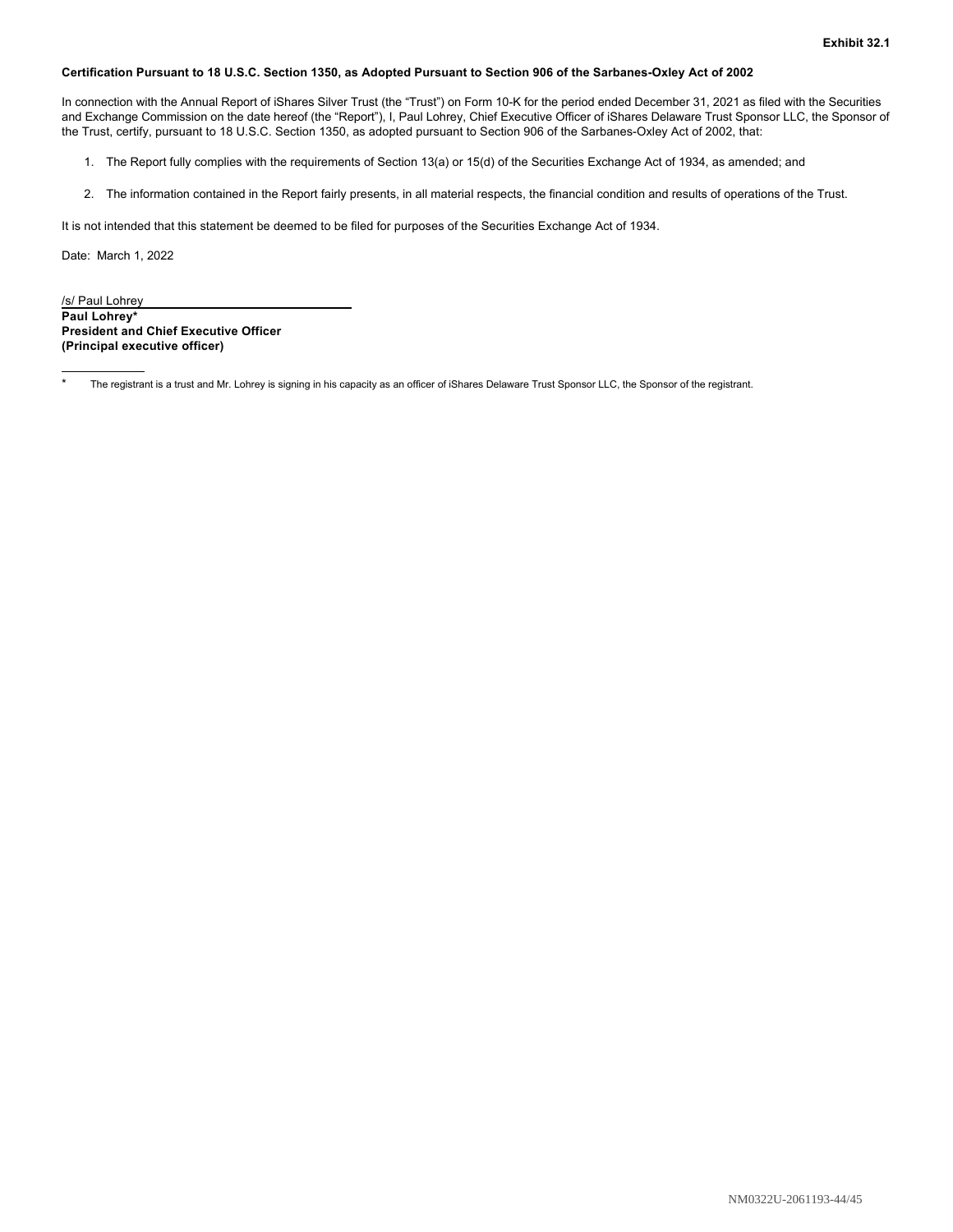**Exhibit 32.1**

**Certification Pursuant to 18 U.S.C. Section 1350, as Adopted Pursuant to Section 906 of the Sarbanes-Oxley Act of 2002**

In connection with the Annual Report of iShares Silver Trust (the "Trust") on Form 10-K for the period ended December 31, 2021 as filed with the Securities and Exchange Commission on the date hereof (the "Report"), I, Paul Lohrey, Chief Executive Officer of iShares Delaware Trust Sponsor LLC, the Sponsor of the Trust, certify, pursuant to 18 U.S.C. Section 1350, as adopted pursuant to Section 906 of the Sarbanes-Oxley Act of 2002, that:

1. The Report fully complies with the requirements of Section 13(a) or 15(d) of the Securities Exchange Act of 1934, as amended; and
2. The information contained in the Report fairly presents, in all material respects, the financial condition and results of operations of the Trust.

It is not intended that this statement be deemed to be filed for purposes of the Securities Exchange Act of 1934.

Date: March 1, 2022

/s/ Paul Lohrey

**Paul Lohrey***
**President and Chief Executive Officer**
**(Principal executive officer)**

\* The registrant is a trust and Mr. Lohrey is signing in his capacity as an officer of iShares Delaware Trust Sponsor LLC, the Sponsor of the registrant.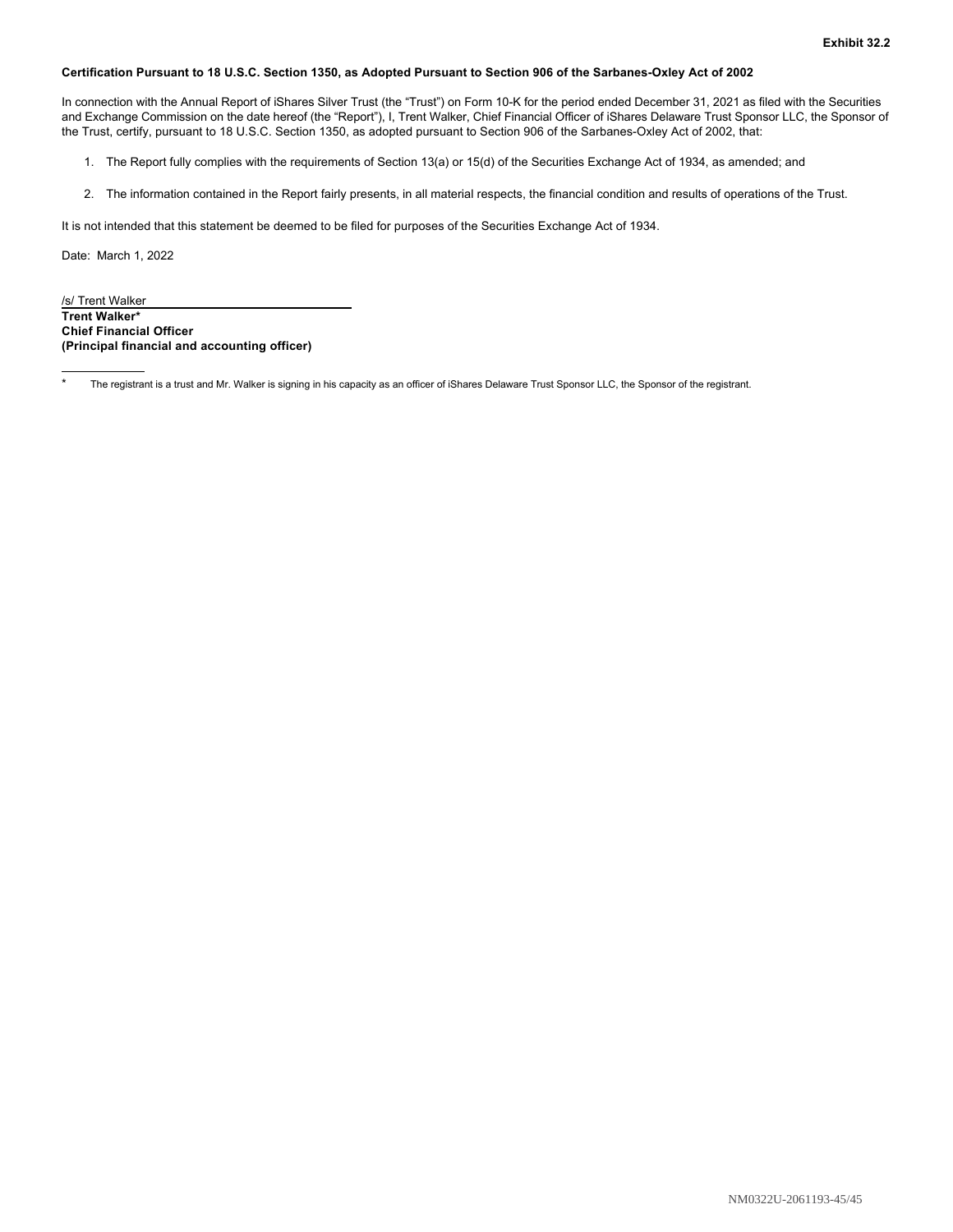**Exhibit 32.2**

**Certification Pursuant to 18 U.S.C. Section 1350, as Adopted Pursuant to Section 906 of the Sarbanes-Oxley Act of 2002**

In connection with the Annual Report of iShares Silver Trust (the "Trust") on Form 10-K for the period ended December 31, 2021 as filed with the Securities and Exchange Commission on the date hereof (the "Report"), I, Trent Walker, Chief Financial Officer of iShares Delaware Trust Sponsor LLC, the Sponsor of the Trust, certify, pursuant to 18 U.S.C. Section 1350, as adopted pursuant to Section 906 of the Sarbanes-Oxley Act of 2002, that:

1. The Report fully complies with the requirements of Section 13(a) or 15(d) of the Securities Exchange Act of 1934, as amended; and

2. The information contained in the Report fairly presents, in all material respects, the financial condition and results of operations of the Trust.

It is not intended that this statement be deemed to be filed for purposes of the Securities Exchange Act of 1934.

Date: March 1, 2022

/s/ Trent Walker
**Trent Walker***
**Chief Financial Officer**
**(Principal financial and accounting officer)**

* The registrant is a trust and Mr. Walker is signing in his capacity as an officer of iShares Delaware Trust Sponsor LLC, the Sponsor of the registrant.